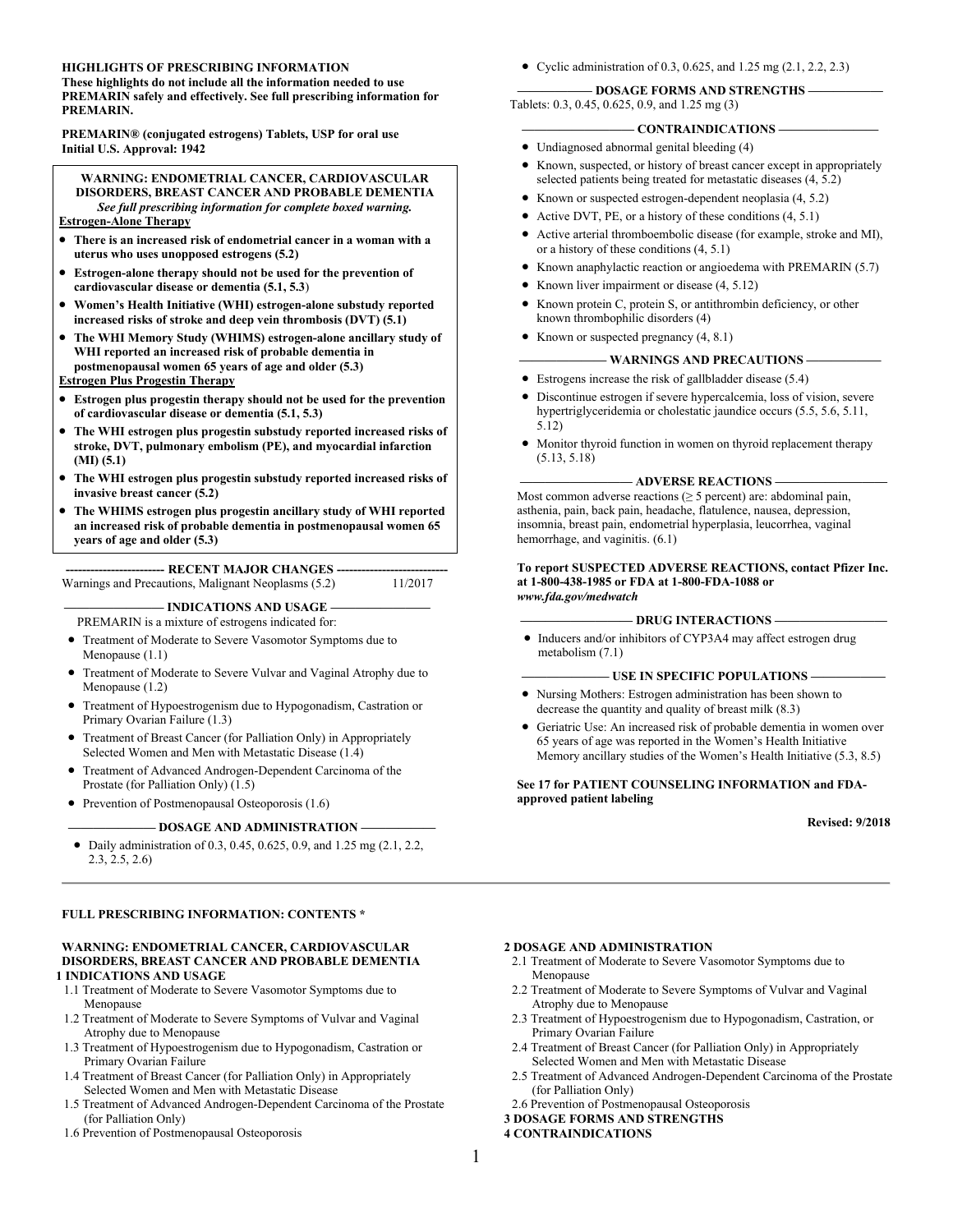**HIGHLIGHTS OF PRESCRIBING INFORMATION**
**These highlights do not include all the information needed to use PREMARIN safely and effectively. See full prescribing information for PREMARIN.**

**PREMARIN® (conjugated estrogens) Tablets, USP for oral use**
**Initial U.S. Approval: 1942**

> **WARNING: ENDOMETRIAL CANCER, CARDIOVASCULAR DISORDERS, BREAST CANCER AND PROBABLE DEMENTIA**
> ***See full prescribing information for complete boxed warning.***
>
> **Estrogen-Alone Therapy**
>
> - **There is an increased risk of endometrial cancer in a woman with a uterus who uses unopposed estrogens (5.2)**
> - **Estrogen-alone therapy should not be used for the prevention of cardiovascular disease or dementia (5.1, 5.3)**
> - **Women's Health Initiative (WHI) estrogen-alone substudy reported increased risks of stroke and deep vein thrombosis (DVT) (5.1)**
> - **The WHI Memory Study (WHIMS) estrogen-alone ancillary study of WHI reported an increased risk of probable dementia in postmenopausal women 65 years of age and older (5.3)**
>
> **Estrogen Plus Progestin Therapy**
>
> - **Estrogen plus progestin therapy should not be used for the prevention of cardiovascular disease or dementia (5.1, 5.3)**
> - **The WHI estrogen plus progestin substudy reported increased risks of stroke, DVT, pulmonary embolism (PE), and myocardial infarction (MI) (5.1)**
> - **The WHI estrogen plus progestin substudy reported increased risks of invasive breast cancer (5.2)**
> - **The WHIMS estrogen plus progestin ancillary study of WHI reported an increased risk of probable dementia in postmenopausal women 65 years of age and older (5.3)**

**RECENT MAJOR CHANGES**

Warnings and Precautions, Malignant Neoplasms (5.2) 11/2017

**INDICATIONS AND USAGE**

PREMARIN is a mixture of estrogens indicated for:

- Treatment of Moderate to Severe Vasomotor Symptoms due to Menopause (1.1)
- Treatment of Moderate to Severe Vulvar and Vaginal Atrophy due to Menopause (1.2)
- Treatment of Hypoestrogenism due to Hypogonadism, Castration or Primary Ovarian Failure (1.3)
- Treatment of Breast Cancer (for Palliation Only) in Appropriately Selected Women and Men with Metastatic Disease (1.4)
- Treatment of Advanced Androgen-Dependent Carcinoma of the Prostate (for Palliation Only) (1.5)
- Prevention of Postmenopausal Osteoporosis (1.6)

**DOSAGE AND ADMINISTRATION**

- Daily administration of 0.3, 0.45, 0.625, 0.9, and 1.25 mg (2.1, 2.2, 2.3, 2.5, 2.6)
- Cyclic administration of 0.3, 0.625, and 1.25 mg (2.1, 2.2, 2.3)

**DOSAGE FORMS AND STRENGTHS**

Tablets: 0.3, 0.45, 0.625, 0.9, and 1.25 mg (3)

**CONTRAINDICATIONS**

- Undiagnosed abnormal genital bleeding (4)
- Known, suspected, or history of breast cancer except in appropriately selected patients being treated for metastatic diseases (4, 5.2)
- Known or suspected estrogen-dependent neoplasia (4, 5.2)
- Active DVT, PE, or a history of these conditions (4, 5.1)
- Active arterial thromboembolic disease (for example, stroke and MI), or a history of these conditions (4, 5.1)
- Known anaphylactic reaction or angioedema with PREMARIN (5.7)
- Known liver impairment or disease (4, 5.12)
- Known protein C, protein S, or antithrombin deficiency, or other known thrombophilic disorders (4)
- Known or suspected pregnancy (4, 8.1)

**WARNINGS AND PRECAUTIONS**

- Estrogens increase the risk of gallbladder disease (5.4)
- Discontinue estrogen if severe hypercalcemia, loss of vision, severe hypertriglyceridemia or cholestatic jaundice occurs (5.5, 5.6, 5.11, 5.12)
- Monitor thyroid function in women on thyroid replacement therapy (5.13, 5.18)

**ADVERSE REACTIONS**

Most common adverse reactions (≥ 5 percent) are: abdominal pain, asthenia, pain, back pain, headache, flatulence, nausea, depression, insomnia, breast pain, endometrial hyperplasia, leucorrhea, vaginal hemorrhage, and vaginitis. (6.1)

**To report SUSPECTED ADVERSE REACTIONS, contact Pfizer Inc. at 1-800-438-1985 or FDA at 1-800-FDA-1088 or *www.fda.gov/medwatch***

**DRUG INTERACTIONS**

- Inducers and/or inhibitors of CYP3A4 may affect estrogen drug metabolism (7.1)

**USE IN SPECIFIC POPULATIONS**

- Nursing Mothers: Estrogen administration has been shown to decrease the quantity and quality of breast milk (8.3)
- Geriatric Use: An increased risk of probable dementia in women over 65 years of age was reported in the Women's Health Initiative Memory ancillary studies of the Women's Health Initiative (5.3, 8.5)

**See 17 for PATIENT COUNSELING INFORMATION and FDA-approved patient labeling**

**Revised: 9/2018**

---

**FULL PRESCRIBING INFORMATION: CONTENTS \***

**WARNING: ENDOMETRIAL CANCER, CARDIOVASCULAR DISORDERS, BREAST CANCER AND PROBABLE DEMENTIA**

**1 INDICATIONS AND USAGE**

- 1.1 Treatment of Moderate to Severe Vasomotor Symptoms due to Menopause
- 1.2 Treatment of Moderate to Severe Symptoms of Vulvar and Vaginal Atrophy due to Menopause
- 1.3 Treatment of Hypoestrogenism due to Hypogonadism, Castration or Primary Ovarian Failure
- 1.4 Treatment of Breast Cancer (for Palliation Only) in Appropriately Selected Women and Men with Metastatic Disease
- 1.5 Treatment of Advanced Androgen-Dependent Carcinoma of the Prostate (for Palliation Only)
- 1.6 Prevention of Postmenopausal Osteoporosis

**2 DOSAGE AND ADMINISTRATION**

- 2.1 Treatment of Moderate to Severe Vasomotor Symptoms due to Menopause
- 2.2 Treatment of Moderate to Severe Symptoms of Vulvar and Vaginal Atrophy due to Menopause
- 2.3 Treatment of Hypoestrogenism due to Hypogonadism, Castration, or Primary Ovarian Failure
- 2.4 Treatment of Breast Cancer (for Palliation Only) in Appropriately Selected Women and Men with Metastatic Disease
- 2.5 Treatment of Advanced Androgen-Dependent Carcinoma of the Prostate (for Palliation Only)
- 2.6 Prevention of Postmenopausal Osteoporosis

**3 DOSAGE FORMS AND STRENGTHS**

**4 CONTRAINDICATIONS**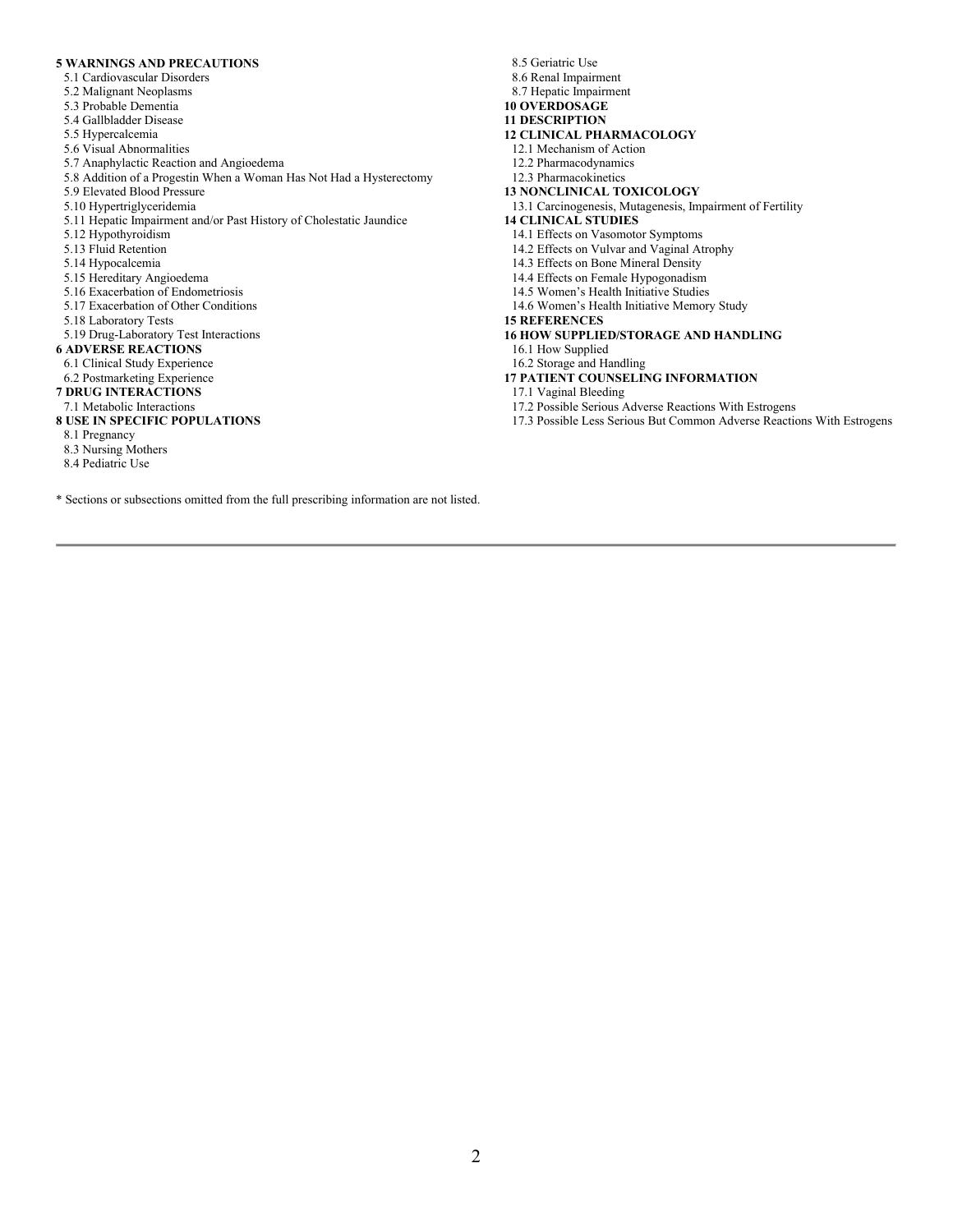**5 WARNINGS AND PRECAUTIONS**
- 5.1 Cardiovascular Disorders
- 5.2 Malignant Neoplasms
- 5.3 Probable Dementia
- 5.4 Gallbladder Disease
- 5.5 Hypercalcemia
- 5.6 Visual Abnormalities
- 5.7 Anaphylactic Reaction and Angioedema
- 5.8 Addition of a Progestin When a Woman Has Not Had a Hysterectomy
- 5.9 Elevated Blood Pressure
- 5.10 Hypertriglyceridemia
- 5.11 Hepatic Impairment and/or Past History of Cholestatic Jaundice
- 5.12 Hypothyroidism
- 5.13 Fluid Retention
- 5.14 Hypocalcemia
- 5.15 Hereditary Angioedema
- 5.16 Exacerbation of Endometriosis
- 5.17 Exacerbation of Other Conditions
- 5.18 Laboratory Tests
- 5.19 Drug-Laboratory Test Interactions

**6 ADVERSE REACTIONS**
- 6.1 Clinical Study Experience
- 6.2 Postmarketing Experience

**7 DRUG INTERACTIONS**
- 7.1 Metabolic Interactions

**8 USE IN SPECIFIC POPULATIONS**
- 8.1 Pregnancy
- 8.3 Nursing Mothers
- 8.4 Pediatric Use
- 8.5 Geriatric Use
- 8.6 Renal Impairment
- 8.7 Hepatic Impairment

**10 OVERDOSAGE**

**11 DESCRIPTION**

**12 CLINICAL PHARMACOLOGY**
- 12.1 Mechanism of Action
- 12.2 Pharmacodynamics
- 12.3 Pharmacokinetics

**13 NONCLINICAL TOXICOLOGY**
- 13.1 Carcinogenesis, Mutagenesis, Impairment of Fertility

**14 CLINICAL STUDIES**
- 14.1 Effects on Vasomotor Symptoms
- 14.2 Effects on Vulvar and Vaginal Atrophy
- 14.3 Effects on Bone Mineral Density
- 14.4 Effects on Female Hypogonadism
- 14.5 Women's Health Initiative Studies
- 14.6 Women's Health Initiative Memory Study

**15 REFERENCES**

**16 HOW SUPPLIED/STORAGE AND HANDLING**
- 16.1 How Supplied
- 16.2 Storage and Handling

**17 PATIENT COUNSELING INFORMATION**
- 17.1 Vaginal Bleeding
- 17.2 Possible Serious Adverse Reactions With Estrogens
- 17.3 Possible Less Serious But Common Adverse Reactions With Estrogens

\* Sections or subsections omitted from the full prescribing information are not listed.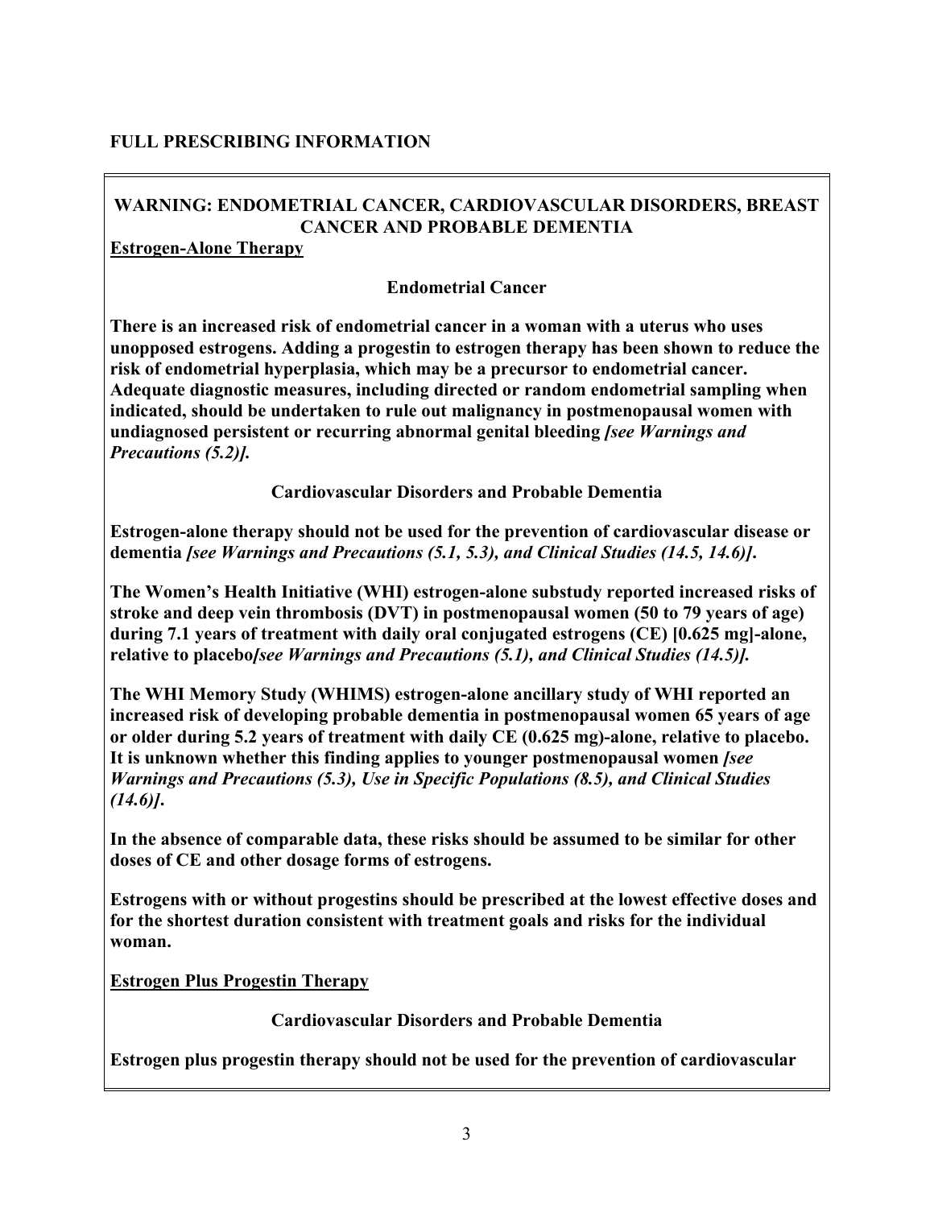# FULL PRESCRIBING INFORMATION

## WARNING: ENDOMETRIAL CANCER, CARDIOVASCULAR DISORDERS, BREAST CANCER AND PROBABLE DEMENTIA

**Estrogen-Alone Therapy**

### Endometrial Cancer

**There is an increased risk of endometrial cancer in a woman with a uterus who uses unopposed estrogens. Adding a progestin to estrogen therapy has been shown to reduce the risk of endometrial hyperplasia, which may be a precursor to endometrial cancer. Adequate diagnostic measures, including directed or random endometrial sampling when indicated, should be undertaken to rule out malignancy in postmenopausal women with undiagnosed persistent or recurring abnormal genital bleeding *[see Warnings and Precautions (5.2)].***

### Cardiovascular Disorders and Probable Dementia

**Estrogen-alone therapy should not be used for the prevention of cardiovascular disease or dementia *[see Warnings and Precautions (5.1, 5.3), and Clinical Studies (14.5, 14.6)]*.**

**The Women's Health Initiative (WHI) estrogen-alone substudy reported increased risks of stroke and deep vein thrombosis (DVT) in postmenopausal women (50 to 79 years of age) during 7.1 years of treatment with daily oral conjugated estrogens (CE) [0.625 mg]-alone, relative to placebo*[see Warnings and Precautions (5.1), and Clinical Studies (14.5)].***

**The WHI Memory Study (WHIMS) estrogen-alone ancillary study of WHI reported an increased risk of developing probable dementia in postmenopausal women 65 years of age or older during 5.2 years of treatment with daily CE (0.625 mg)-alone, relative to placebo. It is unknown whether this finding applies to younger postmenopausal women *[see Warnings and Precautions (5.3), Use in Specific Populations (8.5), and Clinical Studies (14.6)]*.**

**In the absence of comparable data, these risks should be assumed to be similar for other doses of CE and other dosage forms of estrogens.**

**Estrogens with or without progestins should be prescribed at the lowest effective doses and for the shortest duration consistent with treatment goals and risks for the individual woman.**

**Estrogen Plus Progestin Therapy**

### Cardiovascular Disorders and Probable Dementia

**Estrogen plus progestin therapy should not be used for the prevention of cardiovascular**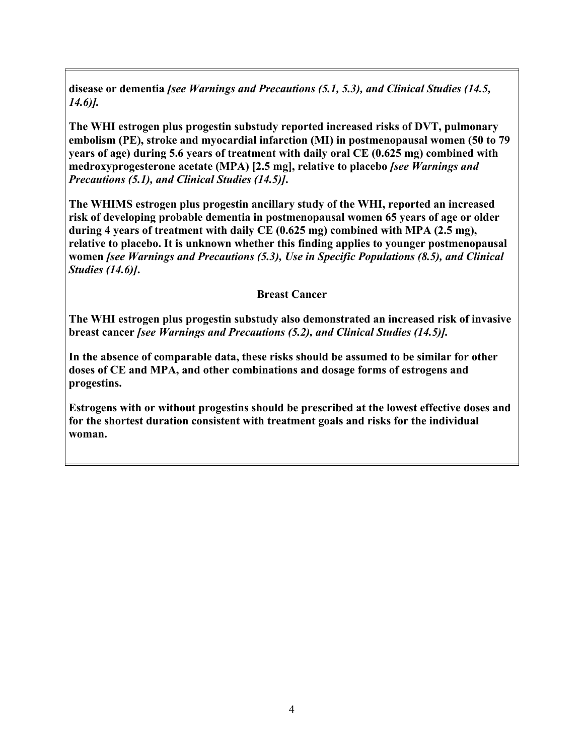**disease or dementia *[see Warnings and Precautions (5.1, 5.3), and Clinical Studies (14.5, 14.6)].***

**The WHI estrogen plus progestin substudy reported increased risks of DVT, pulmonary embolism (PE), stroke and myocardial infarction (MI) in postmenopausal women (50 to 79 years of age) during 5.6 years of treatment with daily oral CE (0.625 mg) combined with medroxyprogesterone acetate (MPA) [2.5 mg], relative to placebo *[see Warnings and Precautions (5.1), and Clinical Studies (14.5)]*.**

**The WHIMS estrogen plus progestin ancillary study of the WHI, reported an increased risk of developing probable dementia in postmenopausal women 65 years of age or older during 4 years of treatment with daily CE (0.625 mg) combined with MPA (2.5 mg), relative to placebo. It is unknown whether this finding applies to younger postmenopausal women *[see Warnings and Precautions (5.3), Use in Specific Populations (8.5), and Clinical Studies (14.6)]*.**

**Breast Cancer**

**The WHI estrogen plus progestin substudy also demonstrated an increased risk of invasive breast cancer *[see Warnings and Precautions (5.2), and Clinical Studies (14.5)].***

**In the absence of comparable data, these risks should be assumed to be similar for other doses of CE and MPA, and other combinations and dosage forms of estrogens and progestins.**

**Estrogens with or without progestins should be prescribed at the lowest effective doses and for the shortest duration consistent with treatment goals and risks for the individual woman.**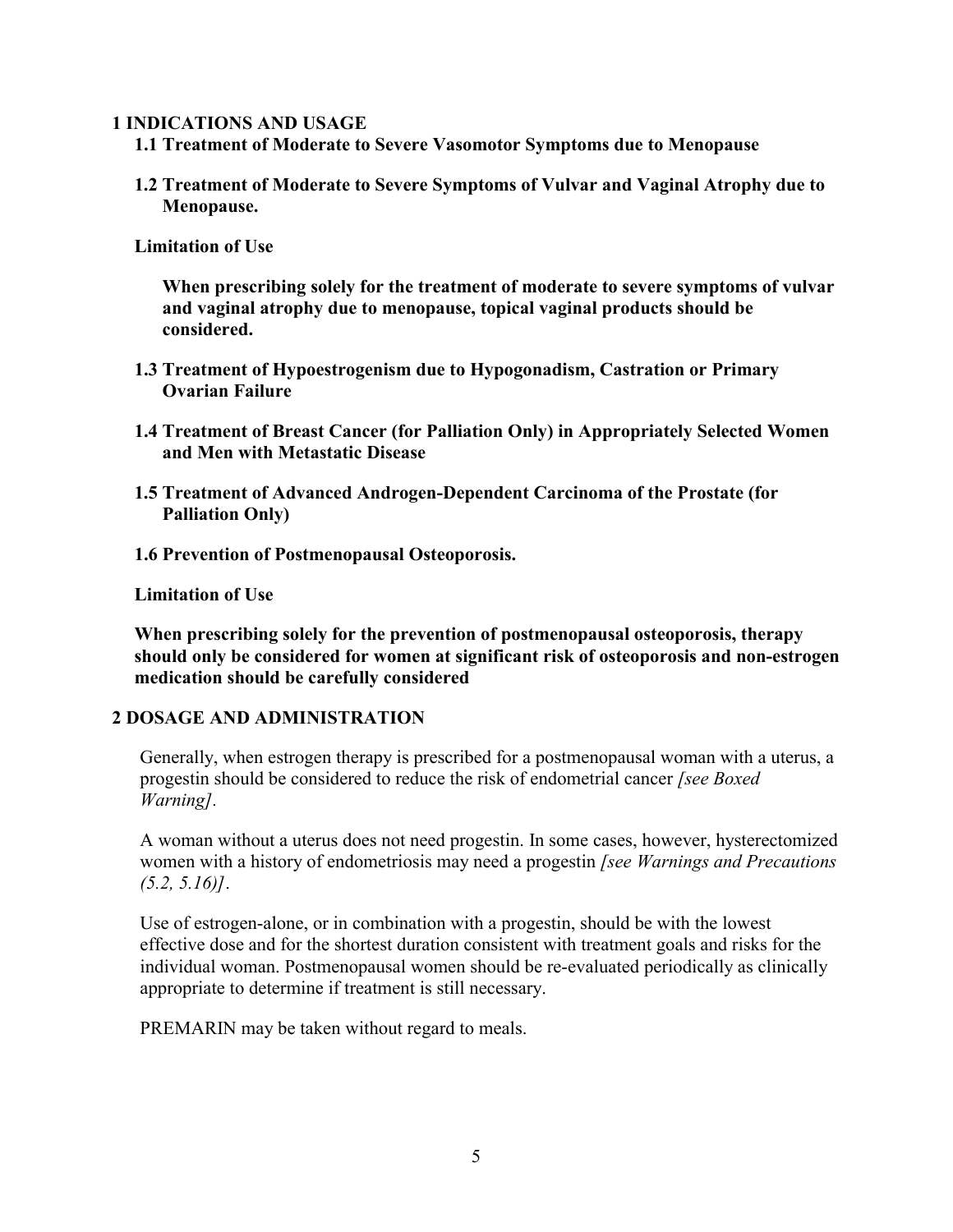# 1 INDICATIONS AND USAGE

## 1.1 Treatment of Moderate to Severe Vasomotor Symptoms due to Menopause

## 1.2 Treatment of Moderate to Severe Symptoms of Vulvar and Vaginal Atrophy due to Menopause.

**Limitation of Use**

**When prescribing solely for the treatment of moderate to severe symptoms of vulvar and vaginal atrophy due to menopause, topical vaginal products should be considered.**

## 1.3 Treatment of Hypoestrogenism due to Hypogonadism, Castration or Primary Ovarian Failure

## 1.4 Treatment of Breast Cancer (for Palliation Only) in Appropriately Selected Women and Men with Metastatic Disease

## 1.5 Treatment of Advanced Androgen-Dependent Carcinoma of the Prostate (for Palliation Only)

## 1.6 Prevention of Postmenopausal Osteoporosis.

**Limitation of Use**

**When prescribing solely for the prevention of postmenopausal osteoporosis, therapy should only be considered for women at significant risk of osteoporosis and non-estrogen medication should be carefully considered**

# 2 DOSAGE AND ADMINISTRATION

Generally, when estrogen therapy is prescribed for a postmenopausal woman with a uterus, a progestin should be considered to reduce the risk of endometrial cancer *[see Boxed Warning]*.

A woman without a uterus does not need progestin. In some cases, however, hysterectomized women with a history of endometriosis may need a progestin *[see Warnings and Precautions (5.2, 5.16)]*.

Use of estrogen-alone, or in combination with a progestin, should be with the lowest effective dose and for the shortest duration consistent with treatment goals and risks for the individual woman. Postmenopausal women should be re-evaluated periodically as clinically appropriate to determine if treatment is still necessary.

PREMARIN may be taken without regard to meals.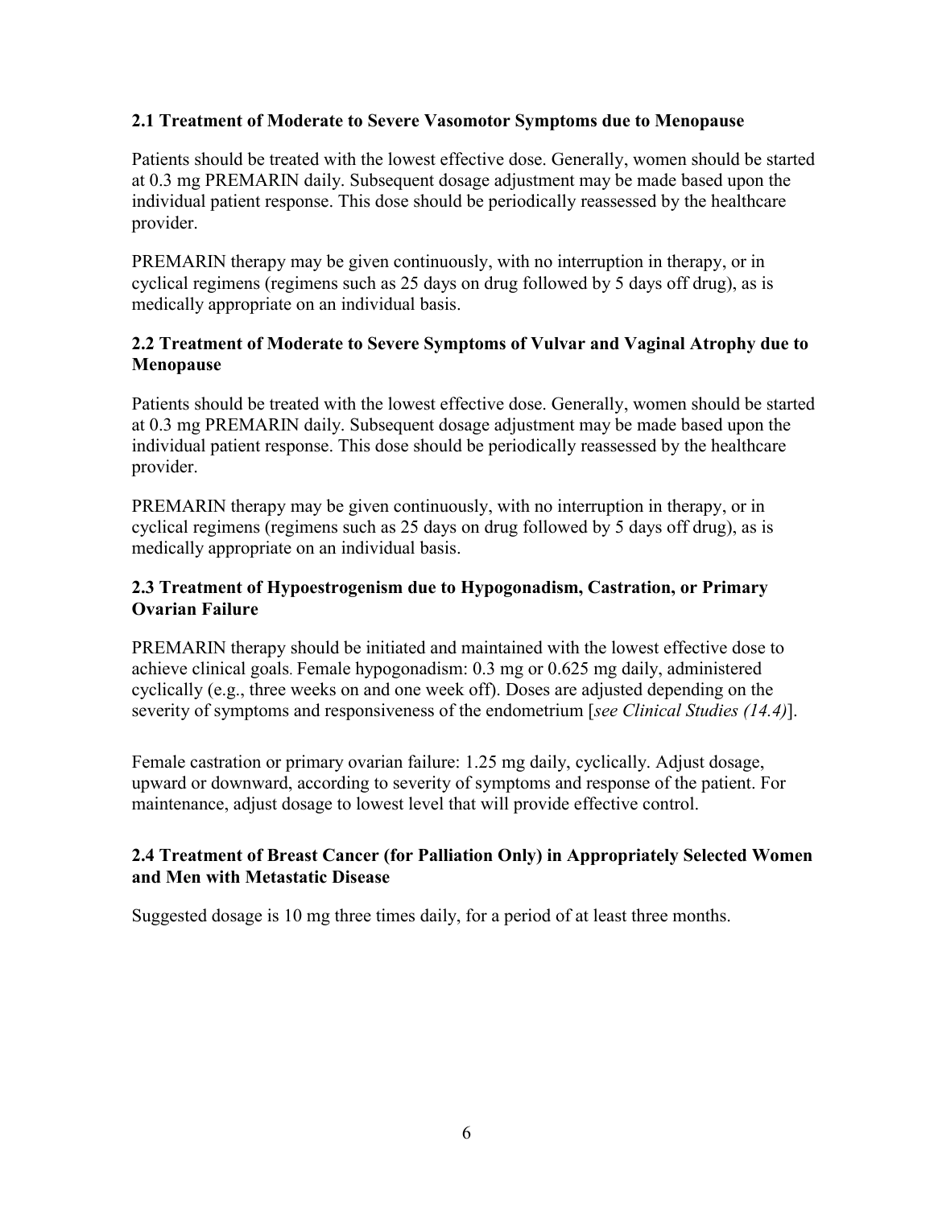### 2.1 Treatment of Moderate to Severe Vasomotor Symptoms due to Menopause

Patients should be treated with the lowest effective dose. Generally, women should be started at 0.3 mg PREMARIN daily. Subsequent dosage adjustment may be made based upon the individual patient response. This dose should be periodically reassessed by the healthcare provider.

PREMARIN therapy may be given continuously, with no interruption in therapy, or in cyclical regimens (regimens such as 25 days on drug followed by 5 days off drug), as is medically appropriate on an individual basis.

### 2.2 Treatment of Moderate to Severe Symptoms of Vulvar and Vaginal Atrophy due to Menopause

Patients should be treated with the lowest effective dose. Generally, women should be started at 0.3 mg PREMARIN daily. Subsequent dosage adjustment may be made based upon the individual patient response. This dose should be periodically reassessed by the healthcare provider.

PREMARIN therapy may be given continuously, with no interruption in therapy, or in cyclical regimens (regimens such as 25 days on drug followed by 5 days off drug), as is medically appropriate on an individual basis.

### 2.3 Treatment of Hypoestrogenism due to Hypogonadism, Castration, or Primary Ovarian Failure

PREMARIN therapy should be initiated and maintained with the lowest effective dose to achieve clinical goals. Female hypogonadism: 0.3 mg or 0.625 mg daily, administered cyclically (e.g., three weeks on and one week off). Doses are adjusted depending on the severity of symptoms and responsiveness of the endometrium [*see Clinical Studies (14.4)*].

Female castration or primary ovarian failure: 1.25 mg daily, cyclically. Adjust dosage, upward or downward, according to severity of symptoms and response of the patient. For maintenance, adjust dosage to lowest level that will provide effective control.

### 2.4 Treatment of Breast Cancer (for Palliation Only) in Appropriately Selected Women and Men with Metastatic Disease

Suggested dosage is 10 mg three times daily, for a period of at least three months.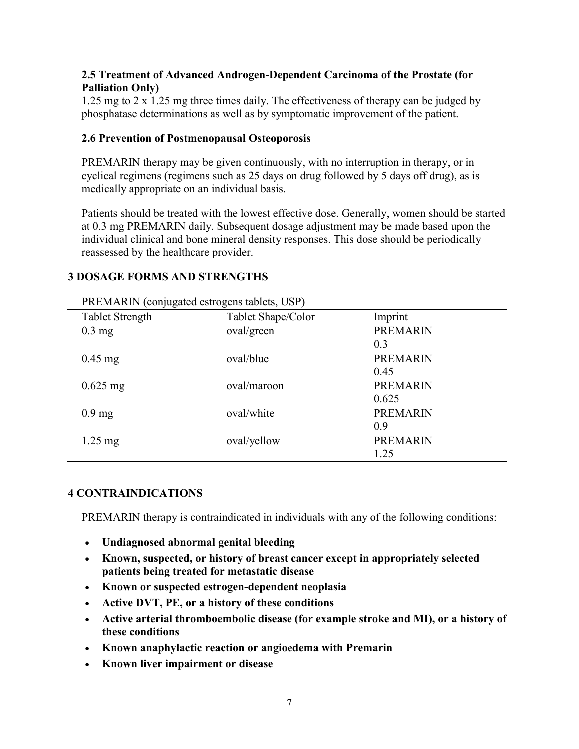### 2.5 Treatment of Advanced Androgen-Dependent Carcinoma of the Prostate (for Palliation Only)

1.25 mg to 2 x 1.25 mg three times daily. The effectiveness of therapy can be judged by phosphatase determinations as well as by symptomatic improvement of the patient.

### 2.6 Prevention of Postmenopausal Osteoporosis

PREMARIN therapy may be given continuously, with no interruption in therapy, or in cyclical regimens (regimens such as 25 days on drug followed by 5 days off drug), as is medically appropriate on an individual basis.

Patients should be treated with the lowest effective dose. Generally, women should be started at 0.3 mg PREMARIN daily. Subsequent dosage adjustment may be made based upon the individual clinical and bone mineral density responses. This dose should be periodically reassessed by the healthcare provider.

## 3 DOSAGE FORMS AND STRENGTHS

PREMARIN (conjugated estrogens tablets, USP)

| Tablet Strength | Tablet Shape/Color | Imprint |
|---|---|---|
| 0.3 mg | oval/green | PREMARIN 0.3 |
| 0.45 mg | oval/blue | PREMARIN 0.45 |
| 0.625 mg | oval/maroon | PREMARIN 0.625 |
| 0.9 mg | oval/white | PREMARIN 0.9 |
| 1.25 mg | oval/yellow | PREMARIN 1.25 |

## 4 CONTRAINDICATIONS

PREMARIN therapy is contraindicated in individuals with any of the following conditions:

- **Undiagnosed abnormal genital bleeding**
- **Known, suspected, or history of breast cancer except in appropriately selected patients being treated for metastatic disease**
- **Known or suspected estrogen-dependent neoplasia**
- **Active DVT, PE, or a history of these conditions**
- **Active arterial thromboembolic disease (for example stroke and MI), or a history of these conditions**
- **Known anaphylactic reaction or angioedema with Premarin**
- **Known liver impairment or disease**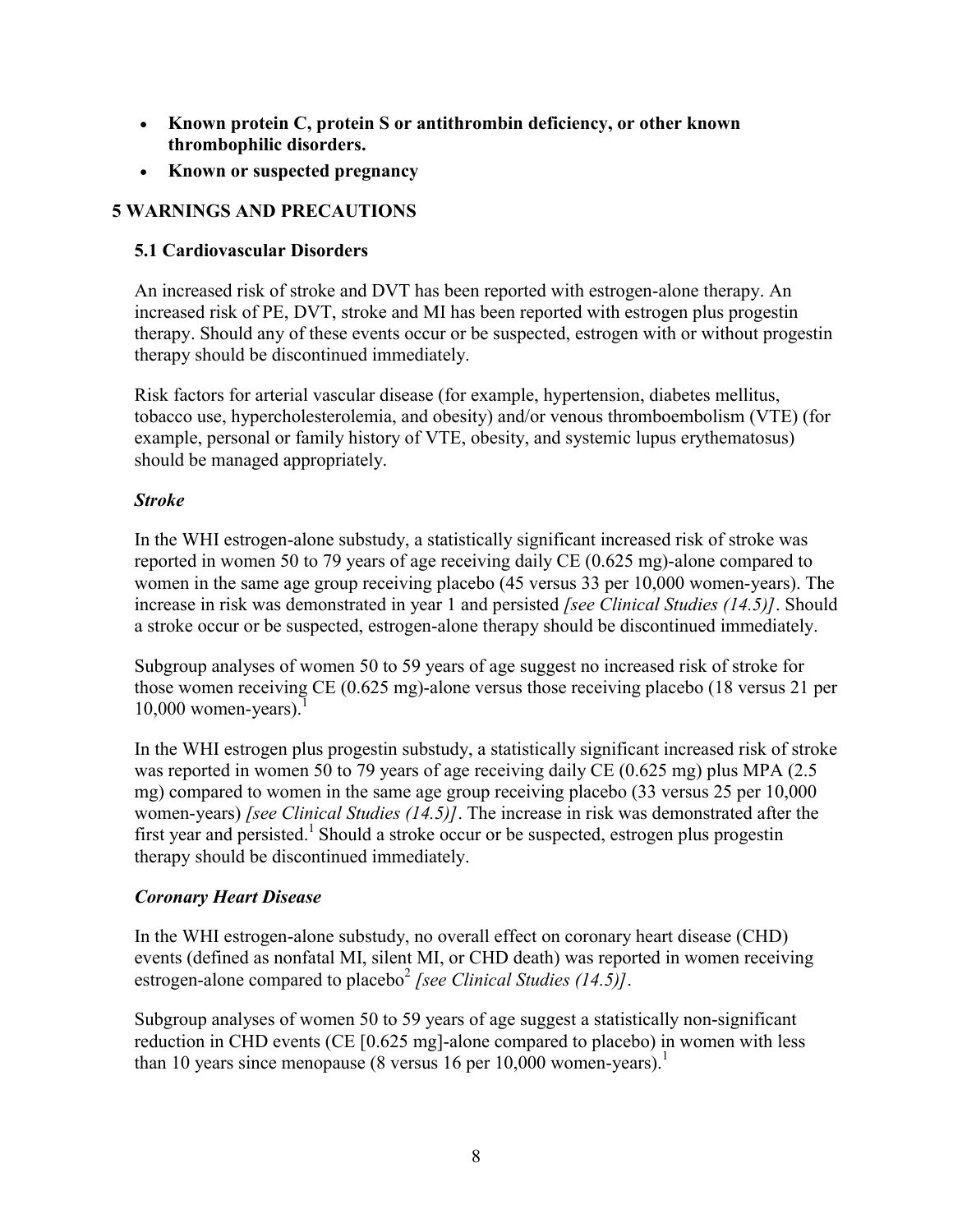- **Known protein C, protein S or antithrombin deficiency, or other known thrombophilic disorders.**
- **Known or suspected pregnancy**

## 5 WARNINGS AND PRECAUTIONS

### 5.1 Cardiovascular Disorders

An increased risk of stroke and DVT has been reported with estrogen-alone therapy. An increased risk of PE, DVT, stroke and MI has been reported with estrogen plus progestin therapy. Should any of these events occur or be suspected, estrogen with or without progestin therapy should be discontinued immediately.

Risk factors for arterial vascular disease (for example, hypertension, diabetes mellitus, tobacco use, hypercholesterolemia, and obesity) and/or venous thromboembolism (VTE) (for example, personal or family history of VTE, obesity, and systemic lupus erythematosus) should be managed appropriately.

***Stroke***

In the WHI estrogen-alone substudy, a statistically significant increased risk of stroke was reported in women 50 to 79 years of age receiving daily CE (0.625 mg)-alone compared to women in the same age group receiving placebo (45 versus 33 per 10,000 women-years). The increase in risk was demonstrated in year 1 and persisted *[see Clinical Studies (14.5)]*. Should a stroke occur or be suspected, estrogen-alone therapy should be discontinued immediately.

Subgroup analyses of women 50 to 59 years of age suggest no increased risk of stroke for those women receiving CE (0.625 mg)-alone versus those receiving placebo (18 versus 21 per 10,000 women-years).[1]

In the WHI estrogen plus progestin substudy, a statistically significant increased risk of stroke was reported in women 50 to 79 years of age receiving daily CE (0.625 mg) plus MPA (2.5 mg) compared to women in the same age group receiving placebo (33 versus 25 per 10,000 women-years) *[see Clinical Studies (14.5)]*. The increase in risk was demonstrated after the first year and persisted.[1] Should a stroke occur or be suspected, estrogen plus progestin therapy should be discontinued immediately.

***Coronary Heart Disease***

In the WHI estrogen-alone substudy, no overall effect on coronary heart disease (CHD) events (defined as nonfatal MI, silent MI, or CHD death) was reported in women receiving estrogen-alone compared to placebo[2] *[see Clinical Studies (14.5)]*.

Subgroup analyses of women 50 to 59 years of age suggest a statistically non-significant reduction in CHD events (CE [0.625 mg]-alone compared to placebo) in women with less than 10 years since menopause (8 versus 16 per 10,000 women-years).[1]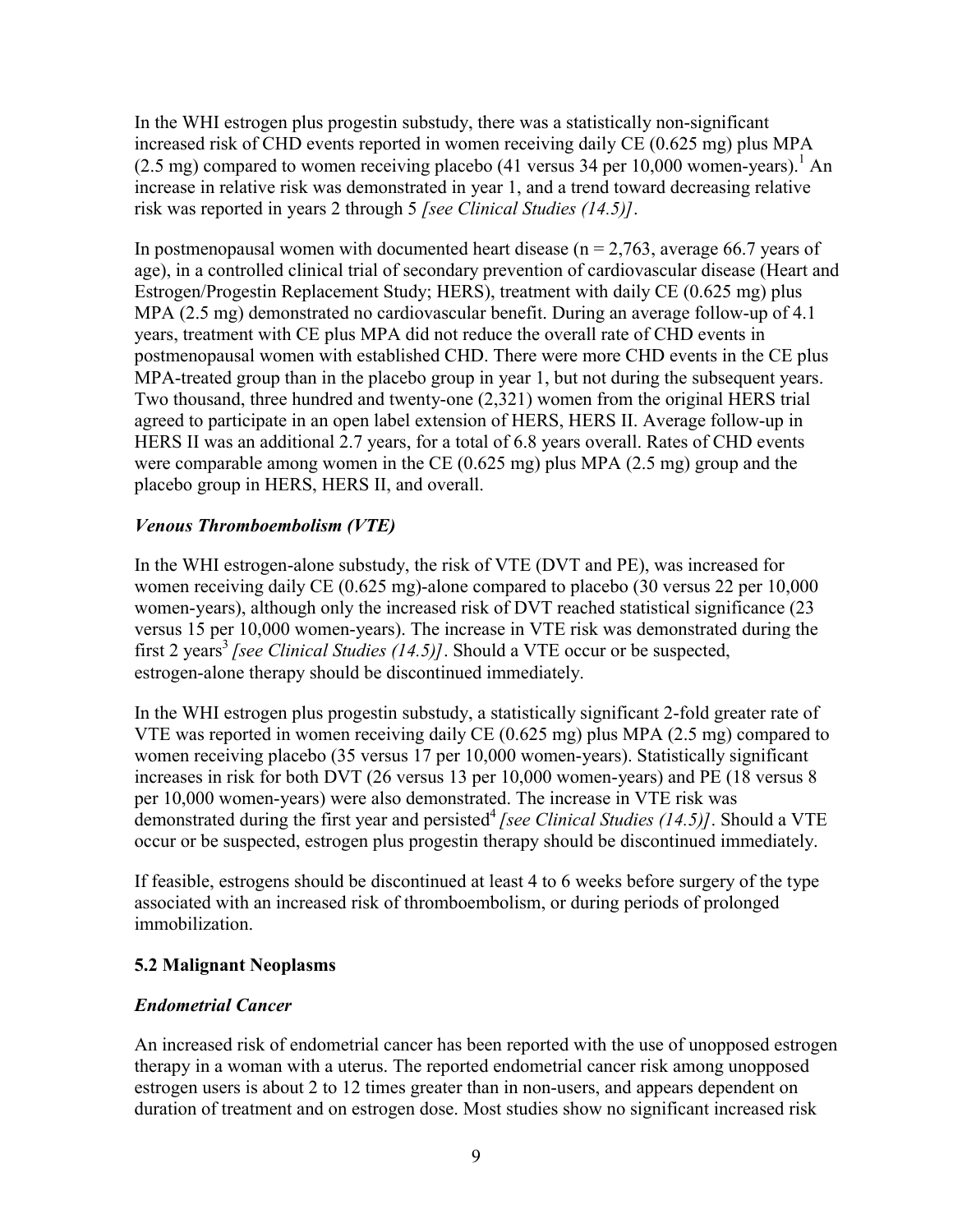In the WHI estrogen plus progestin substudy, there was a statistically non-significant increased risk of CHD events reported in women receiving daily CE (0.625 mg) plus MPA (2.5 mg) compared to women receiving placebo (41 versus 34 per 10,000 women-years).[1] An increase in relative risk was demonstrated in year 1, and a trend toward decreasing relative risk was reported in years 2 through 5 *[see Clinical Studies (14.5)]*.

In postmenopausal women with documented heart disease (n = 2,763, average 66.7 years of age), in a controlled clinical trial of secondary prevention of cardiovascular disease (Heart and Estrogen/Progestin Replacement Study; HERS), treatment with daily CE (0.625 mg) plus MPA (2.5 mg) demonstrated no cardiovascular benefit. During an average follow-up of 4.1 years, treatment with CE plus MPA did not reduce the overall rate of CHD events in postmenopausal women with established CHD. There were more CHD events in the CE plus MPA-treated group than in the placebo group in year 1, but not during the subsequent years. Two thousand, three hundred and twenty-one (2,321) women from the original HERS trial agreed to participate in an open label extension of HERS, HERS II. Average follow-up in HERS II was an additional 2.7 years, for a total of 6.8 years overall. Rates of CHD events were comparable among women in the CE (0.625 mg) plus MPA (2.5 mg) group and the placebo group in HERS, HERS II, and overall.

***Venous Thromboembolism (VTE)***

In the WHI estrogen-alone substudy, the risk of VTE (DVT and PE), was increased for women receiving daily CE (0.625 mg)-alone compared to placebo (30 versus 22 per 10,000 women-years), although only the increased risk of DVT reached statistical significance (23 versus 15 per 10,000 women-years). The increase in VTE risk was demonstrated during the first 2 years[3] *[see Clinical Studies (14.5)]*. Should a VTE occur or be suspected, estrogen-alone therapy should be discontinued immediately.

In the WHI estrogen plus progestin substudy, a statistically significant 2-fold greater rate of VTE was reported in women receiving daily CE (0.625 mg) plus MPA (2.5 mg) compared to women receiving placebo (35 versus 17 per 10,000 women-years). Statistically significant increases in risk for both DVT (26 versus 13 per 10,000 women-years) and PE (18 versus 8 per 10,000 women-years) were also demonstrated. The increase in VTE risk was demonstrated during the first year and persisted[4] *[see Clinical Studies (14.5)]*. Should a VTE occur or be suspected, estrogen plus progestin therapy should be discontinued immediately.

If feasible, estrogens should be discontinued at least 4 to 6 weeks before surgery of the type associated with an increased risk of thromboembolism, or during periods of prolonged immobilization.

**5.2 Malignant Neoplasms**

***Endometrial Cancer***

An increased risk of endometrial cancer has been reported with the use of unopposed estrogen therapy in a woman with a uterus. The reported endometrial cancer risk among unopposed estrogen users is about 2 to 12 times greater than in non-users, and appears dependent on duration of treatment and on estrogen dose. Most studies show no significant increased risk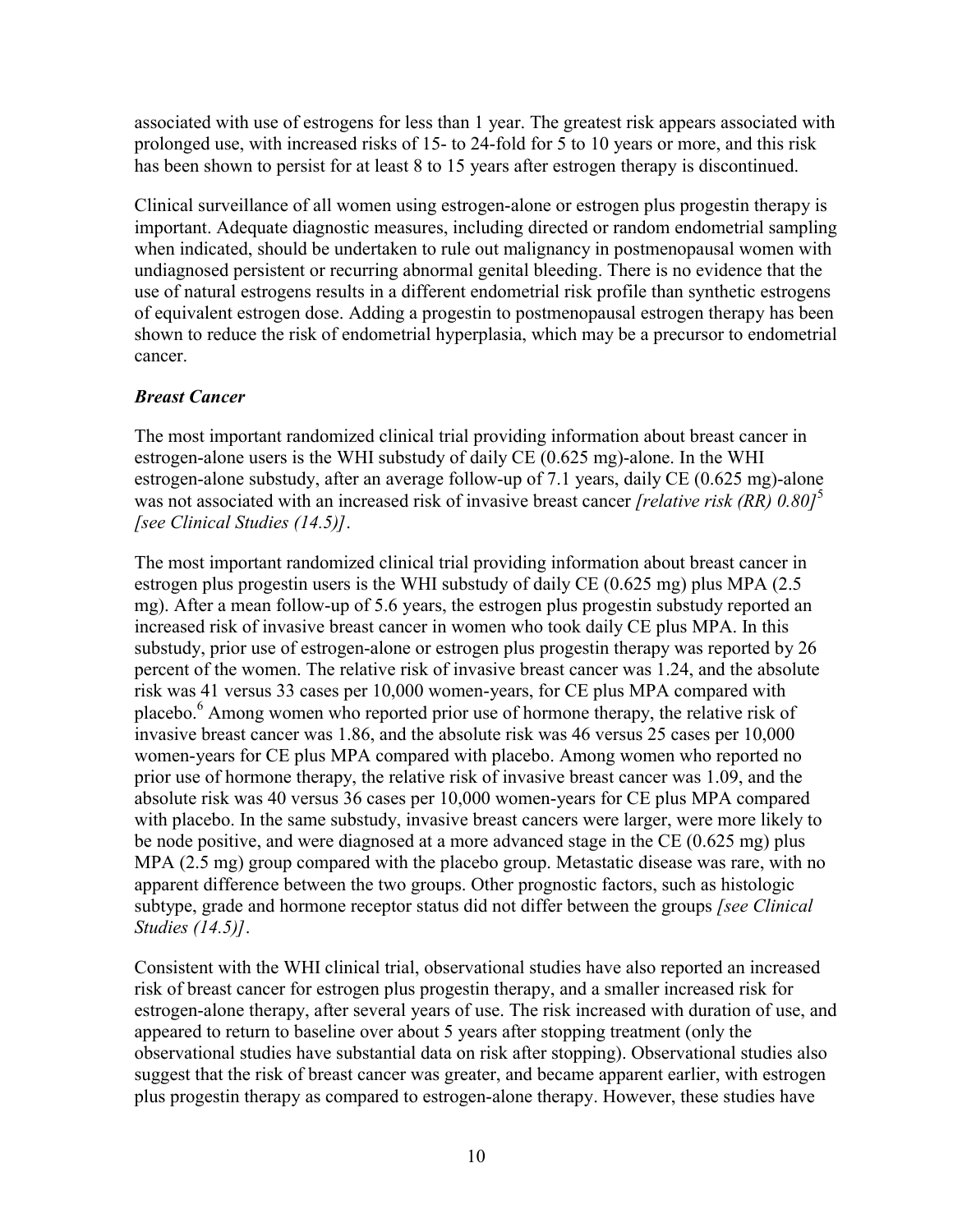associated with use of estrogens for less than 1 year. The greatest risk appears associated with prolonged use, with increased risks of 15- to 24-fold for 5 to 10 years or more, and this risk has been shown to persist for at least 8 to 15 years after estrogen therapy is discontinued.

Clinical surveillance of all women using estrogen-alone or estrogen plus progestin therapy is important. Adequate diagnostic measures, including directed or random endometrial sampling when indicated, should be undertaken to rule out malignancy in postmenopausal women with undiagnosed persistent or recurring abnormal genital bleeding. There is no evidence that the use of natural estrogens results in a different endometrial risk profile than synthetic estrogens of equivalent estrogen dose. Adding a progestin to postmenopausal estrogen therapy has been shown to reduce the risk of endometrial hyperplasia, which may be a precursor to endometrial cancer.

***Breast Cancer***

The most important randomized clinical trial providing information about breast cancer in estrogen-alone users is the WHI substudy of daily CE (0.625 mg)-alone. In the WHI estrogen-alone substudy, after an average follow-up of 7.1 years, daily CE (0.625 mg)-alone was not associated with an increased risk of invasive breast cancer *[relative risk (RR) 0.80]*[5] *[see Clinical Studies (14.5)]*.

The most important randomized clinical trial providing information about breast cancer in estrogen plus progestin users is the WHI substudy of daily CE (0.625 mg) plus MPA (2.5 mg). After a mean follow-up of 5.6 years, the estrogen plus progestin substudy reported an increased risk of invasive breast cancer in women who took daily CE plus MPA. In this substudy, prior use of estrogen-alone or estrogen plus progestin therapy was reported by 26 percent of the women. The relative risk of invasive breast cancer was 1.24, and the absolute risk was 41 versus 33 cases per 10,000 women-years, for CE plus MPA compared with placebo.[6] Among women who reported prior use of hormone therapy, the relative risk of invasive breast cancer was 1.86, and the absolute risk was 46 versus 25 cases per 10,000 women-years for CE plus MPA compared with placebo. Among women who reported no prior use of hormone therapy, the relative risk of invasive breast cancer was 1.09, and the absolute risk was 40 versus 36 cases per 10,000 women-years for CE plus MPA compared with placebo. In the same substudy, invasive breast cancers were larger, were more likely to be node positive, and were diagnosed at a more advanced stage in the CE (0.625 mg) plus MPA (2.5 mg) group compared with the placebo group. Metastatic disease was rare, with no apparent difference between the two groups. Other prognostic factors, such as histologic subtype, grade and hormone receptor status did not differ between the groups *[see Clinical Studies (14.5)]*.

Consistent with the WHI clinical trial, observational studies have also reported an increased risk of breast cancer for estrogen plus progestin therapy, and a smaller increased risk for estrogen-alone therapy, after several years of use. The risk increased with duration of use, and appeared to return to baseline over about 5 years after stopping treatment (only the observational studies have substantial data on risk after stopping). Observational studies also suggest that the risk of breast cancer was greater, and became apparent earlier, with estrogen plus progestin therapy as compared to estrogen-alone therapy. However, these studies have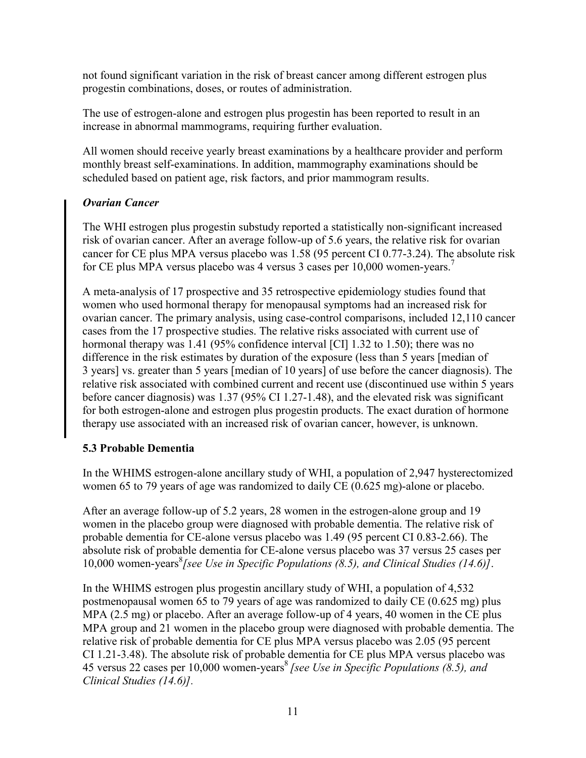not found significant variation in the risk of breast cancer among different estrogen plus progestin combinations, doses, or routes of administration.

The use of estrogen-alone and estrogen plus progestin has been reported to result in an increase in abnormal mammograms, requiring further evaluation.

All women should receive yearly breast examinations by a healthcare provider and perform monthly breast self-examinations. In addition, mammography examinations should be scheduled based on patient age, risk factors, and prior mammogram results.

***Ovarian Cancer***

The WHI estrogen plus progestin substudy reported a statistically non-significant increased risk of ovarian cancer. After an average follow-up of 5.6 years, the relative risk for ovarian cancer for CE plus MPA versus placebo was 1.58 (95 percent CI 0.77-3.24). The absolute risk for CE plus MPA versus placebo was 4 versus 3 cases per 10,000 women-years.[7]

A meta-analysis of 17 prospective and 35 retrospective epidemiology studies found that women who used hormonal therapy for menopausal symptoms had an increased risk for ovarian cancer. The primary analysis, using case-control comparisons, included 12,110 cancer cases from the 17 prospective studies. The relative risks associated with current use of hormonal therapy was 1.41 (95% confidence interval [CI] 1.32 to 1.50); there was no difference in the risk estimates by duration of the exposure (less than 5 years [median of 3 years] vs. greater than 5 years [median of 10 years] of use before the cancer diagnosis). The relative risk associated with combined current and recent use (discontinued use within 5 years before cancer diagnosis) was 1.37 (95% CI 1.27-1.48), and the elevated risk was significant for both estrogen-alone and estrogen plus progestin products. The exact duration of hormone therapy use associated with an increased risk of ovarian cancer, however, is unknown.

### 5.3 Probable Dementia

In the WHIMS estrogen-alone ancillary study of WHI, a population of 2,947 hysterectomized women 65 to 79 years of age was randomized to daily CE (0.625 mg)-alone or placebo.

After an average follow-up of 5.2 years, 28 women in the estrogen-alone group and 19 women in the placebo group were diagnosed with probable dementia. The relative risk of probable dementia for CE-alone versus placebo was 1.49 (95 percent CI 0.83-2.66). The absolute risk of probable dementia for CE-alone versus placebo was 37 versus 25 cases per 10,000 women-years[8] *[see Use in Specific Populations (8.5), and Clinical Studies (14.6)]*.

In the WHIMS estrogen plus progestin ancillary study of WHI, a population of 4,532 postmenopausal women 65 to 79 years of age was randomized to daily CE (0.625 mg) plus MPA (2.5 mg) or placebo. After an average follow-up of 4 years, 40 women in the CE plus MPA group and 21 women in the placebo group were diagnosed with probable dementia. The relative risk of probable dementia for CE plus MPA versus placebo was 2.05 (95 percent CI 1.21-3.48). The absolute risk of probable dementia for CE plus MPA versus placebo was 45 versus 22 cases per 10,000 women-years[8] *[see Use in Specific Populations (8.5), and Clinical Studies (14.6)].*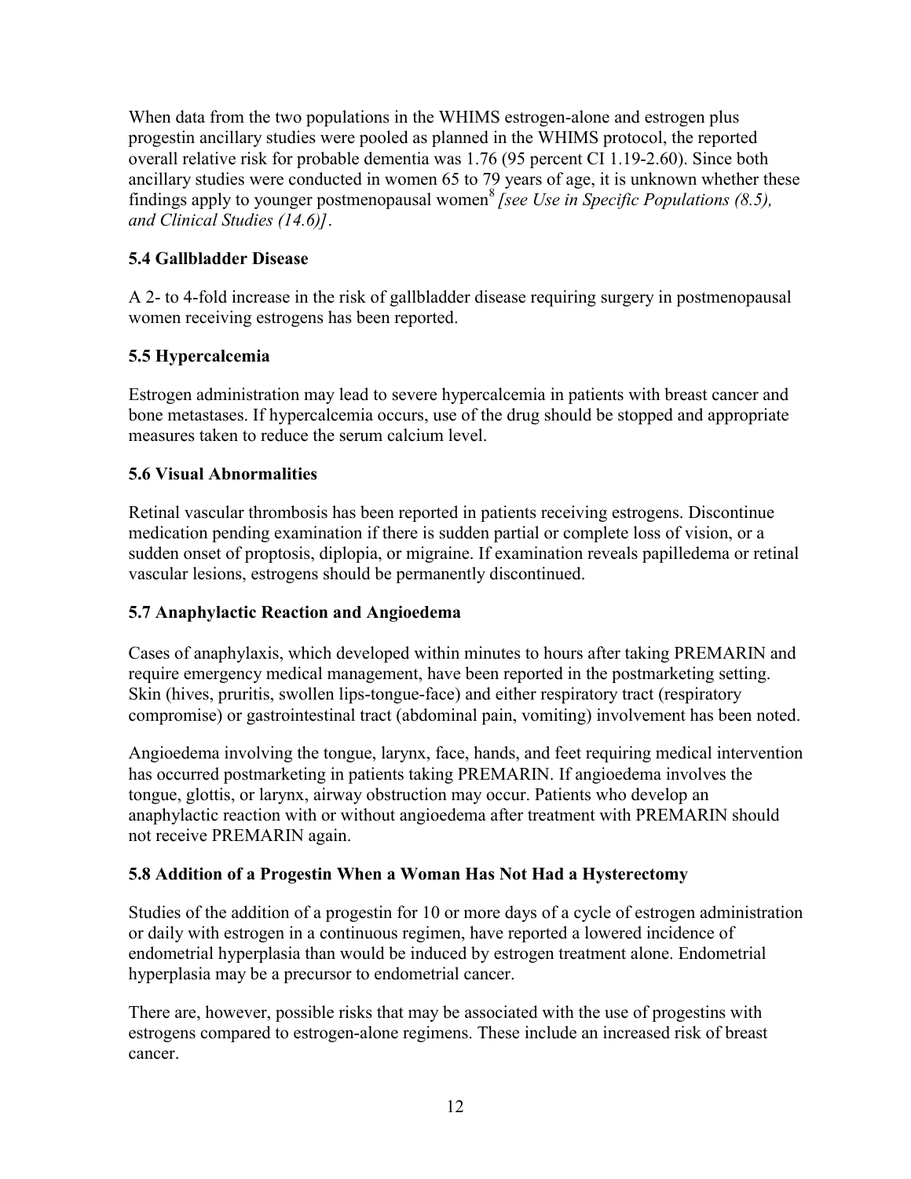When data from the two populations in the WHIMS estrogen-alone and estrogen plus progestin ancillary studies were pooled as planned in the WHIMS protocol, the reported overall relative risk for probable dementia was 1.76 (95 percent CI 1.19-2.60). Since both ancillary studies were conducted in women 65 to 79 years of age, it is unknown whether these findings apply to younger postmenopausal women[8] *[see Use in Specific Populations (8.5), and Clinical Studies (14.6)]*.

### 5.4 Gallbladder Disease

A 2- to 4-fold increase in the risk of gallbladder disease requiring surgery in postmenopausal women receiving estrogens has been reported.

### 5.5 Hypercalcemia

Estrogen administration may lead to severe hypercalcemia in patients with breast cancer and bone metastases. If hypercalcemia occurs, use of the drug should be stopped and appropriate measures taken to reduce the serum calcium level.

### 5.6 Visual Abnormalities

Retinal vascular thrombosis has been reported in patients receiving estrogens. Discontinue medication pending examination if there is sudden partial or complete loss of vision, or a sudden onset of proptosis, diplopia, or migraine. If examination reveals papilledema or retinal vascular lesions, estrogens should be permanently discontinued.

### 5.7 Anaphylactic Reaction and Angioedema

Cases of anaphylaxis, which developed within minutes to hours after taking PREMARIN and require emergency medical management, have been reported in the postmarketing setting. Skin (hives, pruritis, swollen lips-tongue-face) and either respiratory tract (respiratory compromise) or gastrointestinal tract (abdominal pain, vomiting) involvement has been noted.

Angioedema involving the tongue, larynx, face, hands, and feet requiring medical intervention has occurred postmarketing in patients taking PREMARIN. If angioedema involves the tongue, glottis, or larynx, airway obstruction may occur. Patients who develop an anaphylactic reaction with or without angioedema after treatment with PREMARIN should not receive PREMARIN again.

### 5.8 Addition of a Progestin When a Woman Has Not Had a Hysterectomy

Studies of the addition of a progestin for 10 or more days of a cycle of estrogen administration or daily with estrogen in a continuous regimen, have reported a lowered incidence of endometrial hyperplasia than would be induced by estrogen treatment alone. Endometrial hyperplasia may be a precursor to endometrial cancer.

There are, however, possible risks that may be associated with the use of progestins with estrogens compared to estrogen-alone regimens. These include an increased risk of breast cancer.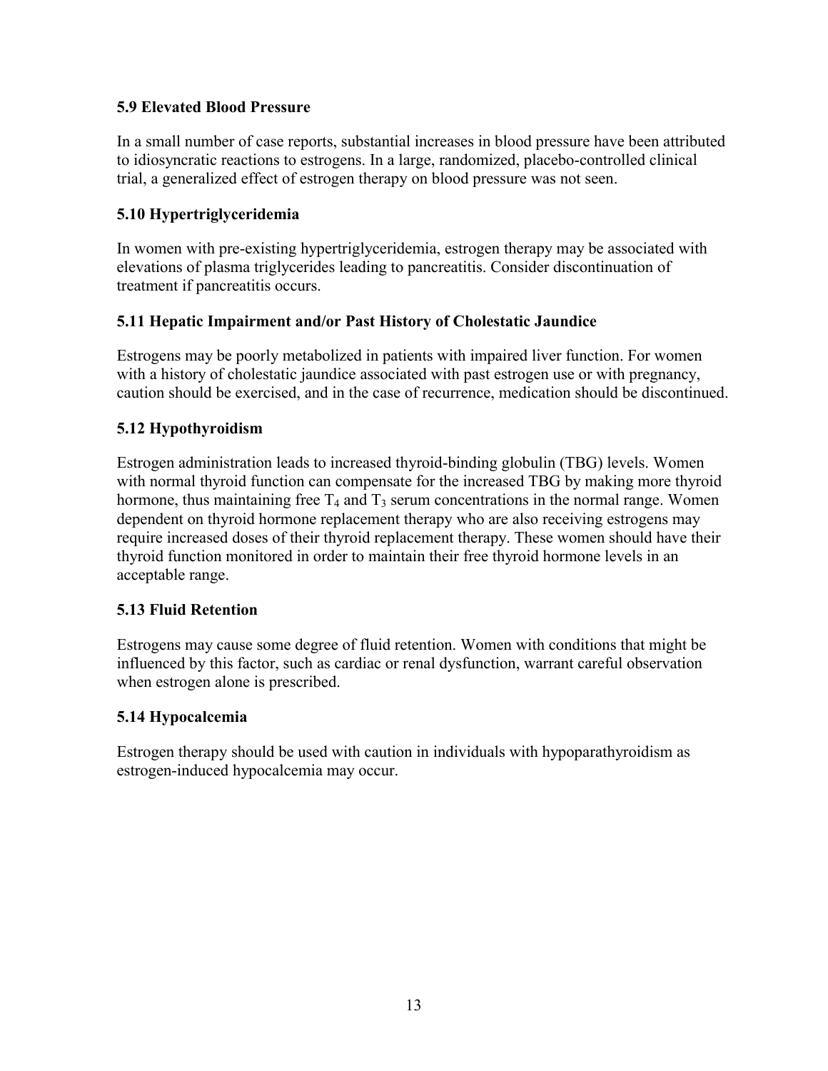### 5.9 Elevated Blood Pressure

In a small number of case reports, substantial increases in blood pressure have been attributed to idiosyncratic reactions to estrogens. In a large, randomized, placebo-controlled clinical trial, a generalized effect of estrogen therapy on blood pressure was not seen.

### 5.10 Hypertriglyceridemia

In women with pre-existing hypertriglyceridemia, estrogen therapy may be associated with elevations of plasma triglycerides leading to pancreatitis. Consider discontinuation of treatment if pancreatitis occurs.

### 5.11 Hepatic Impairment and/or Past History of Cholestatic Jaundice

Estrogens may be poorly metabolized in patients with impaired liver function. For women with a history of cholestatic jaundice associated with past estrogen use or with pregnancy, caution should be exercised, and in the case of recurrence, medication should be discontinued.

### 5.12 Hypothyroidism

Estrogen administration leads to increased thyroid-binding globulin (TBG) levels. Women with normal thyroid function can compensate for the increased TBG by making more thyroid hormone, thus maintaining free $T_4$ and $T_3$ serum concentrations in the normal range. Women dependent on thyroid hormone replacement therapy who are also receiving estrogens may require increased doses of their thyroid replacement therapy. These women should have their thyroid function monitored in order to maintain their free thyroid hormone levels in an acceptable range.

### 5.13 Fluid Retention

Estrogens may cause some degree of fluid retention. Women with conditions that might be influenced by this factor, such as cardiac or renal dysfunction, warrant careful observation when estrogen alone is prescribed.

### 5.14 Hypocalcemia

Estrogen therapy should be used with caution in individuals with hypoparathyroidism as estrogen-induced hypocalcemia may occur.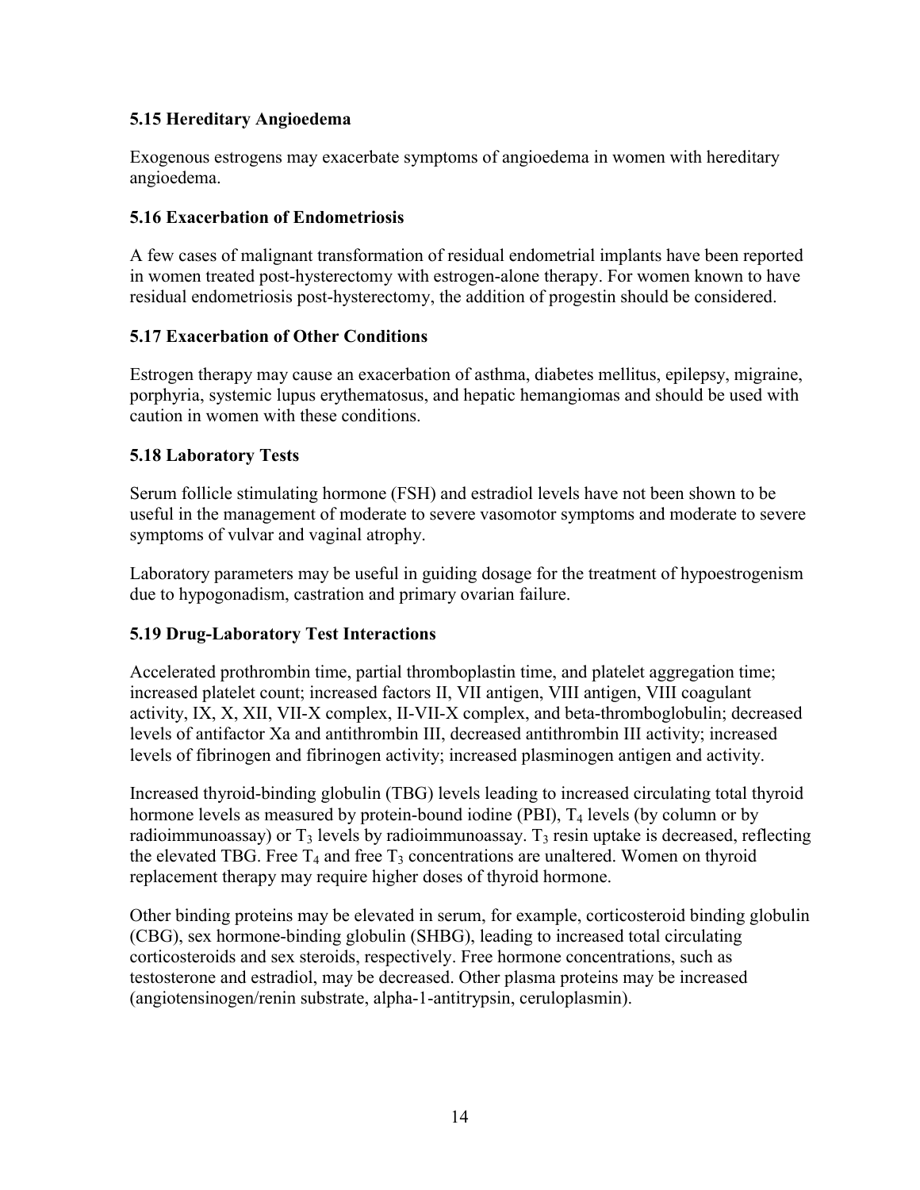### 5.15 Hereditary Angioedema

Exogenous estrogens may exacerbate symptoms of angioedema in women with hereditary angioedema.

### 5.16 Exacerbation of Endometriosis

A few cases of malignant transformation of residual endometrial implants have been reported in women treated post-hysterectomy with estrogen-alone therapy. For women known to have residual endometriosis post-hysterectomy, the addition of progestin should be considered.

### 5.17 Exacerbation of Other Conditions

Estrogen therapy may cause an exacerbation of asthma, diabetes mellitus, epilepsy, migraine, porphyria, systemic lupus erythematosus, and hepatic hemangiomas and should be used with caution in women with these conditions.

### 5.18 Laboratory Tests

Serum follicle stimulating hormone (FSH) and estradiol levels have not been shown to be useful in the management of moderate to severe vasomotor symptoms and moderate to severe symptoms of vulvar and vaginal atrophy.

Laboratory parameters may be useful in guiding dosage for the treatment of hypoestrogenism due to hypogonadism, castration and primary ovarian failure.

### 5.19 Drug-Laboratory Test Interactions

Accelerated prothrombin time, partial thromboplastin time, and platelet aggregation time; increased platelet count; increased factors II, VII antigen, VIII antigen, VIII coagulant activity, IX, X, XII, VII-X complex, II-VII-X complex, and beta-thromboglobulin; decreased levels of antifactor Xa and antithrombin III, decreased antithrombin III activity; increased levels of fibrinogen and fibrinogen activity; increased plasminogen antigen and activity.

Increased thyroid-binding globulin (TBG) levels leading to increased circulating total thyroid hormone levels as measured by protein-bound iodine (PBI), $T_4$ levels (by column or by radioimmunoassay) or $T_3$ levels by radioimmunoassay. $T_3$ resin uptake is decreased, reflecting the elevated TBG. Free $T_4$ and free $T_3$ concentrations are unaltered. Women on thyroid replacement therapy may require higher doses of thyroid hormone.

Other binding proteins may be elevated in serum, for example, corticosteroid binding globulin (CBG), sex hormone-binding globulin (SHBG), leading to increased total circulating corticosteroids and sex steroids, respectively. Free hormone concentrations, such as testosterone and estradiol, may be decreased. Other plasma proteins may be increased (angiotensinogen/renin substrate, alpha-1-antitrypsin, ceruloplasmin).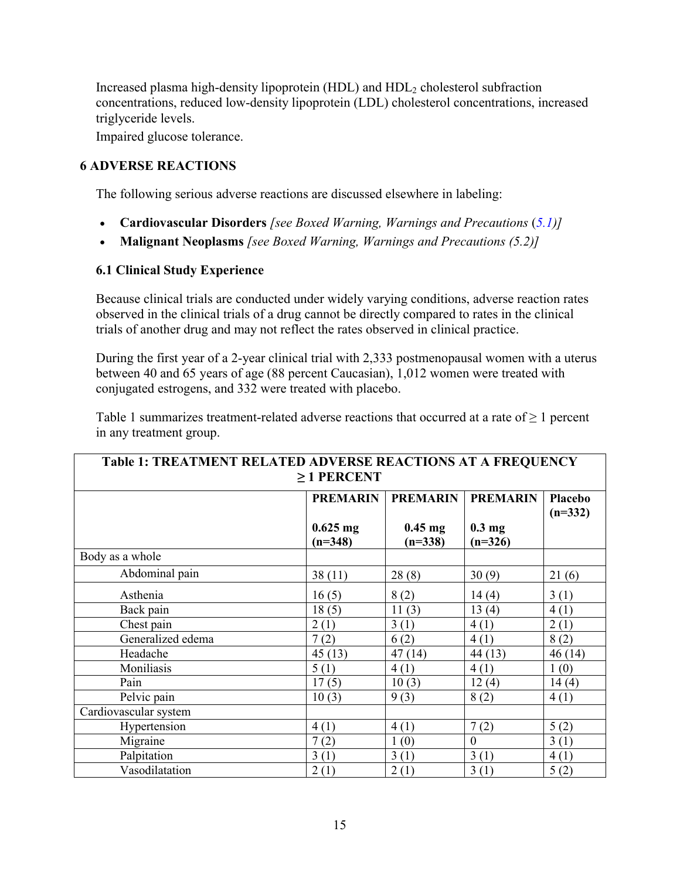Increased plasma high-density lipoprotein (HDL) and $HDL_2$ cholesterol subfraction concentrations, reduced low-density lipoprotein (LDL) cholesterol concentrations, increased triglyceride levels.

Impaired glucose tolerance.

## 6 ADVERSE REACTIONS

The following serious adverse reactions are discussed elsewhere in labeling:

- **Cardiovascular Disorders** *[see Boxed Warning, Warnings and Precautions (5.1)]*
- **Malignant Neoplasms** *[see Boxed Warning, Warnings and Precautions (5.2)]*

### 6.1 Clinical Study Experience

Because clinical trials are conducted under widely varying conditions, adverse reaction rates observed in the clinical trials of a drug cannot be directly compared to rates in the clinical trials of another drug and may not reflect the rates observed in clinical practice.

During the first year of a 2-year clinical trial with 2,333 postmenopausal women with a uterus between 40 and 65 years of age (88 percent Caucasian), 1,012 women were treated with conjugated estrogens, and 332 were treated with placebo.

Table 1 summarizes treatment-related adverse reactions that occurred at a rate of ≥ 1 percent in any treatment group.

**Table 1: TREATMENT RELATED ADVERSE REACTIONS AT A FREQUENCY ≥ 1 PERCENT**

| | **PREMARIN 0.625 mg (n=348)** | **PREMARIN 0.45 mg (n=338)** | **PREMARIN 0.3 mg (n=326)** | **Placebo (n=332)** |
|---|---|---|---|---|
| Body as a whole | | | | |
| Abdominal pain | 38 (11) | 28 (8) | 30 (9) | 21 (6) |
| Asthenia | 16 (5) | 8 (2) | 14 (4) | 3 (1) |
| Back pain | 18 (5) | 11 (3) | 13 (4) | 4 (1) |
| Chest pain | 2 (1) | 3 (1) | 4 (1) | 2 (1) |
| Generalized edema | 7 (2) | 6 (2) | 4 (1) | 8 (2) |
| Headache | 45 (13) | 47 (14) | 44 (13) | 46 (14) |
| Moniliasis | 5 (1) | 4 (1) | 4 (1) | 1 (0) |
| Pain | 17 (5) | 10 (3) | 12 (4) | 14 (4) |
| Pelvic pain | 10 (3) | 9 (3) | 8 (2) | 4 (1) |
| Cardiovascular system | | | | |
| Hypertension | 4 (1) | 4 (1) | 7 (2) | 5 (2) |
| Migraine | 7 (2) | 1 (0) | 0 | 3 (1) |
| Palpitation | 3 (1) | 3 (1) | 3 (1) | 4 (1) |
| Vasodilatation | 2 (1) | 2 (1) | 3 (1) | 5 (2) |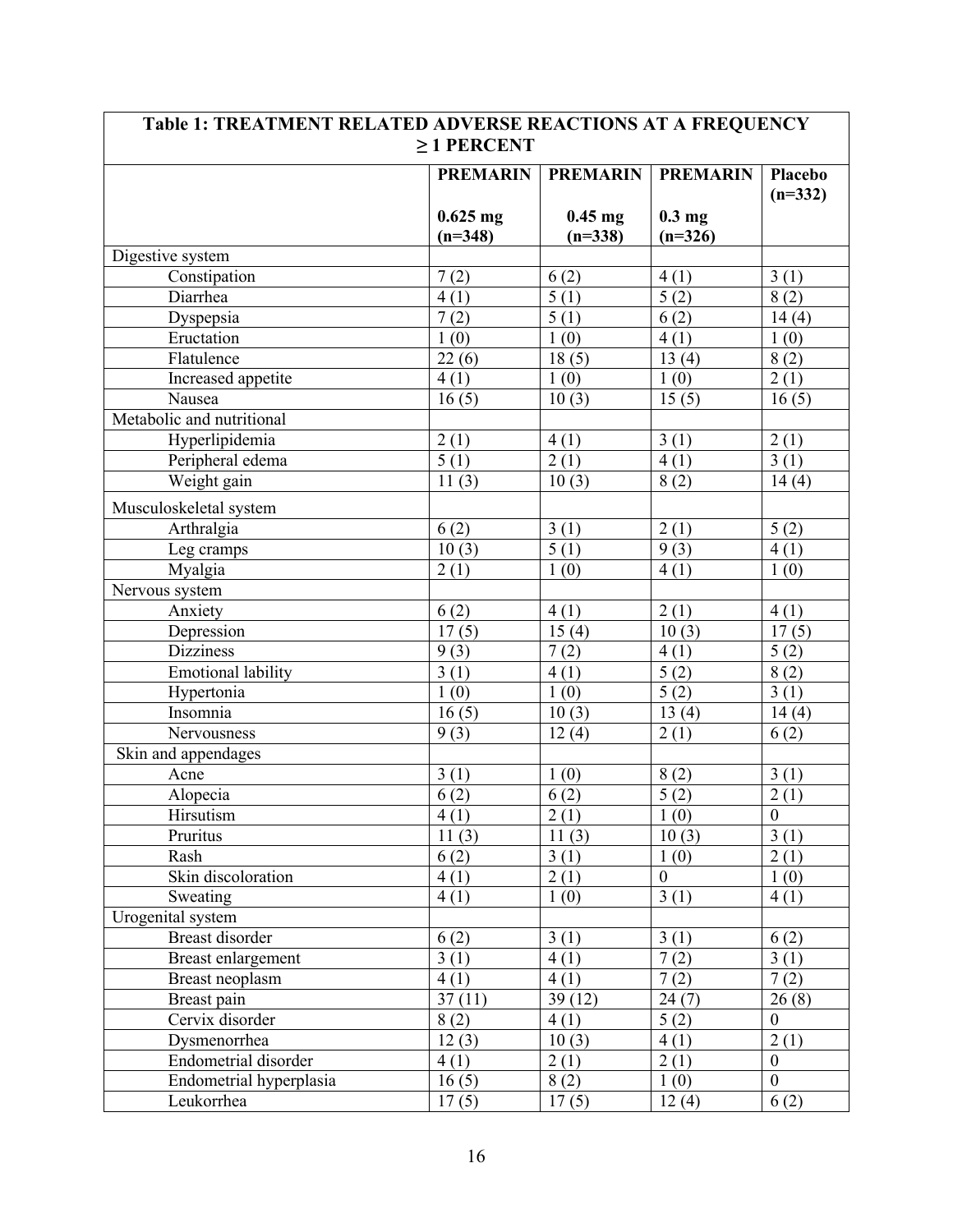| Table 1: TREATMENT RELATED ADVERSE REACTIONS AT A FREQUENCY ≥ 1 PERCENT | | | | |
|---|---|---|---|---|
| | **PREMARIN 0.625 mg (n=348)** | **PREMARIN 0.45 mg (n=338)** | **PREMARIN 0.3 mg (n=326)** | **Placebo (n=332)** |
| Digestive system | | | | |
| Constipation | 7 (2) | 6 (2) | 4 (1) | 3 (1) |
| Diarrhea | 4 (1) | 5 (1) | 5 (2) | 8 (2) |
| Dyspepsia | 7 (2) | 5 (1) | 6 (2) | 14 (4) |
| Eructation | 1 (0) | 1 (0) | 4 (1) | 1 (0) |
| Flatulence | 22 (6) | 18 (5) | 13 (4) | 8 (2) |
| Increased appetite | 4 (1) | 1 (0) | 1 (0) | 2 (1) |
| Nausea | 16 (5) | 10 (3) | 15 (5) | 16 (5) |
| Metabolic and nutritional | | | | |
| Hyperlipidemia | 2 (1) | 4 (1) | 3 (1) | 2 (1) |
| Peripheral edema | 5 (1) | 2 (1) | 4 (1) | 3 (1) |
| Weight gain | 11 (3) | 10 (3) | 8 (2) | 14 (4) |
| Musculoskeletal system | | | | |
| Arthralgia | 6 (2) | 3 (1) | 2 (1) | 5 (2) |
| Leg cramps | 10 (3) | 5 (1) | 9 (3) | 4 (1) |
| Myalgia | 2 (1) | 1 (0) | 4 (1) | 1 (0) |
| Nervous system | | | | |
| Anxiety | 6 (2) | 4 (1) | 2 (1) | 4 (1) |
| Depression | 17 (5) | 15 (4) | 10 (3) | 17 (5) |
| Dizziness | 9 (3) | 7 (2) | 4 (1) | 5 (2) |
| Emotional lability | 3 (1) | 4 (1) | 5 (2) | 8 (2) |
| Hypertonia | 1 (0) | 1 (0) | 5 (2) | 3 (1) |
| Insomnia | 16 (5) | 10 (3) | 13 (4) | 14 (4) |
| Nervousness | 9 (3) | 12 (4) | 2 (1) | 6 (2) |
| Skin and appendages | | | | |
| Acne | 3 (1) | 1 (0) | 8 (2) | 3 (1) |
| Alopecia | 6 (2) | 6 (2) | 5 (2) | 2 (1) |
| Hirsutism | 4 (1) | 2 (1) | 1 (0) | 0 |
| Pruritus | 11 (3) | 11 (3) | 10 (3) | 3 (1) |
| Rash | 6 (2) | 3 (1) | 1 (0) | 2 (1) |
| Skin discoloration | 4 (1) | 2 (1) | 0 | 1 (0) |
| Sweating | 4 (1) | 1 (0) | 3 (1) | 4 (1) |
| Urogenital system | | | | |
| Breast disorder | 6 (2) | 3 (1) | 3 (1) | 6 (2) |
| Breast enlargement | 3 (1) | 4 (1) | 7 (2) | 3 (1) |
| Breast neoplasm | 4 (1) | 4 (1) | 7 (2) | 7 (2) |
| Breast pain | 37 (11) | 39 (12) | 24 (7) | 26 (8) |
| Cervix disorder | 8 (2) | 4 (1) | 5 (2) | 0 |
| Dysmenorrhea | 12 (3) | 10 (3) | 4 (1) | 2 (1) |
| Endometrial disorder | 4 (1) | 2 (1) | 2 (1) | 0 |
| Endometrial hyperplasia | 16 (5) | 8 (2) | 1 (0) | 0 |
| Leukorrhea | 17 (5) | 17 (5) | 12 (4) | 6 (2) |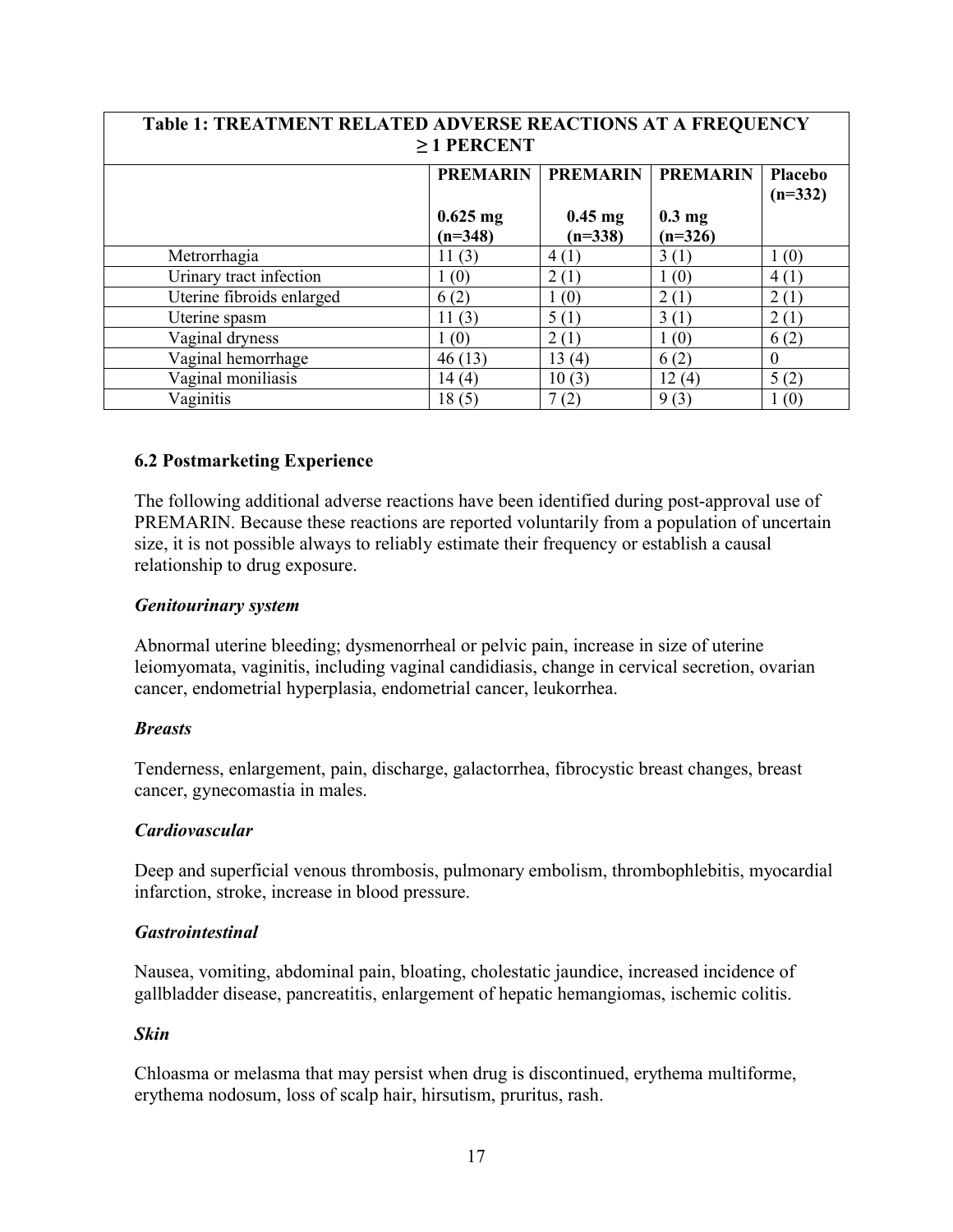| Table 1: TREATMENT RELATED ADVERSE REACTIONS AT A FREQUENCY ≥ 1 PERCENT | | | | |
|---|---|---|---|---|
| | PREMARIN 0.625 mg (n=348) | PREMARIN 0.45 mg (n=338) | PREMARIN 0.3 mg (n=326) | Placebo (n=332) |
| Metrorrhagia | 11 (3) | 4 (1) | 3 (1) | 1 (0) |
| Urinary tract infection | 1 (0) | 2 (1) | 1 (0) | 4 (1) |
| Uterine fibroids enlarged | 6 (2) | 1 (0) | 2 (1) | 2 (1) |
| Uterine spasm | 11 (3) | 5 (1) | 3 (1) | 2 (1) |
| Vaginal dryness | 1 (0) | 2 (1) | 1 (0) | 6 (2) |
| Vaginal hemorrhage | 46 (13) | 13 (4) | 6 (2) | 0 |
| Vaginal moniliasis | 14 (4) | 10 (3) | 12 (4) | 5 (2) |
| Vaginitis | 18 (5) | 7 (2) | 9 (3) | 1 (0) |

### 6.2 Postmarketing Experience

The following additional adverse reactions have been identified during post-approval use of PREMARIN. Because these reactions are reported voluntarily from a population of uncertain size, it is not possible always to reliably estimate their frequency or establish a causal relationship to drug exposure.

***Genitourinary system***

Abnormal uterine bleeding; dysmenorrheal or pelvic pain, increase in size of uterine leiomyomata, vaginitis, including vaginal candidiasis, change in cervical secretion, ovarian cancer, endometrial hyperplasia, endometrial cancer, leukorrhea.

***Breasts***

Tenderness, enlargement, pain, discharge, galactorrhea, fibrocystic breast changes, breast cancer, gynecomastia in males.

***Cardiovascular***

Deep and superficial venous thrombosis, pulmonary embolism, thrombophlebitis, myocardial infarction, stroke, increase in blood pressure.

***Gastrointestinal***

Nausea, vomiting, abdominal pain, bloating, cholestatic jaundice, increased incidence of gallbladder disease, pancreatitis, enlargement of hepatic hemangiomas, ischemic colitis.

***Skin***

Chloasma or melasma that may persist when drug is discontinued, erythema multiforme, erythema nodosum, loss of scalp hair, hirsutism, pruritus, rash.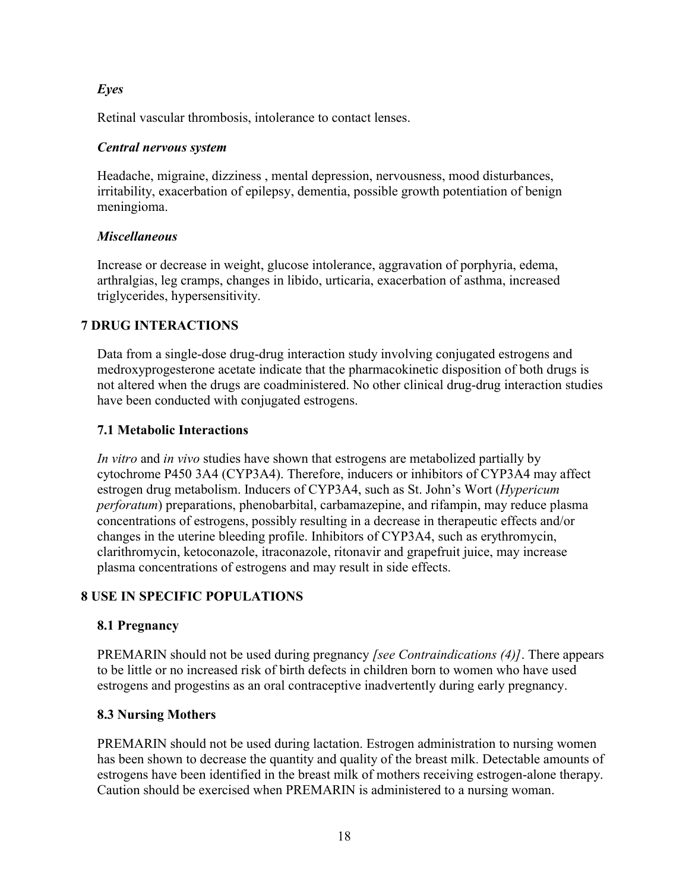*Eyes*

Retinal vascular thrombosis, intolerance to contact lenses.

*Central nervous system*

Headache, migraine, dizziness , mental depression, nervousness, mood disturbances, irritability, exacerbation of epilepsy, dementia, possible growth potentiation of benign meningioma.

*Miscellaneous*

Increase or decrease in weight, glucose intolerance, aggravation of porphyria, edema, arthralgias, leg cramps, changes in libido, urticaria, exacerbation of asthma, increased triglycerides, hypersensitivity.

## 7 DRUG INTERACTIONS

Data from a single-dose drug-drug interaction study involving conjugated estrogens and medroxyprogesterone acetate indicate that the pharmacokinetic disposition of both drugs is not altered when the drugs are coadministered. No other clinical drug-drug interaction studies have been conducted with conjugated estrogens.

### 7.1 Metabolic Interactions

*In vitro* and *in vivo* studies have shown that estrogens are metabolized partially by cytochrome P450 3A4 (CYP3A4). Therefore, inducers or inhibitors of CYP3A4 may affect estrogen drug metabolism. Inducers of CYP3A4, such as St. John's Wort (*Hypericum perforatum*) preparations, phenobarbital, carbamazepine, and rifampin, may reduce plasma concentrations of estrogens, possibly resulting in a decrease in therapeutic effects and/or changes in the uterine bleeding profile. Inhibitors of CYP3A4, such as erythromycin, clarithromycin, ketoconazole, itraconazole, ritonavir and grapefruit juice, may increase plasma concentrations of estrogens and may result in side effects.

## 8 USE IN SPECIFIC POPULATIONS

### 8.1 Pregnancy

PREMARIN should not be used during pregnancy *[see Contraindications (4)]*. There appears to be little or no increased risk of birth defects in children born to women who have used estrogens and progestins as an oral contraceptive inadvertently during early pregnancy.

### 8.3 Nursing Mothers

PREMARIN should not be used during lactation. Estrogen administration to nursing women has been shown to decrease the quantity and quality of the breast milk. Detectable amounts of estrogens have been identified in the breast milk of mothers receiving estrogen-alone therapy. Caution should be exercised when PREMARIN is administered to a nursing woman.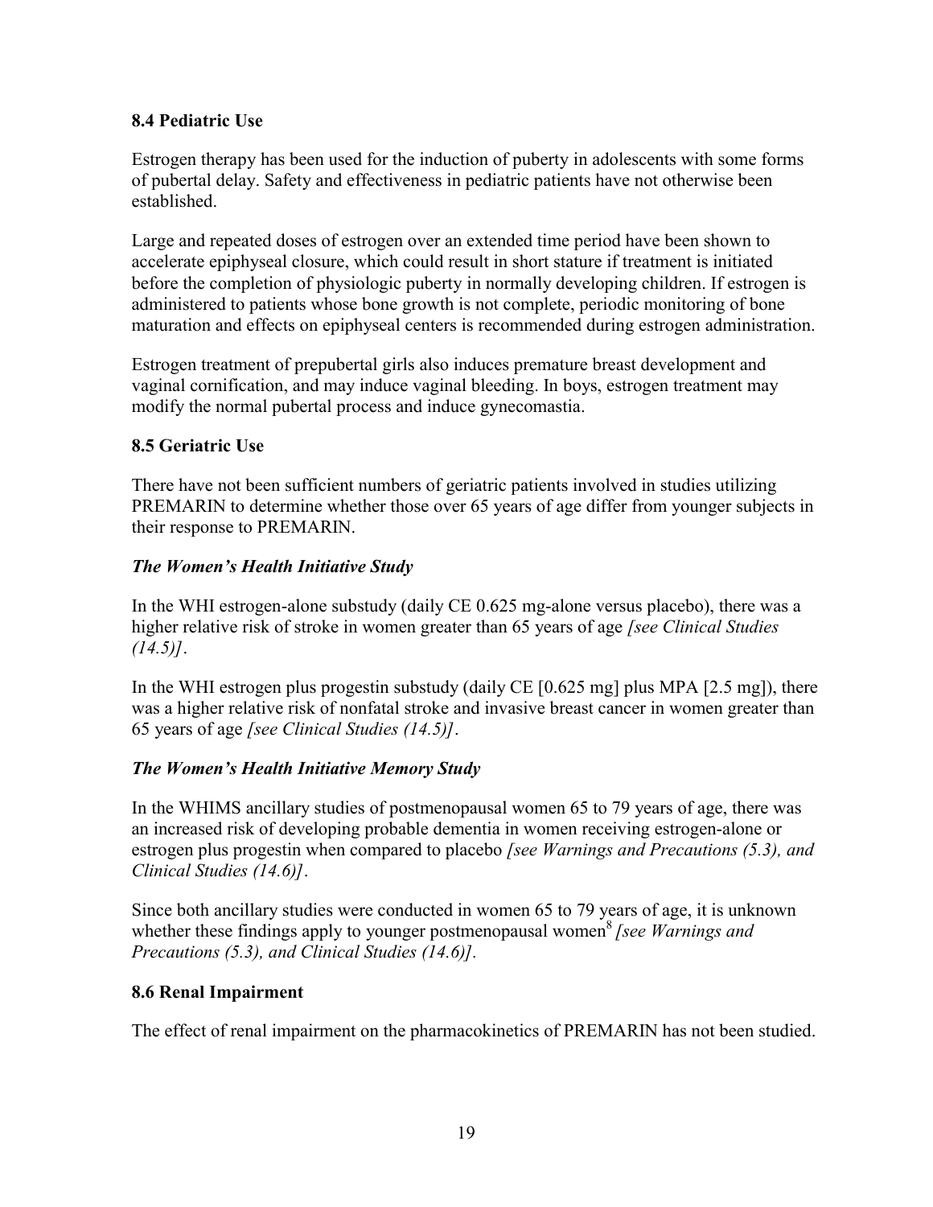### 8.4 Pediatric Use

Estrogen therapy has been used for the induction of puberty in adolescents with some forms of pubertal delay. Safety and effectiveness in pediatric patients have not otherwise been established.

Large and repeated doses of estrogen over an extended time period have been shown to accelerate epiphyseal closure, which could result in short stature if treatment is initiated before the completion of physiologic puberty in normally developing children. If estrogen is administered to patients whose bone growth is not complete, periodic monitoring of bone maturation and effects on epiphyseal centers is recommended during estrogen administration.

Estrogen treatment of prepubertal girls also induces premature breast development and vaginal cornification, and may induce vaginal bleeding. In boys, estrogen treatment may modify the normal pubertal process and induce gynecomastia.

### 8.5 Geriatric Use

There have not been sufficient numbers of geriatric patients involved in studies utilizing PREMARIN to determine whether those over 65 years of age differ from younger subjects in their response to PREMARIN.

#### *The Women's Health Initiative Study*

In the WHI estrogen-alone substudy (daily CE 0.625 mg-alone versus placebo), there was a higher relative risk of stroke in women greater than 65 years of age *[see Clinical Studies (14.5)]*.

In the WHI estrogen plus progestin substudy (daily CE [0.625 mg] plus MPA [2.5 mg]), there was a higher relative risk of nonfatal stroke and invasive breast cancer in women greater than 65 years of age *[see Clinical Studies (14.5)]*.

#### *The Women's Health Initiative Memory Study*

In the WHIMS ancillary studies of postmenopausal women 65 to 79 years of age, there was an increased risk of developing probable dementia in women receiving estrogen-alone or estrogen plus progestin when compared to placebo *[see Warnings and Precautions (5.3), and Clinical Studies (14.6)]*.

Since both ancillary studies were conducted in women 65 to 79 years of age, it is unknown whether these findings apply to younger postmenopausal women[8] *[see Warnings and Precautions (5.3), and Clinical Studies (14.6)]*.

### 8.6 Renal Impairment

The effect of renal impairment on the pharmacokinetics of PREMARIN has not been studied.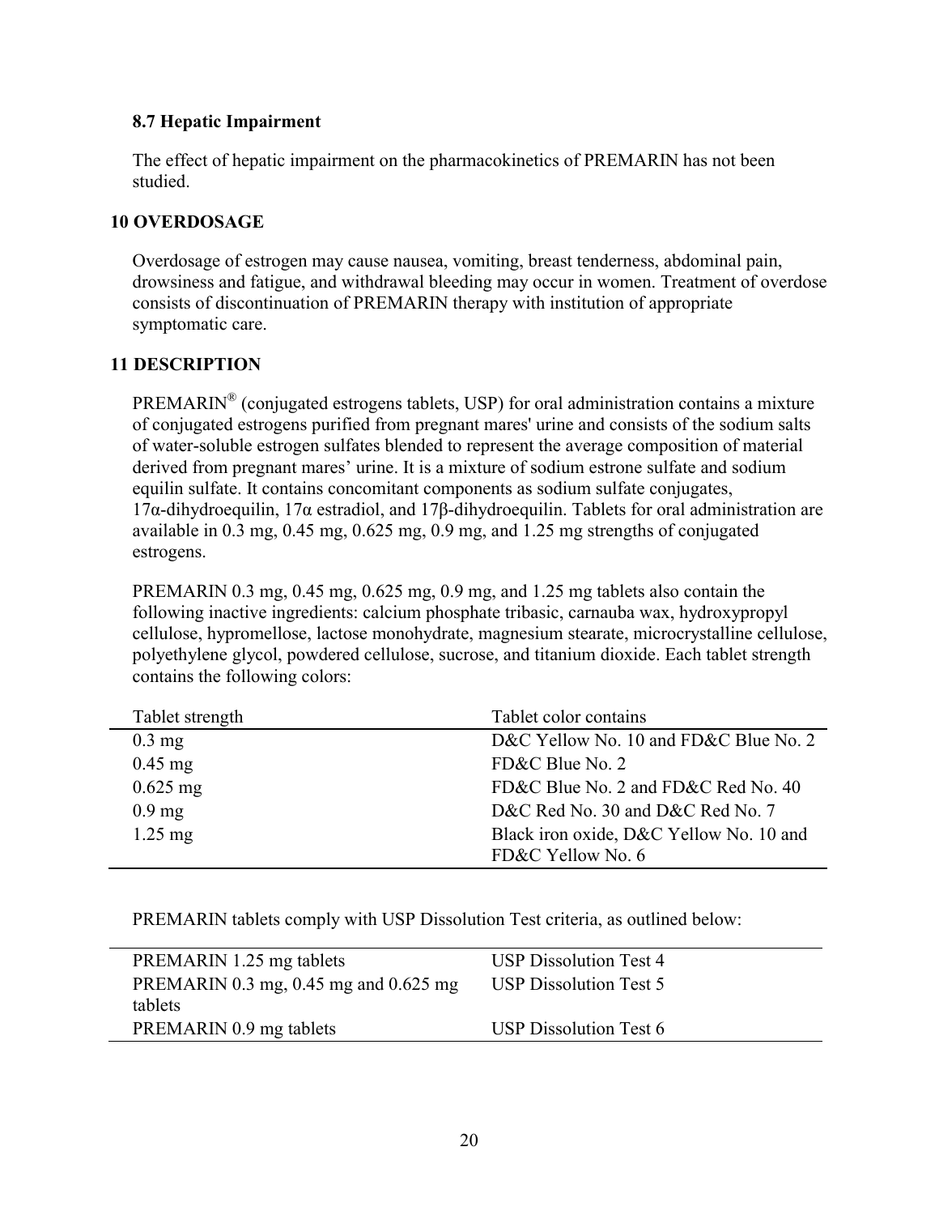### 8.7 Hepatic Impairment

The effect of hepatic impairment on the pharmacokinetics of PREMARIN has not been studied.

## 10 OVERDOSAGE

Overdosage of estrogen may cause nausea, vomiting, breast tenderness, abdominal pain, drowsiness and fatigue, and withdrawal bleeding may occur in women. Treatment of overdose consists of discontinuation of PREMARIN therapy with institution of appropriate symptomatic care.

## 11 DESCRIPTION

PREMARIN® (conjugated estrogens tablets, USP) for oral administration contains a mixture of conjugated estrogens purified from pregnant mares' urine and consists of the sodium salts of water-soluble estrogen sulfates blended to represent the average composition of material derived from pregnant mares' urine. It is a mixture of sodium estrone sulfate and sodium equilin sulfate. It contains concomitant components as sodium sulfate conjugates, 17α-dihydroequilin, 17α estradiol, and 17β-dihydroequilin. Tablets for oral administration are available in 0.3 mg, 0.45 mg, 0.625 mg, 0.9 mg, and 1.25 mg strengths of conjugated estrogens.

PREMARIN 0.3 mg, 0.45 mg, 0.625 mg, 0.9 mg, and 1.25 mg tablets also contain the following inactive ingredients: calcium phosphate tribasic, carnauba wax, hydroxypropyl cellulose, hypromellose, lactose monohydrate, magnesium stearate, microcrystalline cellulose, polyethylene glycol, powdered cellulose, sucrose, and titanium dioxide. Each tablet strength contains the following colors:

| Tablet strength | Tablet color contains |
|---|---|
| 0.3 mg | D&C Yellow No. 10 and FD&C Blue No. 2 |
| 0.45 mg | FD&C Blue No. 2 |
| 0.625 mg | FD&C Blue No. 2 and FD&C Red No. 40 |
| 0.9 mg | D&C Red No. 30 and D&C Red No. 7 |
| 1.25 mg | Black iron oxide, D&C Yellow No. 10 and FD&C Yellow No. 6 |

PREMARIN tablets comply with USP Dissolution Test criteria, as outlined below:

| | |
|---|---|
| PREMARIN 1.25 mg tablets | USP Dissolution Test 4 |
| PREMARIN 0.3 mg, 0.45 mg and 0.625 mg tablets | USP Dissolution Test 5 |
| PREMARIN 0.9 mg tablets | USP Dissolution Test 6 |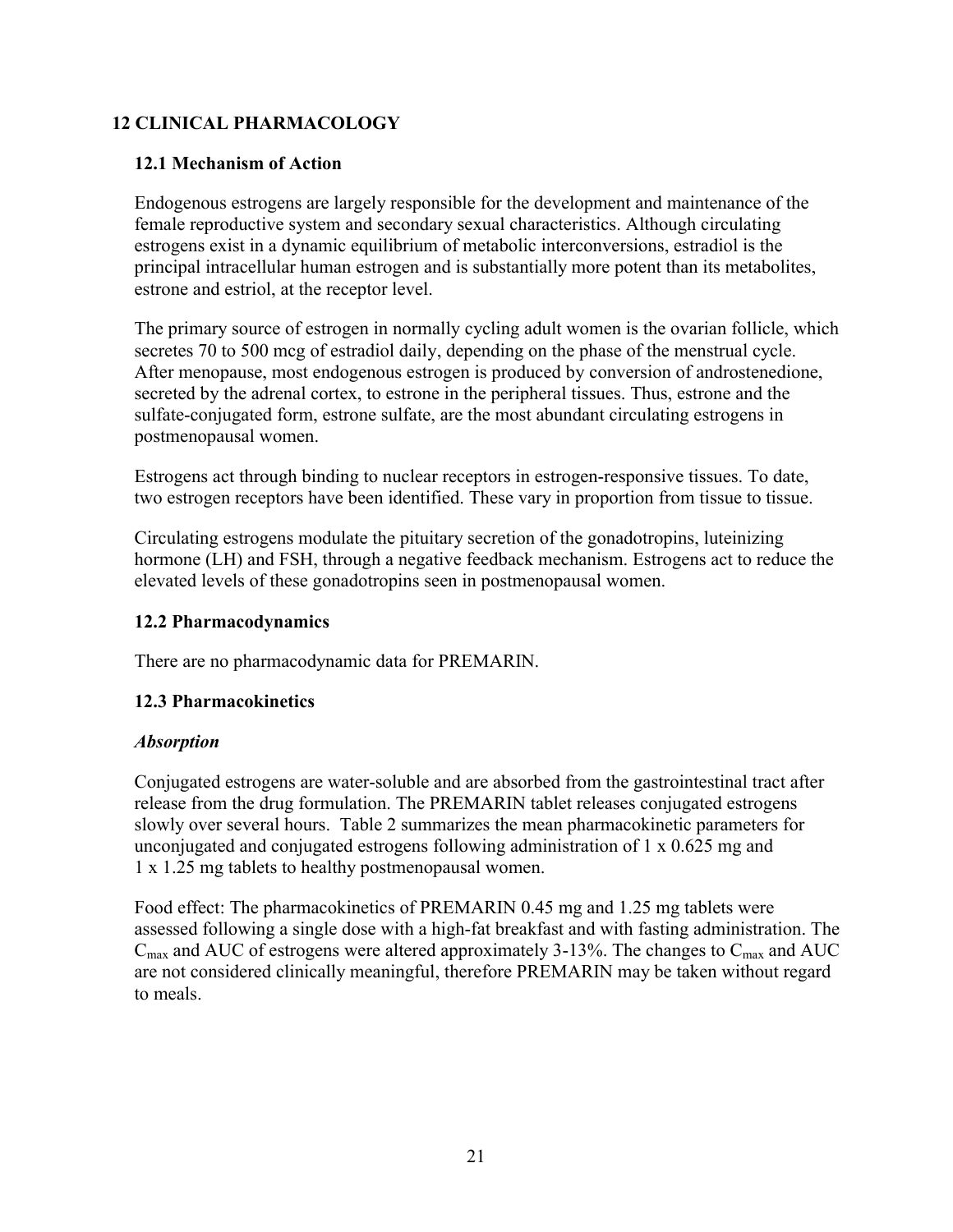## 12 CLINICAL PHARMACOLOGY

### 12.1 Mechanism of Action

Endogenous estrogens are largely responsible for the development and maintenance of the female reproductive system and secondary sexual characteristics. Although circulating estrogens exist in a dynamic equilibrium of metabolic interconversions, estradiol is the principal intracellular human estrogen and is substantially more potent than its metabolites, estrone and estriol, at the receptor level.

The primary source of estrogen in normally cycling adult women is the ovarian follicle, which secretes 70 to 500 mcg of estradiol daily, depending on the phase of the menstrual cycle. After menopause, most endogenous estrogen is produced by conversion of androstenedione, secreted by the adrenal cortex, to estrone in the peripheral tissues. Thus, estrone and the sulfate-conjugated form, estrone sulfate, are the most abundant circulating estrogens in postmenopausal women.

Estrogens act through binding to nuclear receptors in estrogen-responsive tissues. To date, two estrogen receptors have been identified. These vary in proportion from tissue to tissue.

Circulating estrogens modulate the pituitary secretion of the gonadotropins, luteinizing hormone (LH) and FSH, through a negative feedback mechanism. Estrogens act to reduce the elevated levels of these gonadotropins seen in postmenopausal women.

### 12.2 Pharmacodynamics

There are no pharmacodynamic data for PREMARIN.

### 12.3 Pharmacokinetics

***Absorption***

Conjugated estrogens are water-soluble and are absorbed from the gastrointestinal tract after release from the drug formulation. The PREMARIN tablet releases conjugated estrogens slowly over several hours. Table 2 summarizes the mean pharmacokinetic parameters for unconjugated and conjugated estrogens following administration of 1 x 0.625 mg and 1 x 1.25 mg tablets to healthy postmenopausal women.

Food effect: The pharmacokinetics of PREMARIN 0.45 mg and 1.25 mg tablets were assessed following a single dose with a high-fat breakfast and with fasting administration. The $C_{max}$ and AUC of estrogens were altered approximately 3-13%. The changes to $C_{max}$ and AUC are not considered clinically meaningful, therefore PREMARIN may be taken without regard to meals.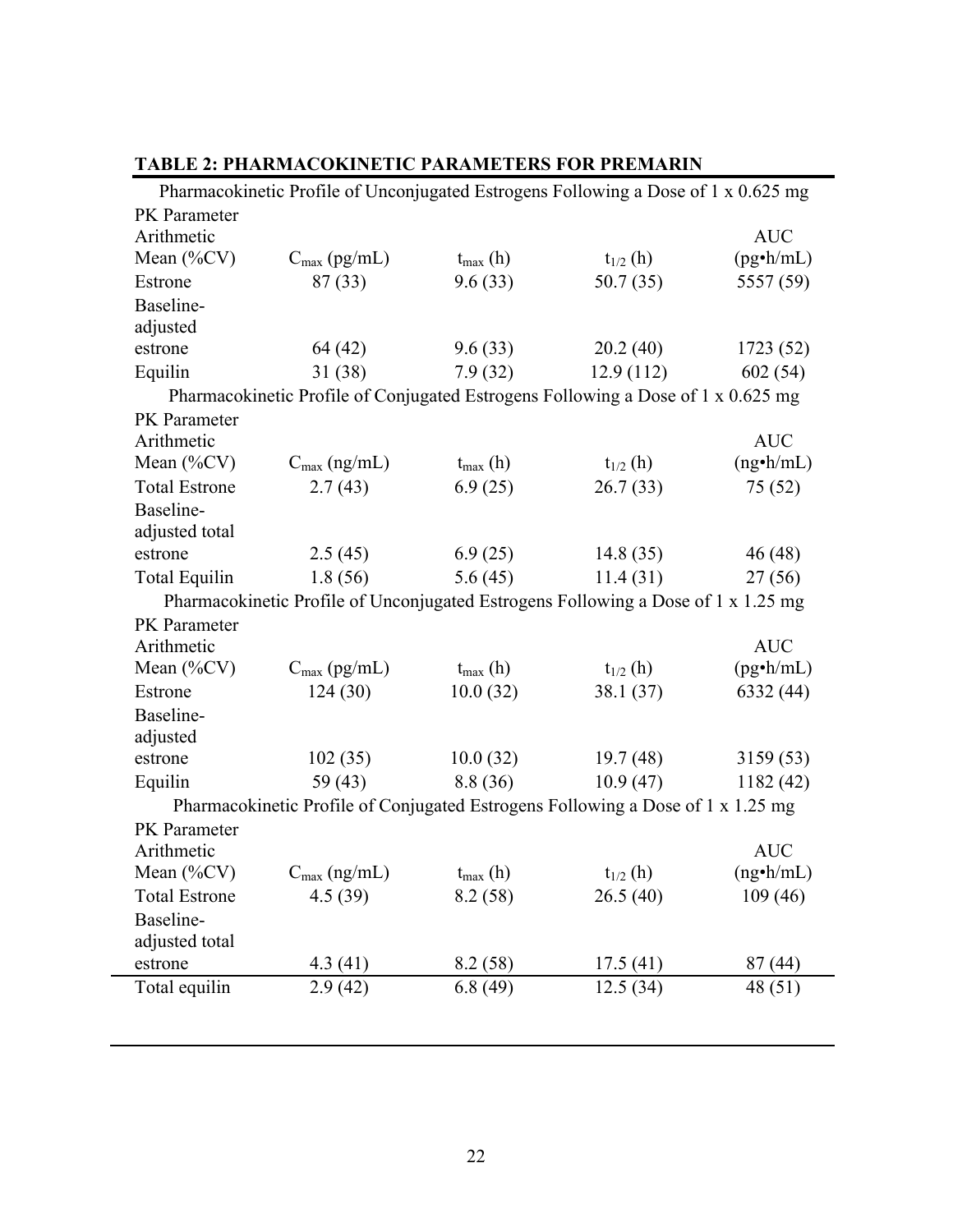**TABLE 2: PHARMACOKINETIC PARAMETERS FOR PREMARIN**

| Pharmacokinetic Profile of Unconjugated Estrogens Following a Dose of 1 x 0.625 mg | | | | |
|---|---|---|---|---|
| PK Parameter Arithmetic Mean (%CV) | $C_{max}$ (pg/mL) | $t_{max}$ (h) | $t_{1/2}$ (h) | AUC (pg•h/mL) |
| Estrone | 87 (33) | 9.6 (33) | 50.7 (35) | 5557 (59) |
| Baseline-adjusted estrone | 64 (42) | 9.6 (33) | 20.2 (40) | 1723 (52) |
| Equilin | 31 (38) | 7.9 (32) | 12.9 (112) | 602 (54) |
| **Pharmacokinetic Profile of Conjugated Estrogens Following a Dose of 1 x 0.625 mg** | | | | |
| PK Parameter Arithmetic Mean (%CV) | $C_{max}$ (ng/mL) | $t_{max}$ (h) | $t_{1/2}$ (h) | AUC (ng•h/mL) |
| Total Estrone | 2.7 (43) | 6.9 (25) | 26.7 (33) | 75 (52) |
| Baseline-adjusted total estrone | 2.5 (45) | 6.9 (25) | 14.8 (35) | 46 (48) |
| Total Equilin | 1.8 (56) | 5.6 (45) | 11.4 (31) | 27 (56) |
| **Pharmacokinetic Profile of Unconjugated Estrogens Following a Dose of 1 x 1.25 mg** | | | | |
| PK Parameter Arithmetic Mean (%CV) | $C_{max}$ (pg/mL) | $t_{max}$ (h) | $t_{1/2}$ (h) | AUC (pg•h/mL) |
| Estrone | 124 (30) | 10.0 (32) | 38.1 (37) | 6332 (44) |
| Baseline-adjusted estrone | 102 (35) | 10.0 (32) | 19.7 (48) | 3159 (53) |
| Equilin | 59 (43) | 8.8 (36) | 10.9 (47) | 1182 (42) |
| **Pharmacokinetic Profile of Conjugated Estrogens Following a Dose of 1 x 1.25 mg** | | | | |
| PK Parameter Arithmetic Mean (%CV) | $C_{max}$ (ng/mL) | $t_{max}$ (h) | $t_{1/2}$ (h) | AUC (ng•h/mL) |
| Total Estrone | 4.5 (39) | 8.2 (58) | 26.5 (40) | 109 (46) |
| Baseline-adjusted total estrone | 4.3 (41) | 8.2 (58) | 17.5 (41) | 87 (44) |
| Total equilin | 2.9 (42) | 6.8 (49) | 12.5 (34) | 48 (51) |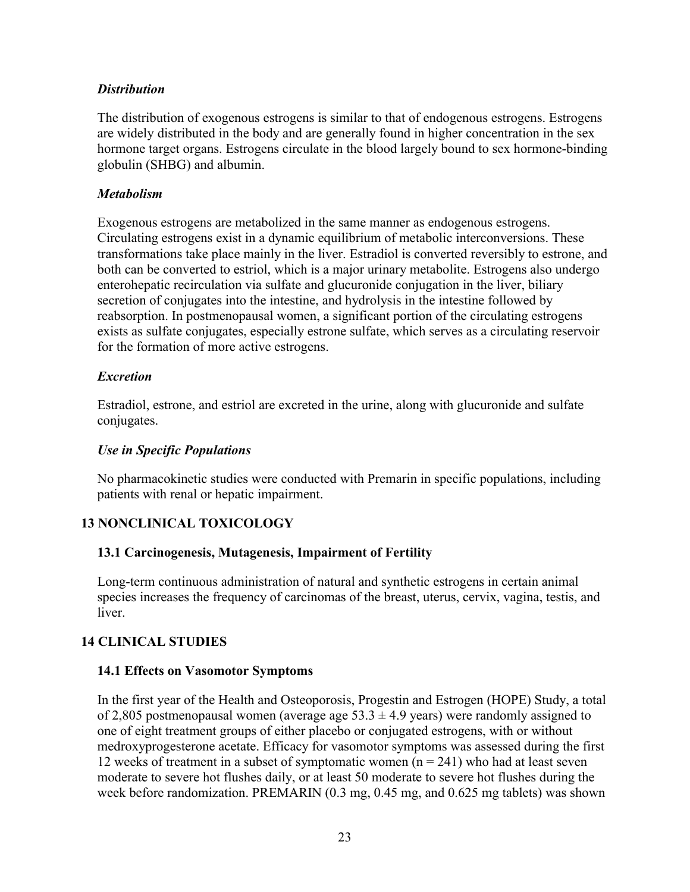*Distribution*

The distribution of exogenous estrogens is similar to that of endogenous estrogens. Estrogens are widely distributed in the body and are generally found in higher concentration in the sex hormone target organs. Estrogens circulate in the blood largely bound to sex hormone-binding globulin (SHBG) and albumin.

*Metabolism*

Exogenous estrogens are metabolized in the same manner as endogenous estrogens. Circulating estrogens exist in a dynamic equilibrium of metabolic interconversions. These transformations take place mainly in the liver. Estradiol is converted reversibly to estrone, and both can be converted to estriol, which is a major urinary metabolite. Estrogens also undergo enterohepatic recirculation via sulfate and glucuronide conjugation in the liver, biliary secretion of conjugates into the intestine, and hydrolysis in the intestine followed by reabsorption. In postmenopausal women, a significant portion of the circulating estrogens exists as sulfate conjugates, especially estrone sulfate, which serves as a circulating reservoir for the formation of more active estrogens.

*Excretion*

Estradiol, estrone, and estriol are excreted in the urine, along with glucuronide and sulfate conjugates.

*Use in Specific Populations*

No pharmacokinetic studies were conducted with Premarin in specific populations, including patients with renal or hepatic impairment.

## 13 NONCLINICAL TOXICOLOGY

### 13.1 Carcinogenesis, Mutagenesis, Impairment of Fertility

Long-term continuous administration of natural and synthetic estrogens in certain animal species increases the frequency of carcinomas of the breast, uterus, cervix, vagina, testis, and liver.

## 14 CLINICAL STUDIES

### 14.1 Effects on Vasomotor Symptoms

In the first year of the Health and Osteoporosis, Progestin and Estrogen (HOPE) Study, a total of 2,805 postmenopausal women (average age $53.3 \pm 4.9$ years) were randomly assigned to one of eight treatment groups of either placebo or conjugated estrogens, with or without medroxyprogesterone acetate. Efficacy for vasomotor symptoms was assessed during the first 12 weeks of treatment in a subset of symptomatic women ($n = 241$) who had at least seven moderate to severe hot flushes daily, or at least 50 moderate to severe hot flushes during the week before randomization. PREMARIN (0.3 mg, 0.45 mg, and 0.625 mg tablets) was shown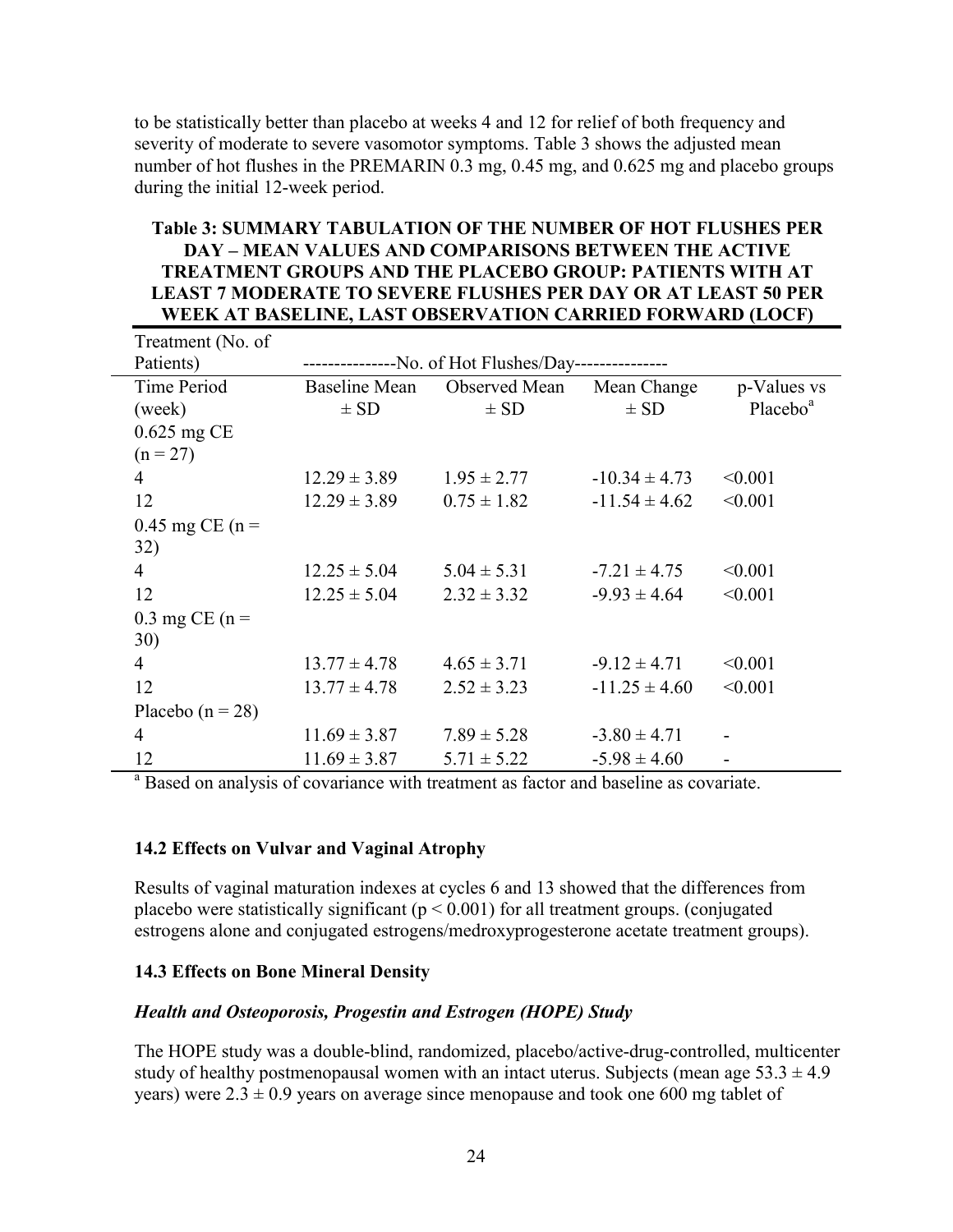to be statistically better than placebo at weeks 4 and 12 for relief of both frequency and severity of moderate to severe vasomotor symptoms. Table 3 shows the adjusted mean number of hot flushes in the PREMARIN 0.3 mg, 0.45 mg, and 0.625 mg and placebo groups during the initial 12-week period.

**Table 3: SUMMARY TABULATION OF THE NUMBER OF HOT FLUSHES PER DAY – MEAN VALUES AND COMPARISONS BETWEEN THE ACTIVE TREATMENT GROUPS AND THE PLACEBO GROUP: PATIENTS WITH AT LEAST 7 MODERATE TO SEVERE FLUSHES PER DAY OR AT LEAST 50 PER WEEK AT BASELINE, LAST OBSERVATION CARRIED FORWARD (LOCF)**

| Treatment (No. of Patients) | ---------------No. of Hot Flushes/Day--------------- | | | |
|---|---|---|---|---|
| Time Period (week) | Baseline Mean ± SD | Observed Mean ± SD | Mean Change ± SD | p-Values vs Placebo[a] |
| 0.625 mg CE (n = 27) | | | | |
| 4 | 12.29 ± 3.89 | 1.95 ± 2.77 | -10.34 ± 4.73 | <0.001 |
| 12 | 12.29 ± 3.89 | 0.75 ± 1.82 | -11.54 ± 4.62 | <0.001 |
| 0.45 mg CE (n = 32) | | | | |
| 4 | 12.25 ± 5.04 | 5.04 ± 5.31 | -7.21 ± 4.75 | <0.001 |
| 12 | 12.25 ± 5.04 | 2.32 ± 3.32 | -9.93 ± 4.64 | <0.001 |
| 0.3 mg CE (n = 30) | | | | |
| 4 | 13.77 ± 4.78 | 4.65 ± 3.71 | -9.12 ± 4.71 | <0.001 |
| 12 | 13.77 ± 4.78 | 2.52 ± 3.23 | -11.25 ± 4.60 | <0.001 |
| Placebo (n = 28) | | | | |
| 4 | 11.69 ± 3.87 | 7.89 ± 5.28 | -3.80 ± 4.71 | - |
| 12 | 11.69 ± 3.87 | 5.71 ± 5.22 | -5.98 ± 4.60 | - |

[a] Based on analysis of covariance with treatment as factor and baseline as covariate.

### 14.2 Effects on Vulvar and Vaginal Atrophy

Results of vaginal maturation indexes at cycles 6 and 13 showed that the differences from placebo were statistically significant ($p < 0.001$) for all treatment groups. (conjugated estrogens alone and conjugated estrogens/medroxyprogesterone acetate treatment groups).

### 14.3 Effects on Bone Mineral Density

***Health and Osteoporosis, Progestin and Estrogen (HOPE) Study***

The HOPE study was a double-blind, randomized, placebo/active-drug-controlled, multicenter study of healthy postmenopausal women with an intact uterus. Subjects (mean age 53.3 ± 4.9 years) were 2.3 ± 0.9 years on average since menopause and took one 600 mg tablet of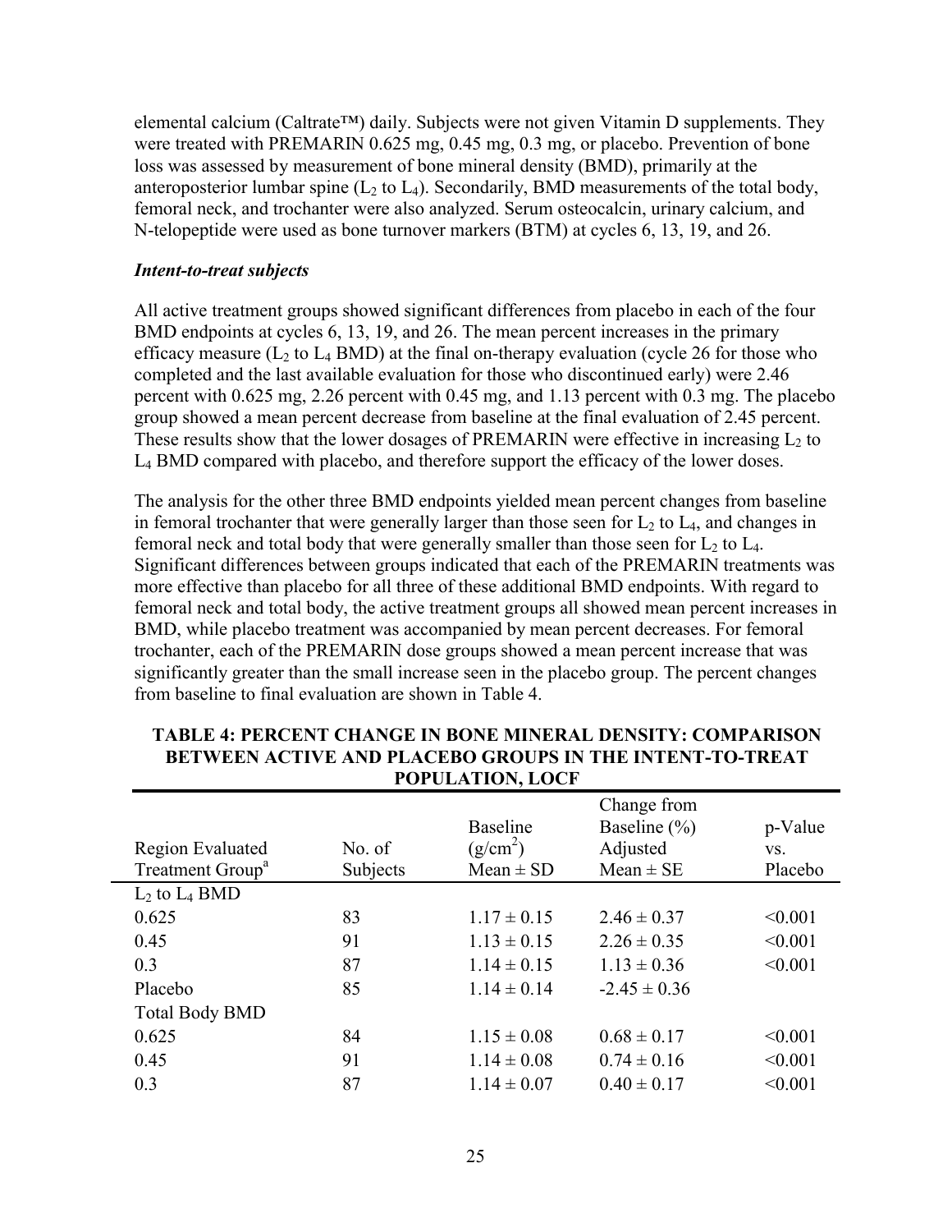elemental calcium (Caltrate™) daily. Subjects were not given Vitamin D supplements. They were treated with PREMARIN 0.625 mg, 0.45 mg, 0.3 mg, or placebo. Prevention of bone loss was assessed by measurement of bone mineral density (BMD), primarily at the anteroposterior lumbar spine ($L_2$ to $L_4$). Secondarily, BMD measurements of the total body, femoral neck, and trochanter were also analyzed. Serum osteocalcin, urinary calcium, and N-telopeptide were used as bone turnover markers (BTM) at cycles 6, 13, 19, and 26.

***Intent-to-treat subjects***

All active treatment groups showed significant differences from placebo in each of the four BMD endpoints at cycles 6, 13, 19, and 26. The mean percent increases in the primary efficacy measure ($L_2$ to $L_4$ BMD) at the final on-therapy evaluation (cycle 26 for those who completed and the last available evaluation for those who discontinued early) were 2.46 percent with 0.625 mg, 2.26 percent with 0.45 mg, and 1.13 percent with 0.3 mg. The placebo group showed a mean percent decrease from baseline at the final evaluation of 2.45 percent. These results show that the lower dosages of PREMARIN were effective in increasing $L_2$ to $L_4$ BMD compared with placebo, and therefore support the efficacy of the lower doses.

The analysis for the other three BMD endpoints yielded mean percent changes from baseline in femoral trochanter that were generally larger than those seen for $L_2$ to $L_4$, and changes in femoral neck and total body that were generally smaller than those seen for $L_2$ to $L_4$. Significant differences between groups indicated that each of the PREMARIN treatments was more effective than placebo for all three of these additional BMD endpoints. With regard to femoral neck and total body, the active treatment groups all showed mean percent increases in BMD, while placebo treatment was accompanied by mean percent decreases. For femoral trochanter, each of the PREMARIN dose groups showed a mean percent increase that was significantly greater than the small increase seen in the placebo group. The percent changes from baseline to final evaluation are shown in Table 4.

**TABLE 4: PERCENT CHANGE IN BONE MINERAL DENSITY: COMPARISON BETWEEN ACTIVE AND PLACEBO GROUPS IN THE INTENT-TO-TREAT POPULATION, LOCF**

| Region Evaluated Treatment Group[a] | No. of Subjects | Baseline ($g/cm^2$) Mean ± SD | Change from Baseline (%) Adjusted Mean ± SE | p-Value vs. Placebo |
|---|---|---|---|---|
| $L_2$ to $L_4$ BMD | | | | |
| 0.625 | 83 | 1.17 ± 0.15 | 2.46 ± 0.37 | <0.001 |
| 0.45 | 91 | 1.13 ± 0.15 | 2.26 ± 0.35 | <0.001 |
| 0.3 | 87 | 1.14 ± 0.15 | 1.13 ± 0.36 | <0.001 |
| Placebo | 85 | 1.14 ± 0.14 | -2.45 ± 0.36 | |
| Total Body BMD | | | | |
| 0.625 | 84 | 1.15 ± 0.08 | 0.68 ± 0.17 | <0.001 |
| 0.45 | 91 | 1.14 ± 0.08 | 0.74 ± 0.16 | <0.001 |
| 0.3 | 87 | 1.14 ± 0.07 | 0.40 ± 0.17 | <0.001 |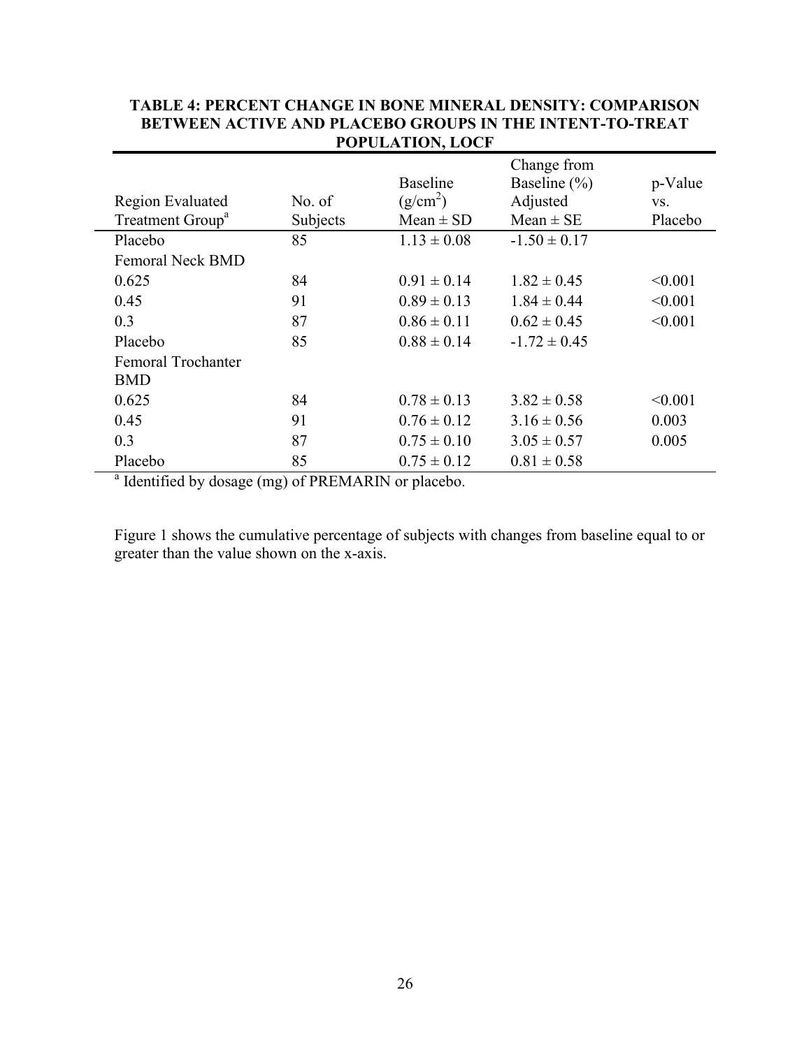**TABLE 4: PERCENT CHANGE IN BONE MINERAL DENSITY: COMPARISON BETWEEN ACTIVE AND PLACEBO GROUPS IN THE INTENT-TO-TREAT POPULATION, LOCF**

| Region Evaluated Treatment Group[a] | No. of Subjects | Baseline ($g/cm^2$) Mean ± SD | Change from Baseline (%) Adjusted Mean ± SE | p-Value vs. Placebo |
|---|---|---|---|---|
| Placebo | 85 | 1.13 ± 0.08 | -1.50 ± 0.17 | |
| Femoral Neck BMD | | | | |
| 0.625 | 84 | 0.91 ± 0.14 | 1.82 ± 0.45 | <0.001 |
| 0.45 | 91 | 0.89 ± 0.13 | 1.84 ± 0.44 | <0.001 |
| 0.3 | 87 | 0.86 ± 0.11 | 0.62 ± 0.45 | <0.001 |
| Placebo | 85 | 0.88 ± 0.14 | -1.72 ± 0.45 | |
| Femoral Trochanter BMD | | | | |
| 0.625 | 84 | 0.78 ± 0.13 | 3.82 ± 0.58 | <0.001 |
| 0.45 | 91 | 0.76 ± 0.12 | 3.16 ± 0.56 | 0.003 |
| 0.3 | 87 | 0.75 ± 0.10 | 3.05 ± 0.57 | 0.005 |
| Placebo | 85 | 0.75 ± 0.12 | 0.81 ± 0.58 | |

[a] Identified by dosage (mg) of PREMARIN or placebo.

Figure 1 shows the cumulative percentage of subjects with changes from baseline equal to or greater than the value shown on the x-axis.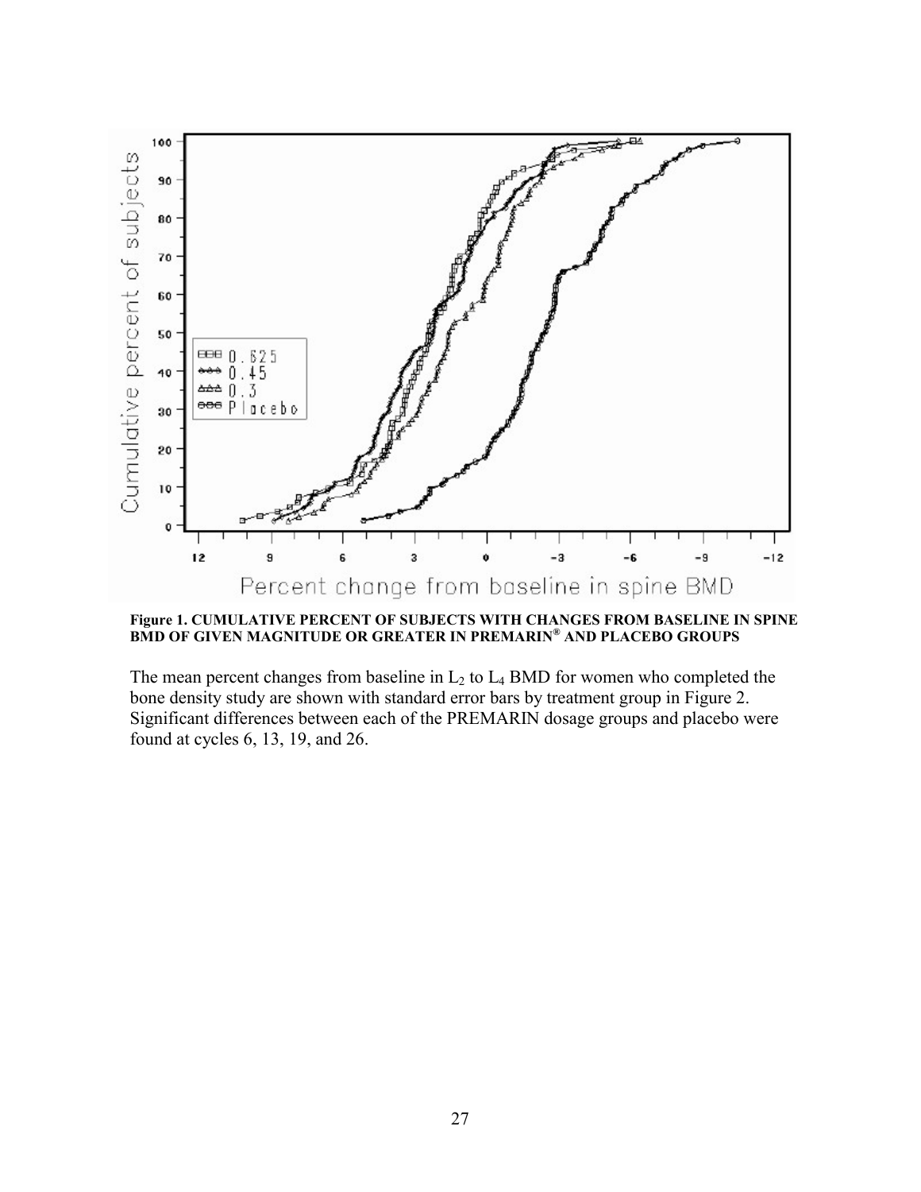**Figure 1. CUMULATIVE PERCENT OF SUBJECTS WITH CHANGES FROM BASELINE IN SPINE BMD OF GIVEN MAGNITUDE OR GREATER IN PREMARIN® AND PLACEBO GROUPS**

The mean percent changes from baseline in $L_2$ to $L_4$ BMD for women who completed the bone density study are shown with standard error bars by treatment group in Figure 2. Significant differences between each of the PREMARIN dosage groups and placebo were found at cycles 6, 13, 19, and 26.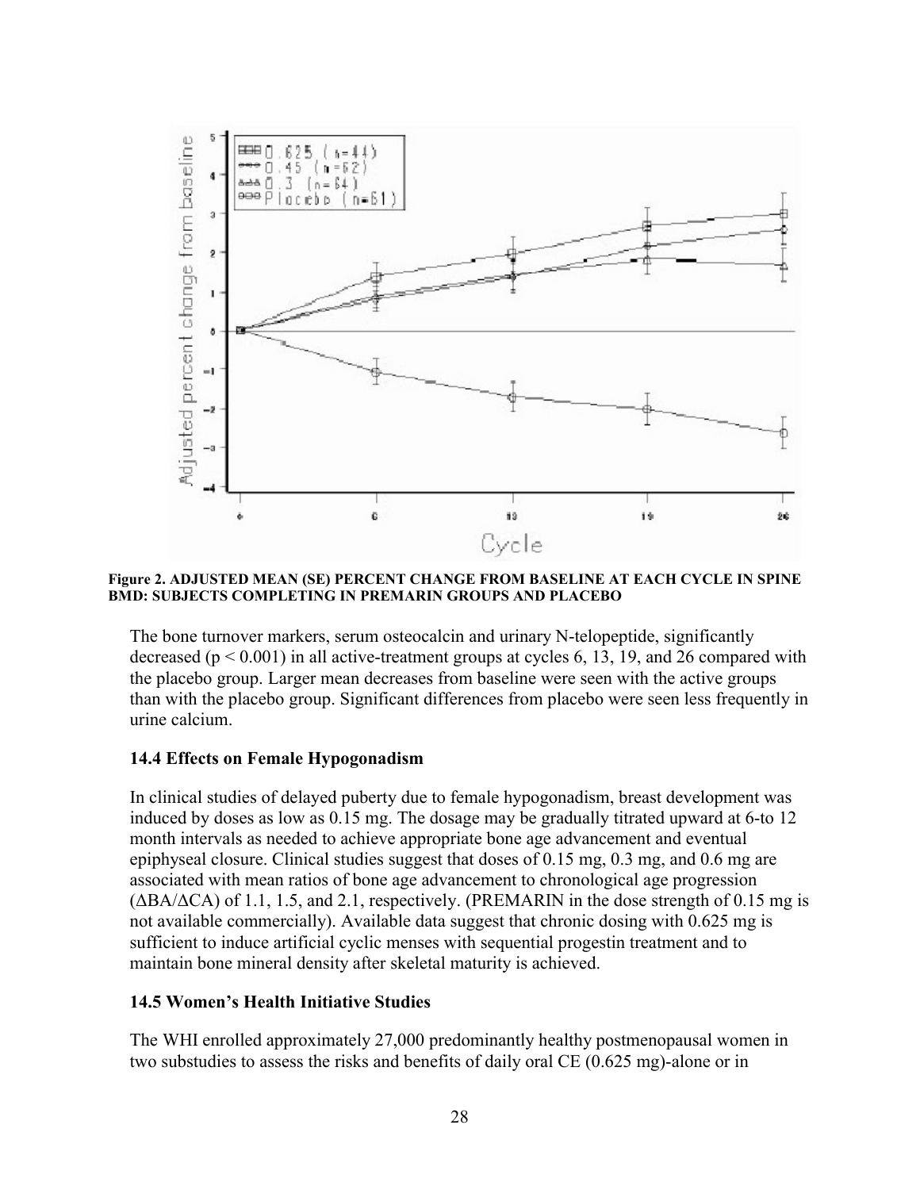**Figure 2. ADJUSTED MEAN (SE) PERCENT CHANGE FROM BASELINE AT EACH CYCLE IN SPINE BMD: SUBJECTS COMPLETING IN PREMARIN GROUPS AND PLACEBO**

The bone turnover markers, serum osteocalcin and urinary N-telopeptide, significantly decreased ($p < 0.001$) in all active-treatment groups at cycles 6, 13, 19, and 26 compared with the placebo group. Larger mean decreases from baseline were seen with the active groups than with the placebo group. Significant differences from placebo were seen less frequently in urine calcium.

### 14.4 Effects on Female Hypogonadism

In clinical studies of delayed puberty due to female hypogonadism, breast development was induced by doses as low as 0.15 mg. The dosage may be gradually titrated upward at 6-to 12 month intervals as needed to achieve appropriate bone age advancement and eventual epiphyseal closure. Clinical studies suggest that doses of 0.15 mg, 0.3 mg, and 0.6 mg are associated with mean ratios of bone age advancement to chronological age progression ($\Delta BA/\Delta CA$) of 1.1, 1.5, and 2.1, respectively. (PREMARIN in the dose strength of 0.15 mg is not available commercially). Available data suggest that chronic dosing with 0.625 mg is sufficient to induce artificial cyclic menses with sequential progestin treatment and to maintain bone mineral density after skeletal maturity is achieved.

### 14.5 Women's Health Initiative Studies

The WHI enrolled approximately 27,000 predominantly healthy postmenopausal women in two substudies to assess the risks and benefits of daily oral CE (0.625 mg)-alone or in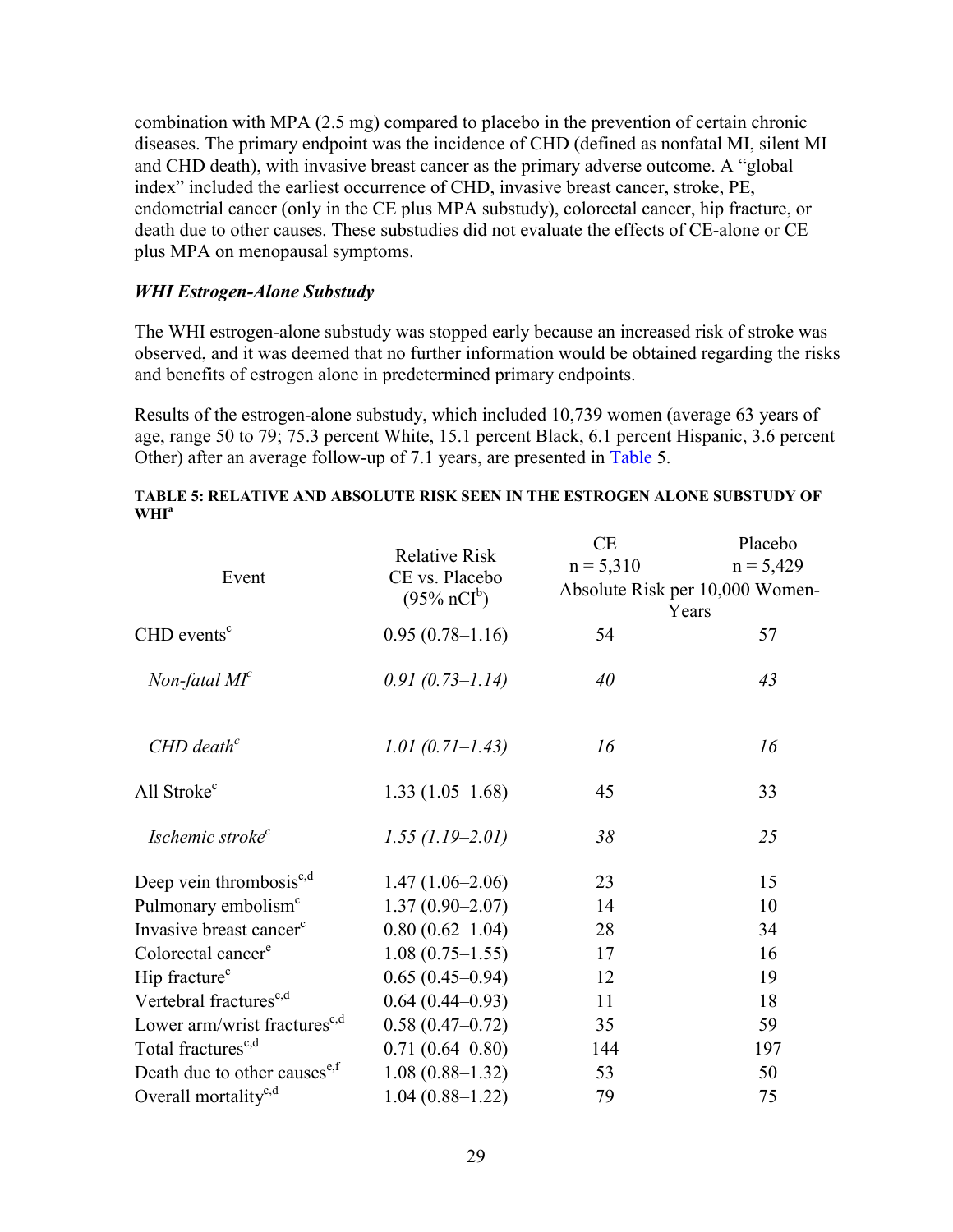combination with MPA (2.5 mg) compared to placebo in the prevention of certain chronic diseases. The primary endpoint was the incidence of CHD (defined as nonfatal MI, silent MI and CHD death), with invasive breast cancer as the primary adverse outcome. A "global index" included the earliest occurrence of CHD, invasive breast cancer, stroke, PE, endometrial cancer (only in the CE plus MPA substudy), colorectal cancer, hip fracture, or death due to other causes. These substudies did not evaluate the effects of CE-alone or CE plus MPA on menopausal symptoms.

### *WHI Estrogen-Alone Substudy*

The WHI estrogen-alone substudy was stopped early because an increased risk of stroke was observed, and it was deemed that no further information would be obtained regarding the risks and benefits of estrogen alone in predetermined primary endpoints.

Results of the estrogen-alone substudy, which included 10,739 women (average 63 years of age, range 50 to 79; 75.3 percent White, 15.1 percent Black, 6.1 percent Hispanic, 3.6 percent Other) after an average follow-up of 7.1 years, are presented in Table 5.

**TABLE 5: RELATIVE AND ABSOLUTE RISK SEEN IN THE ESTROGEN ALONE SUBSTUDY OF WHI[a]**

| Event | Relative Risk CE vs. Placebo (95% nCI[b]) | CE n = 5,310 | Placebo n = 5,429 |
|---|---|---|---|
| | | Absolute Risk per 10,000 Women-Years | |
| CHD events[c] | 0.95 (0.78–1.16) | 54 | 57 |
| *Non-fatal MI[c]* | *0.91 (0.73–1.14)* | *40* | *43* |
| *CHD death[c]* | *1.01 (0.71–1.43)* | *16* | *16* |
| All Stroke[c] | 1.33 (1.05–1.68) | 45 | 33 |
| *Ischemic stroke[c]* | *1.55 (1.19–2.01)* | *38* | *25* |
| Deep vein thrombosis[c,d] | 1.47 (1.06–2.06) | 23 | 15 |
| Pulmonary embolism[c] | 1.37 (0.90–2.07) | 14 | 10 |
| Invasive breast cancer[c] | 0.80 (0.62–1.04) | 28 | 34 |
| Colorectal cancer[e] | 1.08 (0.75–1.55) | 17 | 16 |
| Hip fracture[c] | 0.65 (0.45–0.94) | 12 | 19 |
| Vertebral fractures[c,d] | 0.64 (0.44–0.93) | 11 | 18 |
| Lower arm/wrist fractures[c,d] | 0.58 (0.47–0.72) | 35 | 59 |
| Total fractures[c,d] | 0.71 (0.64–0.80) | 144 | 197 |
| Death due to other causes[e,f] | 1.08 (0.88–1.32) | 53 | 50 |
| Overall mortality[c,d] | 1.04 (0.88–1.22) | 79 | 75 |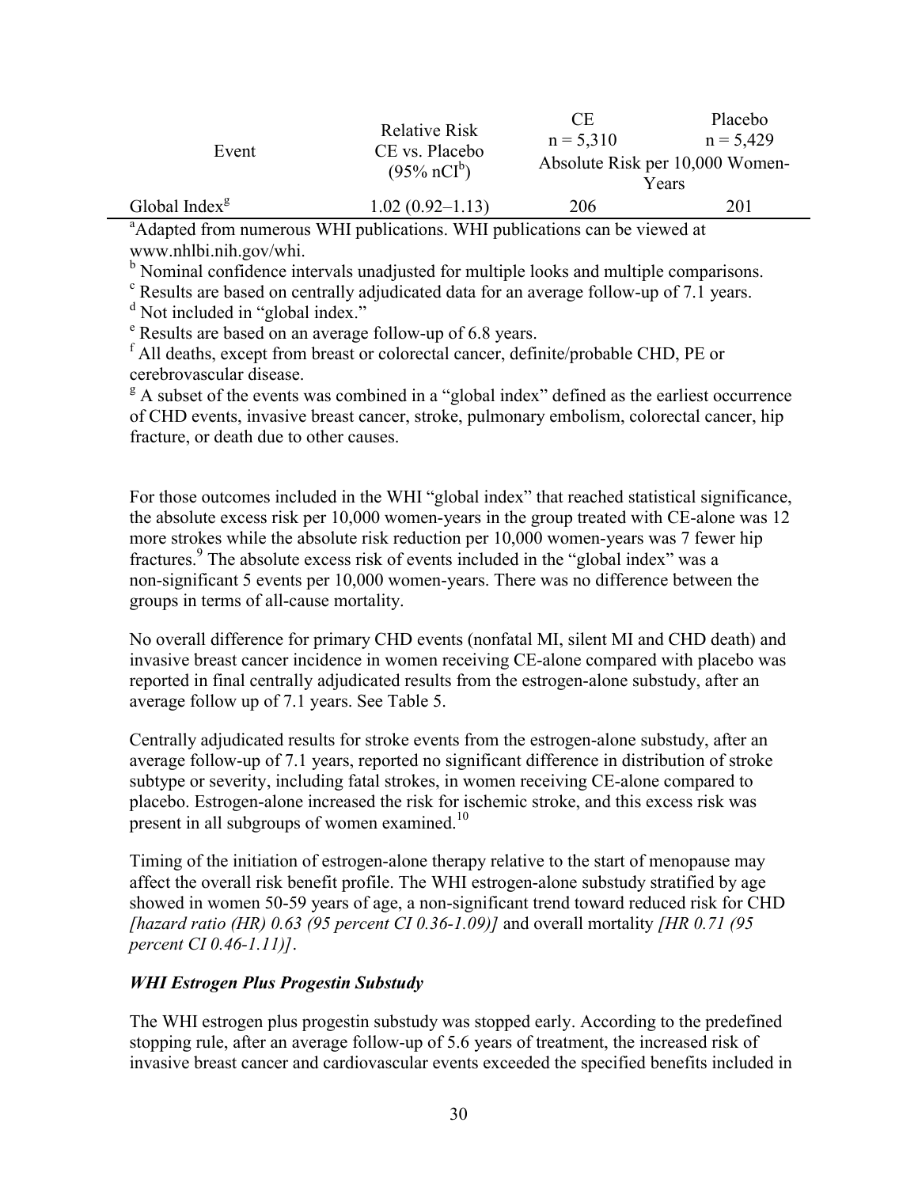| Event | Relative Risk CE vs. Placebo (95% nCI[b]) | CE n = 5,310 | Placebo n = 5,429 |
|---|---|---|---|
| | | Absolute Risk per 10,000 Women-Years | |
| Global Index[g] | 1.02 (0.92–1.13) | 206 | 201 |

[a]Adapted from numerous WHI publications. WHI publications can be viewed at www.nhlbi.nih.gov/whi.
[b] Nominal confidence intervals unadjusted for multiple looks and multiple comparisons.
[c] Results are based on centrally adjudicated data for an average follow-up of 7.1 years.
[d] Not included in "global index."
[e] Results are based on an average follow-up of 6.8 years.
[f] All deaths, except from breast or colorectal cancer, definite/probable CHD, PE or cerebrovascular disease.
[g] A subset of the events was combined in a "global index" defined as the earliest occurrence of CHD events, invasive breast cancer, stroke, pulmonary embolism, colorectal cancer, hip fracture, or death due to other causes.

For those outcomes included in the WHI "global index" that reached statistical significance, the absolute excess risk per 10,000 women-years in the group treated with CE-alone was 12 more strokes while the absolute risk reduction per 10,000 women-years was 7 fewer hip fractures.[9] The absolute excess risk of events included in the "global index" was a non-significant 5 events per 10,000 women-years. There was no difference between the groups in terms of all-cause mortality.

No overall difference for primary CHD events (nonfatal MI, silent MI and CHD death) and invasive breast cancer incidence in women receiving CE-alone compared with placebo was reported in final centrally adjudicated results from the estrogen-alone substudy, after an average follow up of 7.1 years. See Table 5.

Centrally adjudicated results for stroke events from the estrogen-alone substudy, after an average follow-up of 7.1 years, reported no significant difference in distribution of stroke subtype or severity, including fatal strokes, in women receiving CE-alone compared to placebo. Estrogen-alone increased the risk for ischemic stroke, and this excess risk was present in all subgroups of women examined.[10]

Timing of the initiation of estrogen-alone therapy relative to the start of menopause may affect the overall risk benefit profile. The WHI estrogen-alone substudy stratified by age showed in women 50-59 years of age, a non-significant trend toward reduced risk for CHD *[hazard ratio (HR) 0.63 (95 percent CI 0.36-1.09)]* and overall mortality *[HR 0.71 (95 percent CI 0.46-1.11)]*.

### *WHI Estrogen Plus Progestin Substudy*

The WHI estrogen plus progestin substudy was stopped early. According to the predefined stopping rule, after an average follow-up of 5.6 years of treatment, the increased risk of invasive breast cancer and cardiovascular events exceeded the specified benefits included in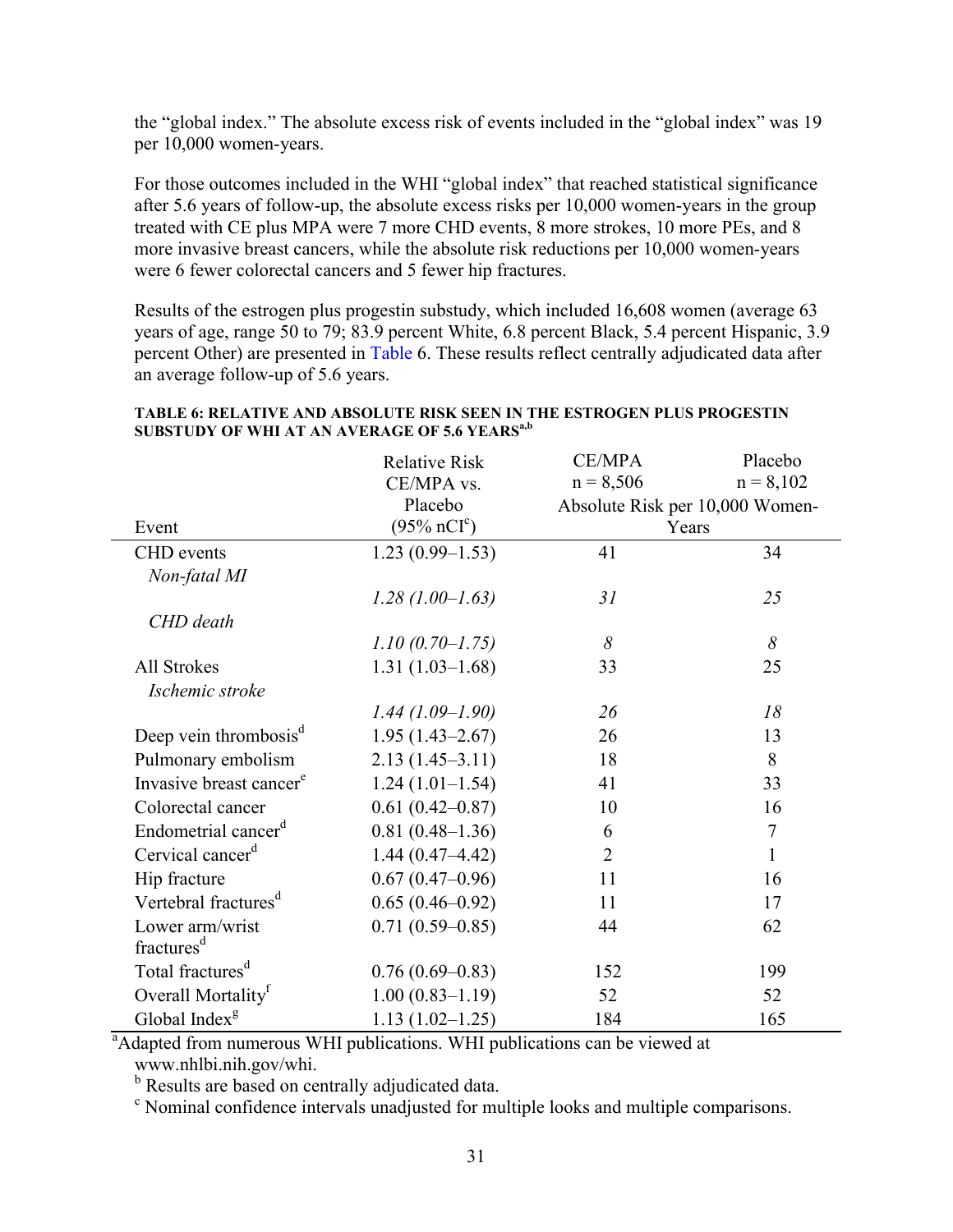the "global index." The absolute excess risk of events included in the "global index" was 19 per 10,000 women-years.

For those outcomes included in the WHI "global index" that reached statistical significance after 5.6 years of follow-up, the absolute excess risks per 10,000 women-years in the group treated with CE plus MPA were 7 more CHD events, 8 more strokes, 10 more PEs, and 8 more invasive breast cancers, while the absolute risk reductions per 10,000 women-years were 6 fewer colorectal cancers and 5 fewer hip fractures.

Results of the estrogen plus progestin substudy, which included 16,608 women (average 63 years of age, range 50 to 79; 83.9 percent White, 6.8 percent Black, 5.4 percent Hispanic, 3.9 percent Other) are presented in Table 6. These results reflect centrally adjudicated data after an average follow-up of 5.6 years.

**TABLE 6: RELATIVE AND ABSOLUTE RISK SEEN IN THE ESTROGEN PLUS PROGESTIN SUBSTUDY OF WHI AT AN AVERAGE OF 5.6 YEARS[a,b]**

| Event | Relative Risk CE/MPA vs. Placebo (95% nCI[c]) | CE/MPA n = 8,506 | Placebo n = 8,102 |
|---|---|---|---|
| | | Absolute Risk per 10,000 Women-Years | |
| CHD events | 1.23 (0.99–1.53) | 41 | 34 |
| *Non-fatal MI* | *1.28 (1.00–1.63)* | *31* | *25* |
| *CHD death* | *1.10 (0.70–1.75)* | *8* | *8* |
| All Strokes | 1.31 (1.03–1.68) | 33 | 25 |
| *Ischemic stroke* | *1.44 (1.09–1.90)* | *26* | *18* |
| Deep vein thrombosis[d] | 1.95 (1.43–2.67) | 26 | 13 |
| Pulmonary embolism | 2.13 (1.45–3.11) | 18 | 8 |
| Invasive breast cancer[e] | 1.24 (1.01–1.54) | 41 | 33 |
| Colorectal cancer | 0.61 (0.42–0.87) | 10 | 16 |
| Endometrial cancer[d] | 0.81 (0.48–1.36) | 6 | 7 |
| Cervical cancer[d] | 1.44 (0.47–4.42) | 2 | 1 |
| Hip fracture | 0.67 (0.47–0.96) | 11 | 16 |
| Vertebral fractures[d] | 0.65 (0.46–0.92) | 11 | 17 |
| Lower arm/wrist fractures[d] | 0.71 (0.59–0.85) | 44 | 62 |
| Total fractures[d] | 0.76 (0.69–0.83) | 152 | 199 |
| Overall Mortality[f] | 1.00 (0.83–1.19) | 52 | 52 |
| Global Index[g] | 1.13 (1.02–1.25) | 184 | 165 |

[a] Adapted from numerous WHI publications. WHI publications can be viewed at www.nhlbi.nih.gov/whi.

[b] Results are based on centrally adjudicated data.

[c] Nominal confidence intervals unadjusted for multiple looks and multiple comparisons.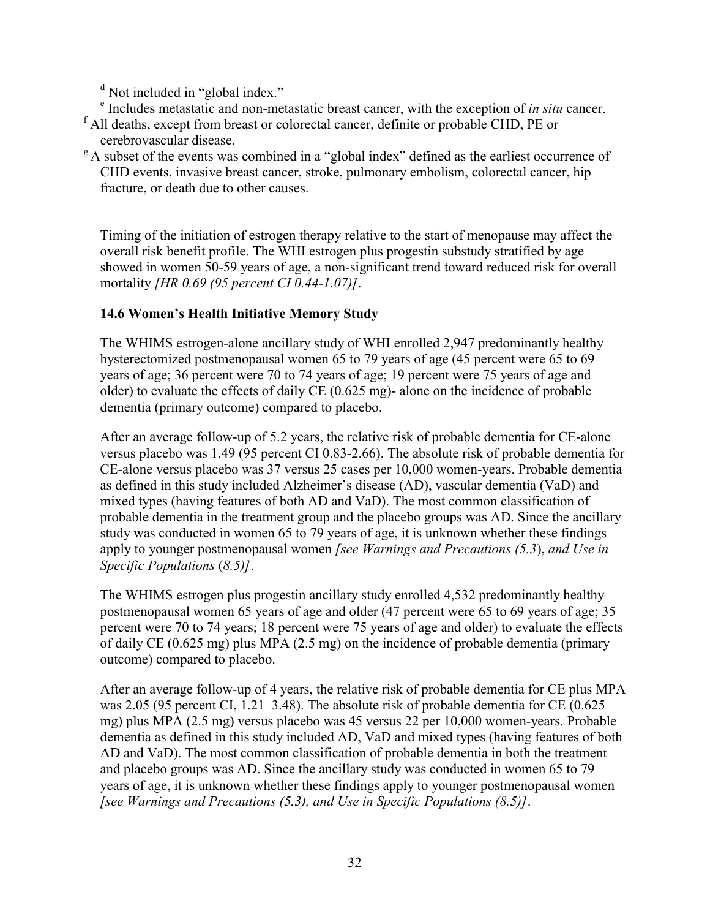[d] Not included in "global index."

[e] Includes metastatic and non-metastatic breast cancer, with the exception of *in situ* cancer.

[f] All deaths, except from breast or colorectal cancer, definite or probable CHD, PE or cerebrovascular disease.

[g] A subset of the events was combined in a "global index" defined as the earliest occurrence of CHD events, invasive breast cancer, stroke, pulmonary embolism, colorectal cancer, hip fracture, or death due to other causes.

Timing of the initiation of estrogen therapy relative to the start of menopause may affect the overall risk benefit profile. The WHI estrogen plus progestin substudy stratified by age showed in women 50-59 years of age, a non-significant trend toward reduced risk for overall mortality *[HR 0.69 (95 percent CI 0.44-1.07)]*.

### 14.6 Women's Health Initiative Memory Study

The WHIMS estrogen-alone ancillary study of WHI enrolled 2,947 predominantly healthy hysterectomized postmenopausal women 65 to 79 years of age (45 percent were 65 to 69 years of age; 36 percent were 70 to 74 years of age; 19 percent were 75 years of age and older) to evaluate the effects of daily CE (0.625 mg)- alone on the incidence of probable dementia (primary outcome) compared to placebo.

After an average follow-up of 5.2 years, the relative risk of probable dementia for CE-alone versus placebo was 1.49 (95 percent CI 0.83-2.66). The absolute risk of probable dementia for CE-alone versus placebo was 37 versus 25 cases per 10,000 women-years. Probable dementia as defined in this study included Alzheimer's disease (AD), vascular dementia (VaD) and mixed types (having features of both AD and VaD). The most common classification of probable dementia in the treatment group and the placebo groups was AD. Since the ancillary study was conducted in women 65 to 79 years of age, it is unknown whether these findings apply to younger postmenopausal women *[see Warnings and Precautions (5.3), and Use in Specific Populations (8.5)]*.

The WHIMS estrogen plus progestin ancillary study enrolled 4,532 predominantly healthy postmenopausal women 65 years of age and older (47 percent were 65 to 69 years of age; 35 percent were 70 to 74 years; 18 percent were 75 years of age and older) to evaluate the effects of daily CE (0.625 mg) plus MPA (2.5 mg) on the incidence of probable dementia (primary outcome) compared to placebo.

After an average follow-up of 4 years, the relative risk of probable dementia for CE plus MPA was 2.05 (95 percent CI, 1.21–3.48). The absolute risk of probable dementia for CE (0.625 mg) plus MPA (2.5 mg) versus placebo was 45 versus 22 per 10,000 women-years. Probable dementia as defined in this study included AD, VaD and mixed types (having features of both AD and VaD). The most common classification of probable dementia in both the treatment and placebo groups was AD. Since the ancillary study was conducted in women 65 to 79 years of age, it is unknown whether these findings apply to younger postmenopausal women *[see Warnings and Precautions (5.3), and Use in Specific Populations (8.5)]*.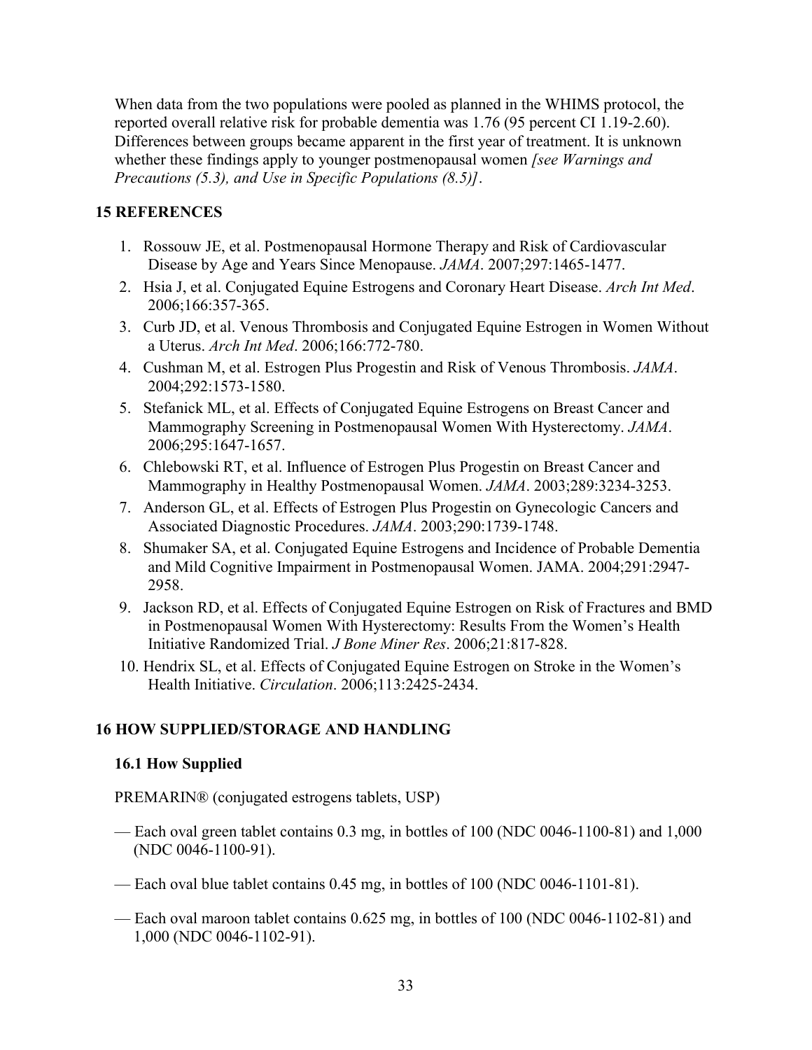When data from the two populations were pooled as planned in the WHIMS protocol, the reported overall relative risk for probable dementia was 1.76 (95 percent CI 1.19-2.60). Differences between groups became apparent in the first year of treatment. It is unknown whether these findings apply to younger postmenopausal women *[see Warnings and Precautions (5.3), and Use in Specific Populations (8.5)]*.

## 15 REFERENCES

1. Rossouw JE, et al. Postmenopausal Hormone Therapy and Risk of Cardiovascular Disease by Age and Years Since Menopause. *JAMA*. 2007;297:1465-1477.
2. Hsia J, et al. Conjugated Equine Estrogens and Coronary Heart Disease. *Arch Int Med*. 2006;166:357-365.
3. Curb JD, et al. Venous Thrombosis and Conjugated Equine Estrogen in Women Without a Uterus. *Arch Int Med*. 2006;166:772-780.
4. Cushman M, et al. Estrogen Plus Progestin and Risk of Venous Thrombosis. *JAMA*. 2004;292:1573-1580.
5. Stefanick ML, et al. Effects of Conjugated Equine Estrogens on Breast Cancer and Mammography Screening in Postmenopausal Women With Hysterectomy. *JAMA*. 2006;295:1647-1657.
6. Chlebowski RT, et al. Influence of Estrogen Plus Progestin on Breast Cancer and Mammography in Healthy Postmenopausal Women. *JAMA*. 2003;289:3234-3253.
7. Anderson GL, et al. Effects of Estrogen Plus Progestin on Gynecologic Cancers and Associated Diagnostic Procedures. *JAMA*. 2003;290:1739-1748.
8. Shumaker SA, et al. Conjugated Equine Estrogens and Incidence of Probable Dementia and Mild Cognitive Impairment in Postmenopausal Women. JAMA. 2004;291:2947-2958.
9. Jackson RD, et al. Effects of Conjugated Equine Estrogen on Risk of Fractures and BMD in Postmenopausal Women With Hysterectomy: Results From the Women's Health Initiative Randomized Trial. *J Bone Miner Res*. 2006;21:817-828.
10. Hendrix SL, et al. Effects of Conjugated Equine Estrogen on Stroke in the Women's Health Initiative. *Circulation*. 2006;113:2425-2434.

## 16 HOW SUPPLIED/STORAGE AND HANDLING

### 16.1 How Supplied

PREMARIN® (conjugated estrogens tablets, USP)

— Each oval green tablet contains 0.3 mg, in bottles of 100 (NDC 0046-1100-81) and 1,000 (NDC 0046-1100-91).

— Each oval blue tablet contains 0.45 mg, in bottles of 100 (NDC 0046-1101-81).

— Each oval maroon tablet contains 0.625 mg, in bottles of 100 (NDC 0046-1102-81) and 1,000 (NDC 0046-1102-91).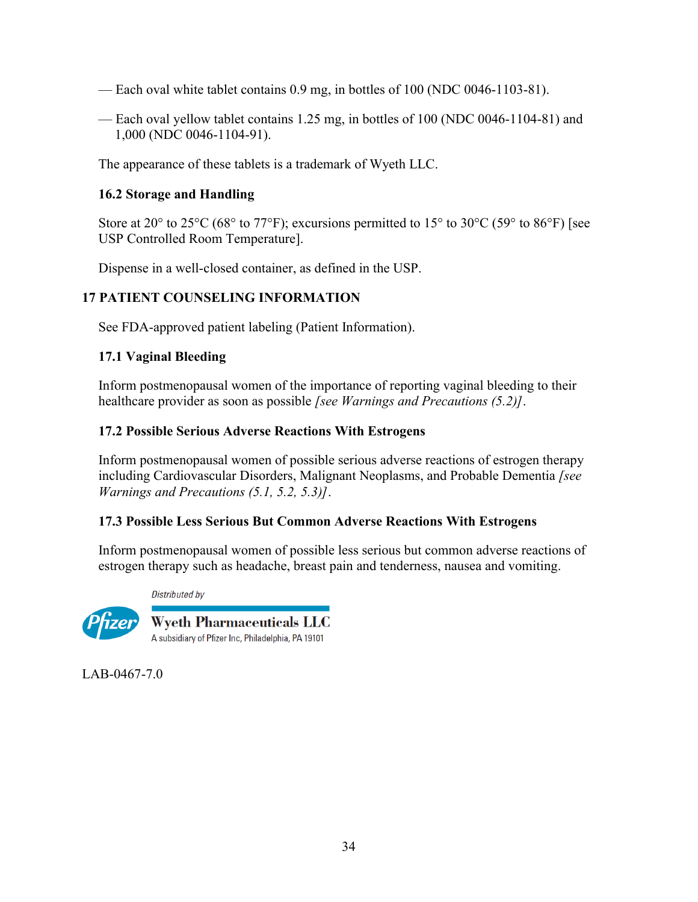— Each oval white tablet contains 0.9 mg, in bottles of 100 (NDC 0046-1103-81).

— Each oval yellow tablet contains 1.25 mg, in bottles of 100 (NDC 0046-1104-81) and 1,000 (NDC 0046-1104-91).

The appearance of these tablets is a trademark of Wyeth LLC.

### 16.2 Storage and Handling

Store at 20° to 25°C (68° to 77°F); excursions permitted to 15° to 30°C (59° to 86°F) [see USP Controlled Room Temperature].

Dispense in a well-closed container, as defined in the USP.

## 17 PATIENT COUNSELING INFORMATION

See FDA-approved patient labeling (Patient Information).

### 17.1 Vaginal Bleeding

Inform postmenopausal women of the importance of reporting vaginal bleeding to their healthcare provider as soon as possible *[see Warnings and Precautions (5.2)]*.

### 17.2 Possible Serious Adverse Reactions With Estrogens

Inform postmenopausal women of possible serious adverse reactions of estrogen therapy including Cardiovascular Disorders, Malignant Neoplasms, and Probable Dementia *[see Warnings and Precautions (5.1, 5.2, 5.3)]*.

### 17.3 Possible Less Serious But Common Adverse Reactions With Estrogens

Inform postmenopausal women of possible less serious but common adverse reactions of estrogen therapy such as headache, breast pain and tenderness, nausea and vomiting.

*Distributed by*

Pfizer

**Wyeth Pharmaceuticals LLC**
A subsidiary of Pfizer Inc, Philadelphia, PA 19101

LAB-0467-7.0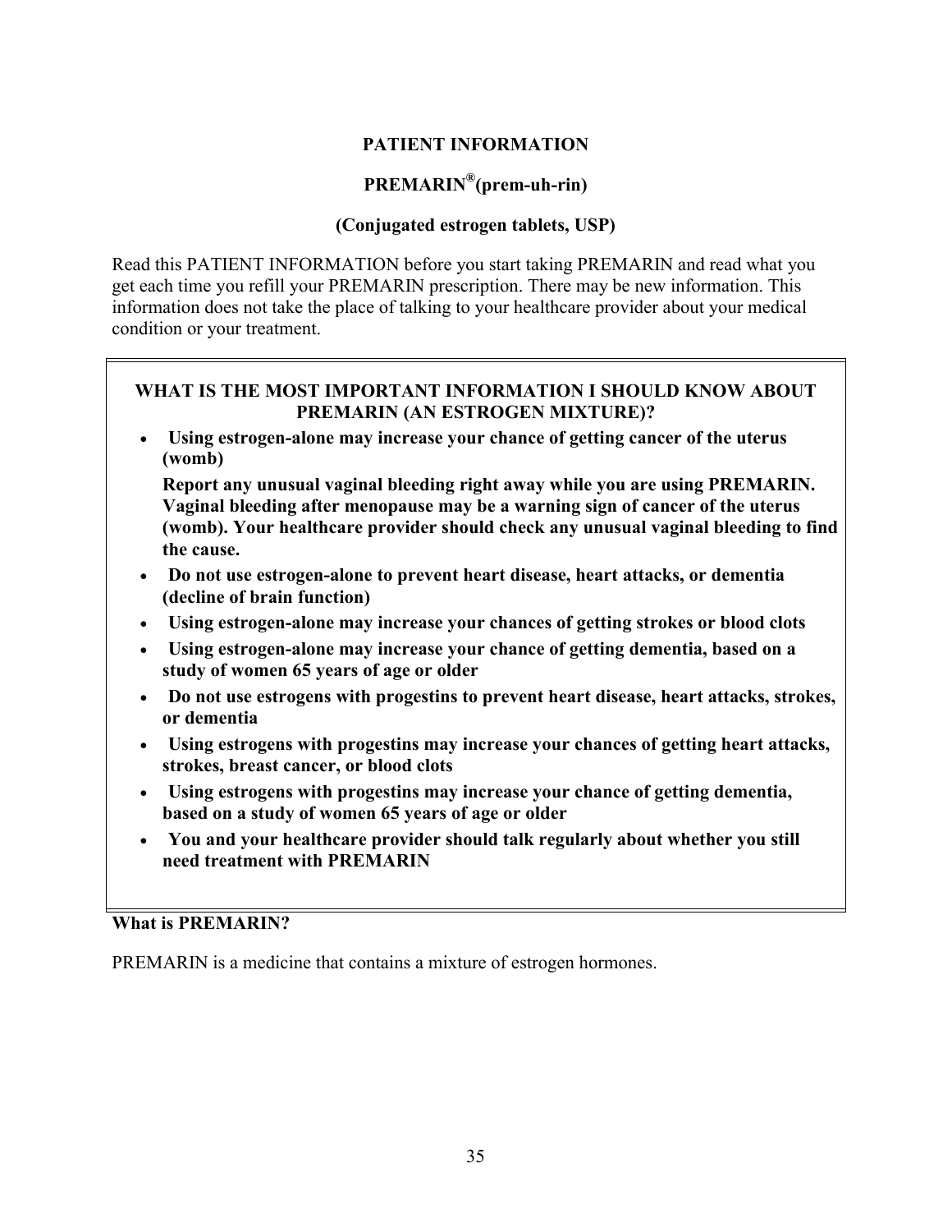# PATIENT INFORMATION

## PREMARIN®(prem-uh-rin)

## (Conjugated estrogen tablets, USP)

Read this PATIENT INFORMATION before you start taking PREMARIN and read what you get each time you refill your PREMARIN prescription. There may be new information. This information does not take the place of talking to your healthcare provider about your medical condition or your treatment.

**WHAT IS THE MOST IMPORTANT INFORMATION I SHOULD KNOW ABOUT PREMARIN (AN ESTROGEN MIXTURE)?**

- **Using estrogen-alone may increase your chance of getting cancer of the uterus (womb)**

  **Report any unusual vaginal bleeding right away while you are using PREMARIN. Vaginal bleeding after menopause may be a warning sign of cancer of the uterus (womb). Your healthcare provider should check any unusual vaginal bleeding to find the cause.**
- **Do not use estrogen-alone to prevent heart disease, heart attacks, or dementia (decline of brain function)**
- **Using estrogen-alone may increase your chances of getting strokes or blood clots**
- **Using estrogen-alone may increase your chance of getting dementia, based on a study of women 65 years of age or older**
- **Do not use estrogens with progestins to prevent heart disease, heart attacks, strokes, or dementia**
- **Using estrogens with progestins may increase your chances of getting heart attacks, strokes, breast cancer, or blood clots**
- **Using estrogens with progestins may increase your chance of getting dementia, based on a study of women 65 years of age or older**
- **You and your healthcare provider should talk regularly about whether you still need treatment with PREMARIN**

**What is PREMARIN?**

PREMARIN is a medicine that contains a mixture of estrogen hormones.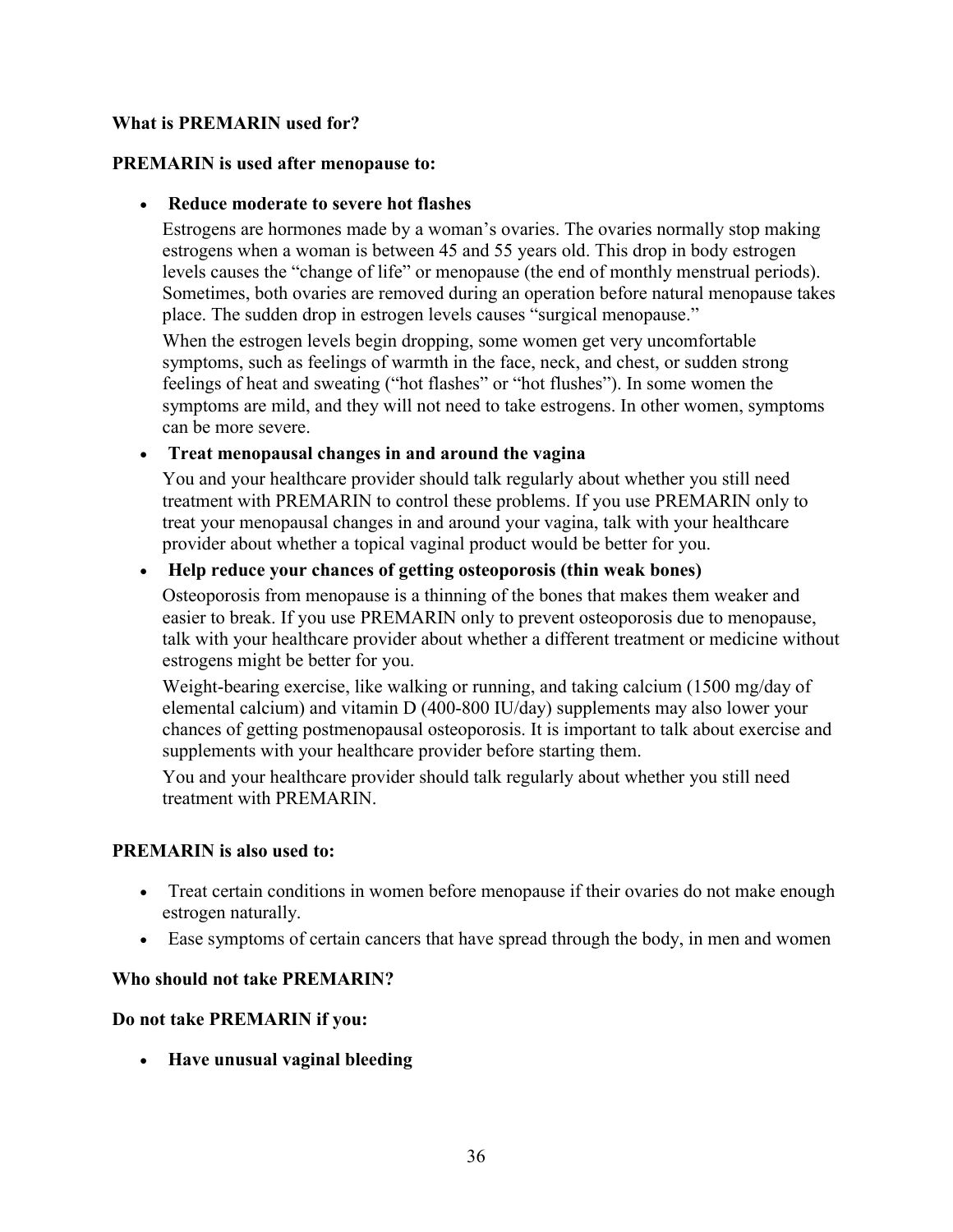**What is PREMARIN used for?**

**PREMARIN is used after menopause to:**

- **Reduce moderate to severe hot flashes**

  Estrogens are hormones made by a woman's ovaries. The ovaries normally stop making estrogens when a woman is between 45 and 55 years old. This drop in body estrogen levels causes the "change of life" or menopause (the end of monthly menstrual periods). Sometimes, both ovaries are removed during an operation before natural menopause takes place. The sudden drop in estrogen levels causes "surgical menopause."

  When the estrogen levels begin dropping, some women get very uncomfortable symptoms, such as feelings of warmth in the face, neck, and chest, or sudden strong feelings of heat and sweating ("hot flashes" or "hot flushes"). In some women the symptoms are mild, and they will not need to take estrogens. In other women, symptoms can be more severe.

- **Treat menopausal changes in and around the vagina**

  You and your healthcare provider should talk regularly about whether you still need treatment with PREMARIN to control these problems. If you use PREMARIN only to treat your menopausal changes in and around your vagina, talk with your healthcare provider about whether a topical vaginal product would be better for you.

- **Help reduce your chances of getting osteoporosis (thin weak bones)**

  Osteoporosis from menopause is a thinning of the bones that makes them weaker and easier to break. If you use PREMARIN only to prevent osteoporosis due to menopause, talk with your healthcare provider about whether a different treatment or medicine without estrogens might be better for you.

  Weight-bearing exercise, like walking or running, and taking calcium (1500 mg/day of elemental calcium) and vitamin D (400-800 IU/day) supplements may also lower your chances of getting postmenopausal osteoporosis. It is important to talk about exercise and supplements with your healthcare provider before starting them.

  You and your healthcare provider should talk regularly about whether you still need treatment with PREMARIN.

**PREMARIN is also used to:**

- Treat certain conditions in women before menopause if their ovaries do not make enough estrogen naturally.
- Ease symptoms of certain cancers that have spread through the body, in men and women

**Who should not take PREMARIN?**

**Do not take PREMARIN if you:**

- **Have unusual vaginal bleeding**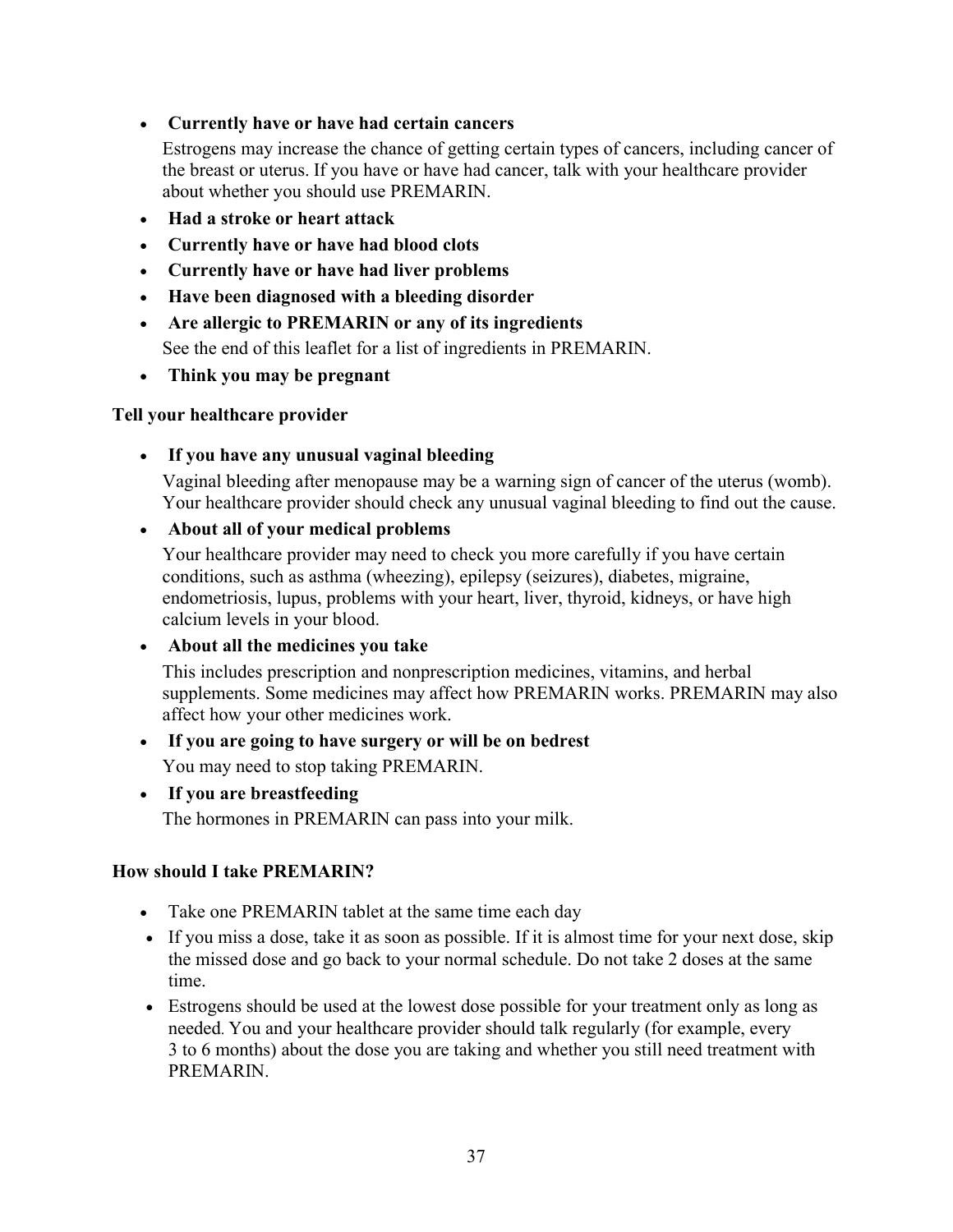- **Currently have or have had certain cancers**

  Estrogens may increase the chance of getting certain types of cancers, including cancer of the breast or uterus. If you have or have had cancer, talk with your healthcare provider about whether you should use PREMARIN.

- **Had a stroke or heart attack**
- **Currently have or have had blood clots**
- **Currently have or have had liver problems**
- **Have been diagnosed with a bleeding disorder**
- **Are allergic to PREMARIN or any of its ingredients**

  See the end of this leaflet for a list of ingredients in PREMARIN.

- **Think you may be pregnant**

**Tell your healthcare provider**

- **If you have any unusual vaginal bleeding**

  Vaginal bleeding after menopause may be a warning sign of cancer of the uterus (womb). Your healthcare provider should check any unusual vaginal bleeding to find out the cause.

- **About all of your medical problems**

  Your healthcare provider may need to check you more carefully if you have certain conditions, such as asthma (wheezing), epilepsy (seizures), diabetes, migraine, endometriosis, lupus, problems with your heart, liver, thyroid, kidneys, or have high calcium levels in your blood.

- **About all the medicines you take**

  This includes prescription and nonprescription medicines, vitamins, and herbal supplements. Some medicines may affect how PREMARIN works. PREMARIN may also affect how your other medicines work.

- **If you are going to have surgery or will be on bedrest**

  You may need to stop taking PREMARIN.

- **If you are breastfeeding**

  The hormones in PREMARIN can pass into your milk.

**How should I take PREMARIN?**

- Take one PREMARIN tablet at the same time each day
- If you miss a dose, take it as soon as possible. If it is almost time for your next dose, skip the missed dose and go back to your normal schedule. Do not take 2 doses at the same time.
- Estrogens should be used at the lowest dose possible for your treatment only as long as needed. You and your healthcare provider should talk regularly (for example, every 3 to 6 months) about the dose you are taking and whether you still need treatment with PREMARIN.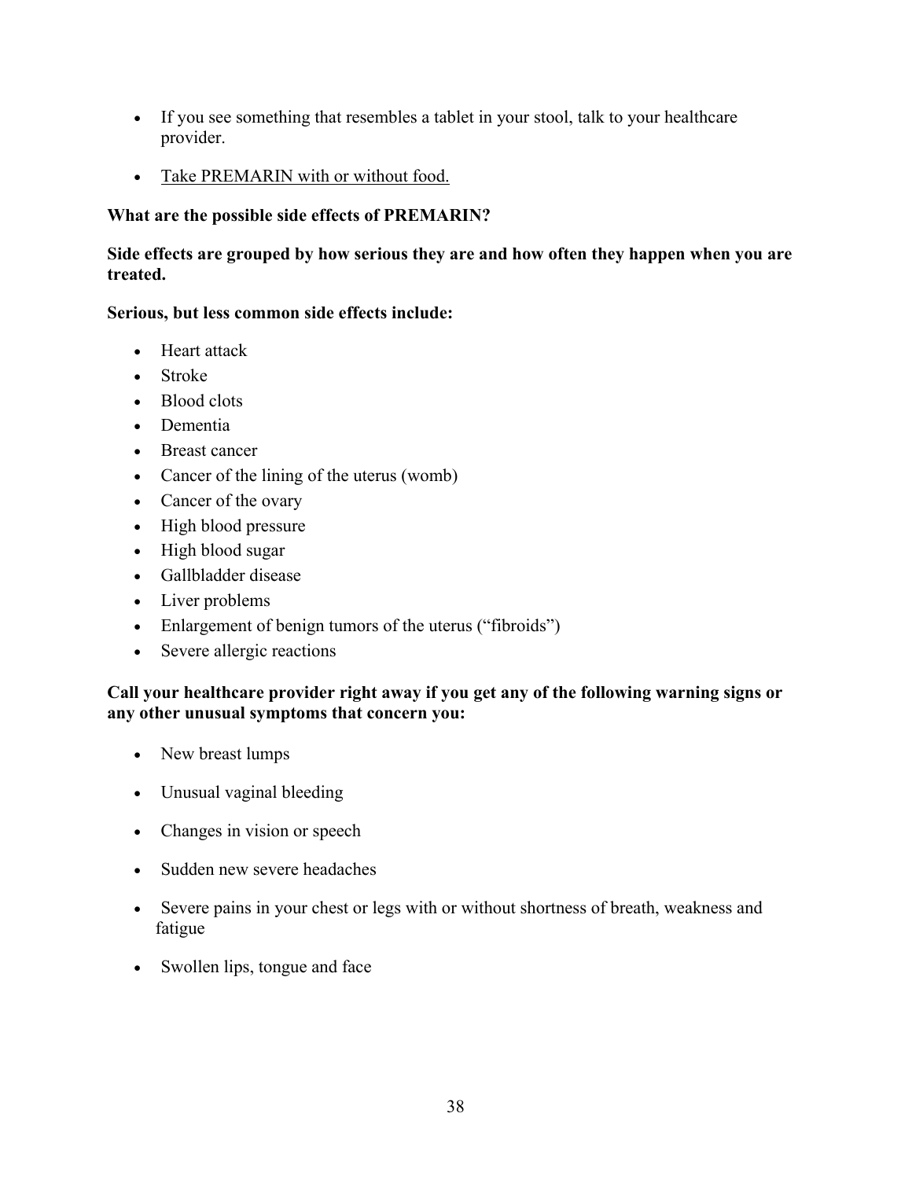- If you see something that resembles a tablet in your stool, talk to your healthcare provider.

- Take PREMARIN with or without food.

**What are the possible side effects of PREMARIN?**

**Side effects are grouped by how serious they are and how often they happen when you are treated.**

**Serious, but less common side effects include:**

- Heart attack
- Stroke
- Blood clots
- Dementia
- Breast cancer
- Cancer of the lining of the uterus (womb)
- Cancer of the ovary
- High blood pressure
- High blood sugar
- Gallbladder disease
- Liver problems
- Enlargement of benign tumors of the uterus ("fibroids")
- Severe allergic reactions

**Call your healthcare provider right away if you get any of the following warning signs or any other unusual symptoms that concern you:**

- New breast lumps

- Unusual vaginal bleeding

- Changes in vision or speech

- Sudden new severe headaches

- Severe pains in your chest or legs with or without shortness of breath, weakness and fatigue

- Swollen lips, tongue and face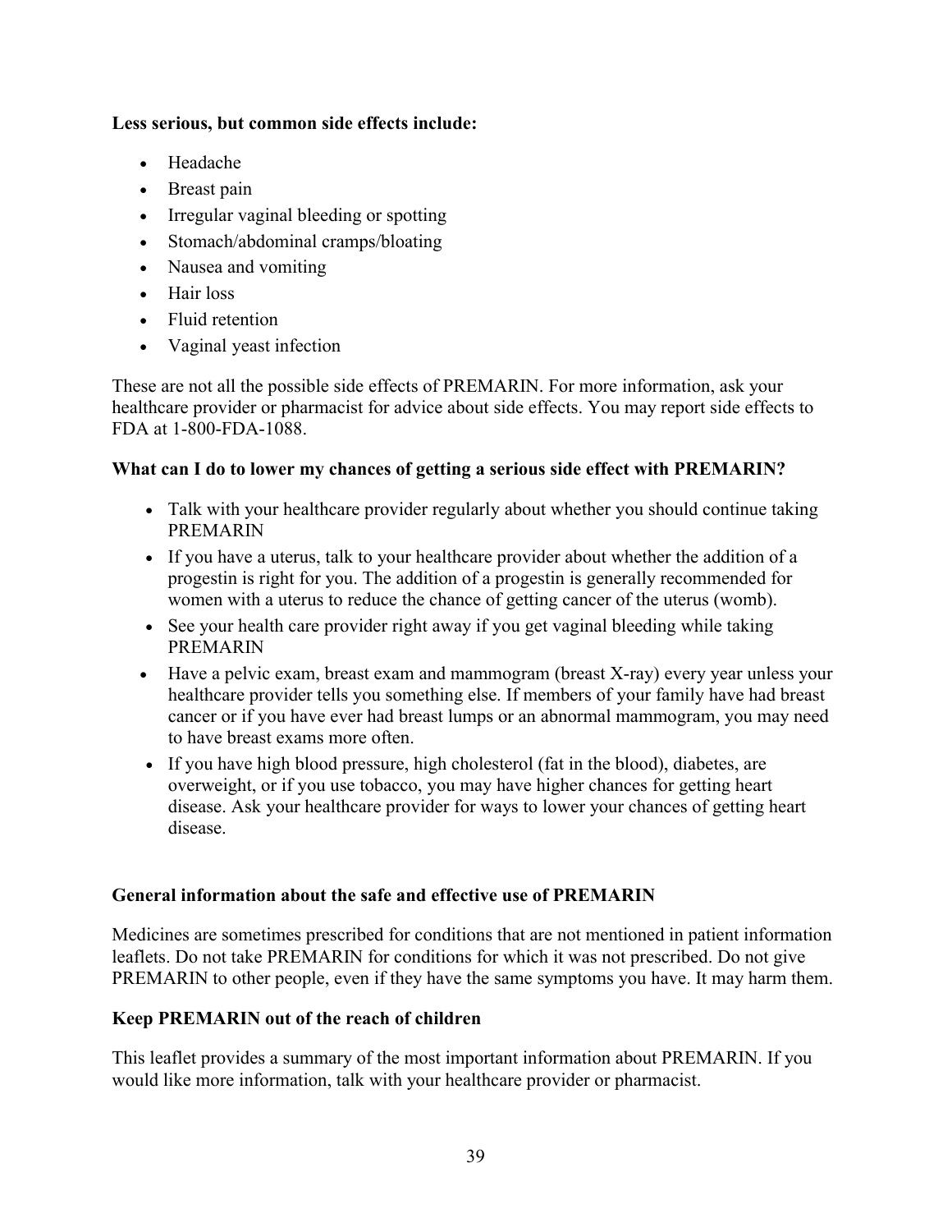**Less serious, but common side effects include:**

- Headache
- Breast pain
- Irregular vaginal bleeding or spotting
- Stomach/abdominal cramps/bloating
- Nausea and vomiting
- Hair loss
- Fluid retention
- Vaginal yeast infection

These are not all the possible side effects of PREMARIN. For more information, ask your healthcare provider or pharmacist for advice about side effects. You may report side effects to FDA at 1-800-FDA-1088.

**What can I do to lower my chances of getting a serious side effect with PREMARIN?**

- Talk with your healthcare provider regularly about whether you should continue taking PREMARIN
- If you have a uterus, talk to your healthcare provider about whether the addition of a progestin is right for you. The addition of a progestin is generally recommended for women with a uterus to reduce the chance of getting cancer of the uterus (womb).
- See your health care provider right away if you get vaginal bleeding while taking PREMARIN
- Have a pelvic exam, breast exam and mammogram (breast X-ray) every year unless your healthcare provider tells you something else. If members of your family have had breast cancer or if you have ever had breast lumps or an abnormal mammogram, you may need to have breast exams more often.
- If you have high blood pressure, high cholesterol (fat in the blood), diabetes, are overweight, or if you use tobacco, you may have higher chances for getting heart disease. Ask your healthcare provider for ways to lower your chances of getting heart disease.

**General information about the safe and effective use of PREMARIN**

Medicines are sometimes prescribed for conditions that are not mentioned in patient information leaflets. Do not take PREMARIN for conditions for which it was not prescribed. Do not give PREMARIN to other people, even if they have the same symptoms you have. It may harm them.

**Keep PREMARIN out of the reach of children**

This leaflet provides a summary of the most important information about PREMARIN. If you would like more information, talk with your healthcare provider or pharmacist.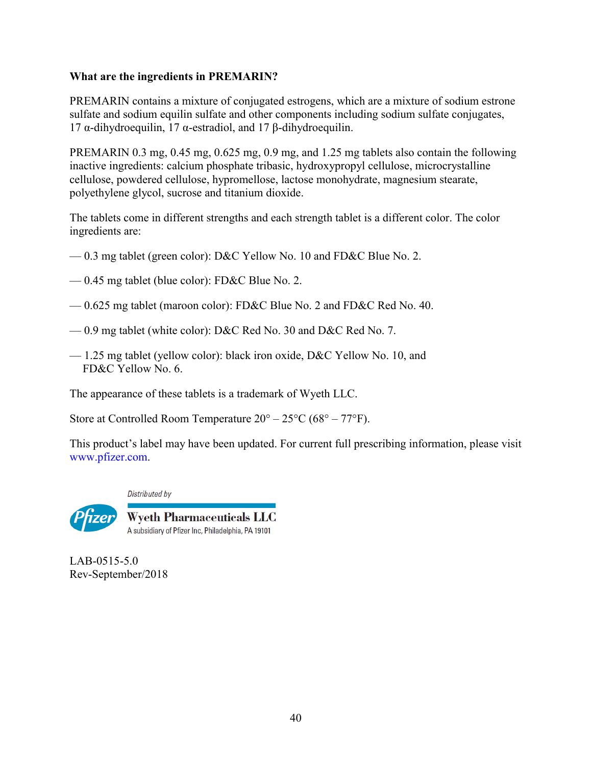**What are the ingredients in PREMARIN?**

PREMARIN contains a mixture of conjugated estrogens, which are a mixture of sodium estrone sulfate and sodium equilin sulfate and other components including sodium sulfate conjugates, 17 α-dihydroequilin, 17 α-estradiol, and 17 β-dihydroequilin.

PREMARIN 0.3 mg, 0.45 mg, 0.625 mg, 0.9 mg, and 1.25 mg tablets also contain the following inactive ingredients: calcium phosphate tribasic, hydroxypropyl cellulose, microcrystalline cellulose, powdered cellulose, hypromellose, lactose monohydrate, magnesium stearate, polyethylene glycol, sucrose and titanium dioxide.

The tablets come in different strengths and each strength tablet is a different color. The color ingredients are:

— 0.3 mg tablet (green color): D&C Yellow No. 10 and FD&C Blue No. 2.

— 0.45 mg tablet (blue color): FD&C Blue No. 2.

— 0.625 mg tablet (maroon color): FD&C Blue No. 2 and FD&C Red No. 40.

— 0.9 mg tablet (white color): D&C Red No. 30 and D&C Red No. 7.

— 1.25 mg tablet (yellow color): black iron oxide, D&C Yellow No. 10, and FD&C Yellow No. 6.

The appearance of these tablets is a trademark of Wyeth LLC.

Store at Controlled Room Temperature 20° – 25°C (68° – 77°F).

This product's label may have been updated. For current full prescribing information, please visit www.pfizer.com.

Distributed by

Pfizer

Wyeth Pharmaceuticals LLC

A subsidiary of Pfizer Inc, Philadelphia, PA 19101

LAB-0515-5.0
Rev-September/2018